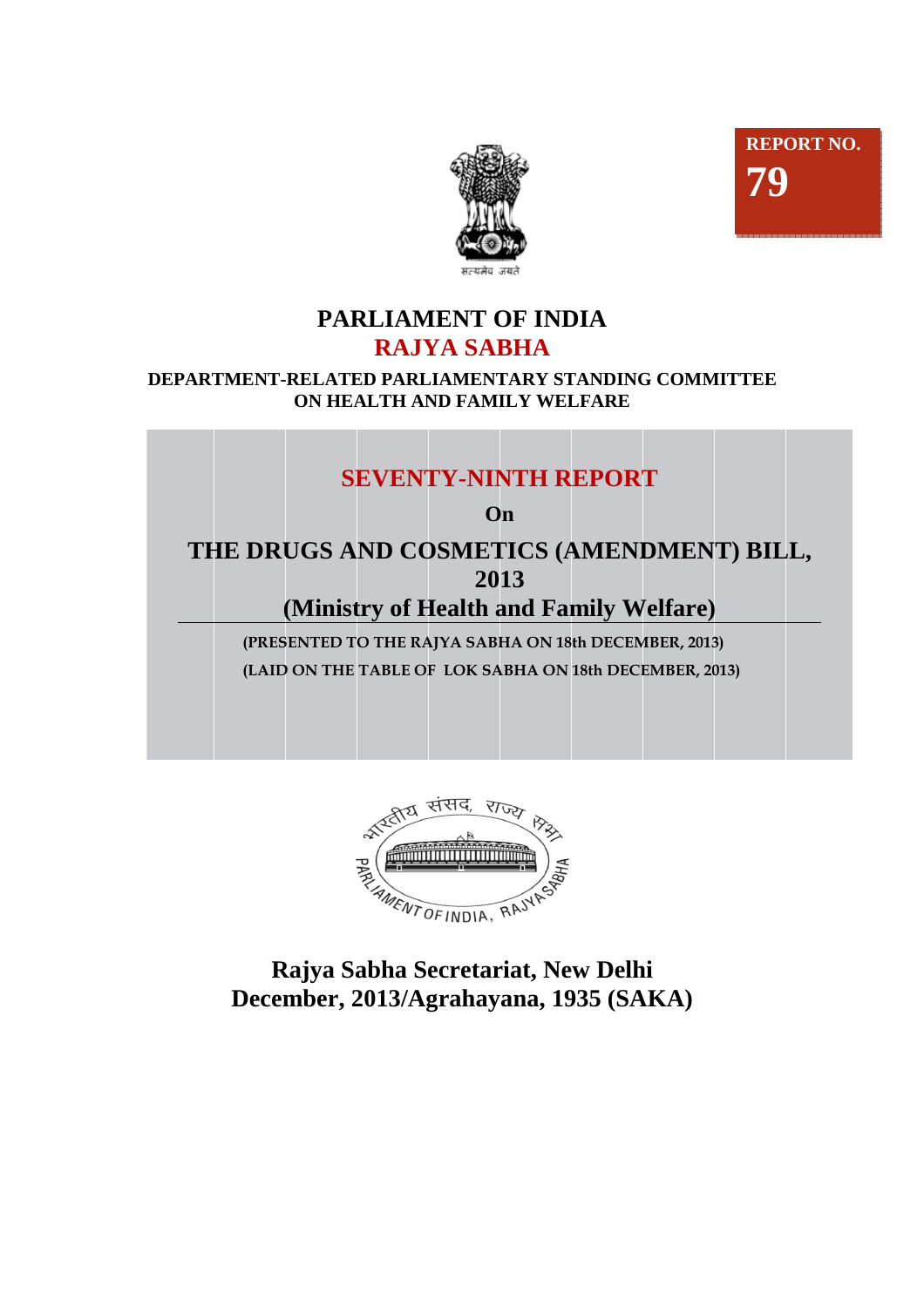REPORT NO.
**79**

सत्यमेव जयते

# PARLIAMENT OF INDIA
# RAJYA SABHA

**DEPARTMENT-RELATED PARLIAMENTARY STANDING COMMITTEE ON HEALTH AND FAMILY WELFARE**

## SEVENTY-NINTH REPORT

**On**

## THE DRUGS AND COSMETICS (AMENDMENT) BILL, 2013

## (Ministry of Health and Family Welfare)

**(PRESENTED TO THE RAJYA SABHA ON 18th DECEMBER, 2013)**

**(LAID ON THE TABLE OF LOK SABHA ON 18th DECEMBER, 2013)**

भारतीय संसद, राज्य सभा
PARLIAMENT OF INDIA, RAJYASABHA

**Rajya Sabha Secretariat, New Delhi**
**December, 2013/Agrahayana, 1935 (SAKA)**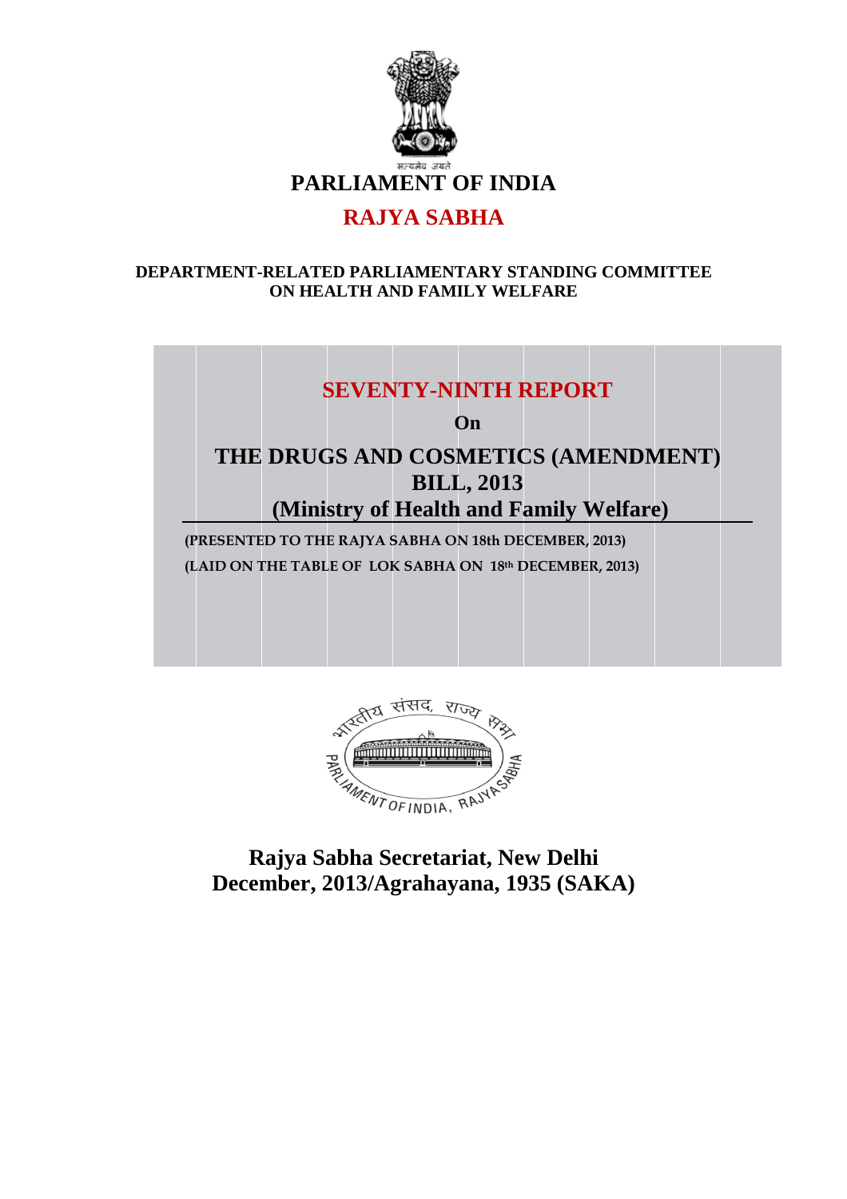सत्यमेव जयते

# PARLIAMENT OF INDIA

## RAJYA SABHA

**DEPARTMENT-RELATED PARLIAMENTARY STANDING COMMITTEE ON HEALTH AND FAMILY WELFARE**

## SEVENTY-NINTH REPORT

**On**

## THE DRUGS AND COSMETICS (AMENDMENT) BILL, 2013

**(Ministry of Health and Family Welfare)**

**(PRESENTED TO THE RAJYA SABHA ON 18th DECEMBER, 2013)**

**(LAID ON THE TABLE OF LOK SABHA ON 18th DECEMBER, 2013)**

भारतीय संसद, राज्य सभा

PARLIAMENT OF INDIA, RAJYASABHA

**Rajya Sabha Secretariat, New Delhi**
**December, 2013/Agrahayana, 1935 (SAKA)**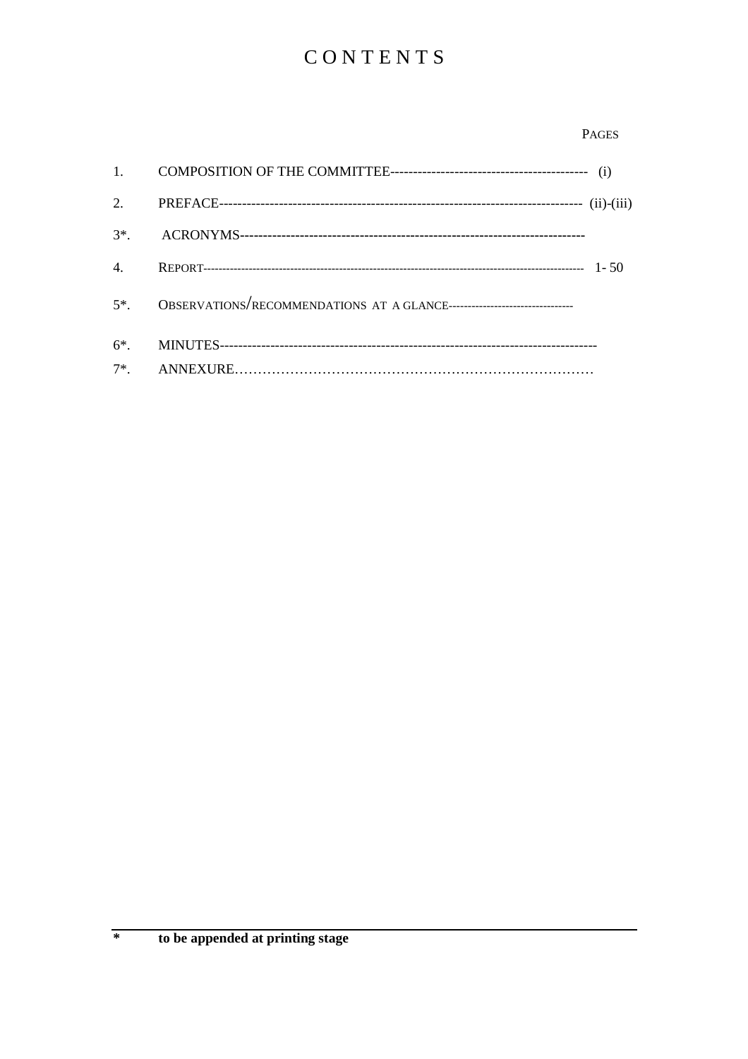# CONTENTS

| | | PAGES |
|---|---|---|
| 1. | COMPOSITION OF THE COMMITTEE | (i) |
| 2. | PREFACE | (ii)-(iii) |
| 3*. | ACRONYMS | |
| 4. | REPORT | 1- 50 |
| 5*. | OBSERVATIONS/RECOMMENDATIONS AT A GLANCE | |
| 6*. | MINUTES | |
| 7*. | ANNEXURE | |

---

**\* to be appended at printing stage**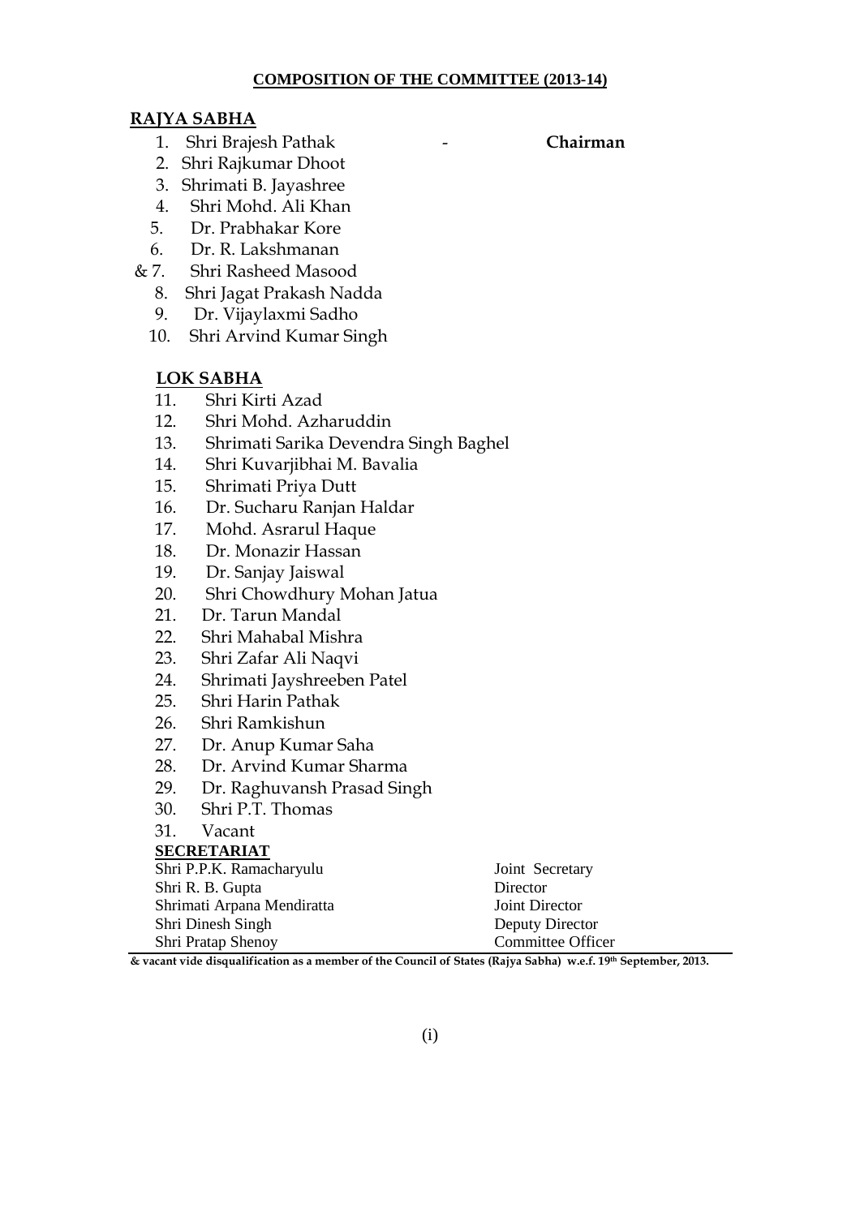**COMPOSITION OF THE COMMITTEE (2013-14)**

**RAJYA SABHA**

1. Shri Brajesh Pathak - **Chairman**
2. Shri Rajkumar Dhoot
3. Shrimati B. Jayashree
4. Shri Mohd. Ali Khan
5. Dr. Prabhakar Kore
6. Dr. R. Lakshmanan
7. & Shri Rasheed Masood
8. Shri Jagat Prakash Nadda
9. Dr. Vijaylaxmi Sadho
10. Shri Arvind Kumar Singh

**LOK SABHA**

11. Shri Kirti Azad
12. Shri Mohd. Azharuddin
13. Shrimati Sarika Devendra Singh Baghel
14. Shri Kuvarjibhai M. Bavalia
15. Shrimati Priya Dutt
16. Dr. Sucharu Ranjan Haldar
17. Mohd. Asrarul Haque
18. Dr. Monazir Hassan
19. Dr. Sanjay Jaiswal
20. Shri Chowdhury Mohan Jatua
21. Dr. Tarun Mandal
22. Shri Mahabal Mishra
23. Shri Zafar Ali Naqvi
24. Shrimati Jayshreeben Patel
25. Shri Harin Pathak
26. Shri Ramkishun
27. Dr. Anup Kumar Saha
28. Dr. Arvind Kumar Sharma
29. Dr. Raghuvansh Prasad Singh
30. Shri P.T. Thomas
31. Vacant

**SECRETARIAT**

| | |
|---|---|
| Shri P.P.K. Ramacharyulu | Joint Secretary |
| Shri R. B. Gupta | Director |
| Shrimati Arpana Mendiratta | Joint Director |
| Shri Dinesh Singh | Deputy Director |
| Shri Pratap Shenoy | Committee Officer |

**& vacant vide disqualification as a member of the Council of States (Rajya Sabha) w.e.f. 19th September, 2013.**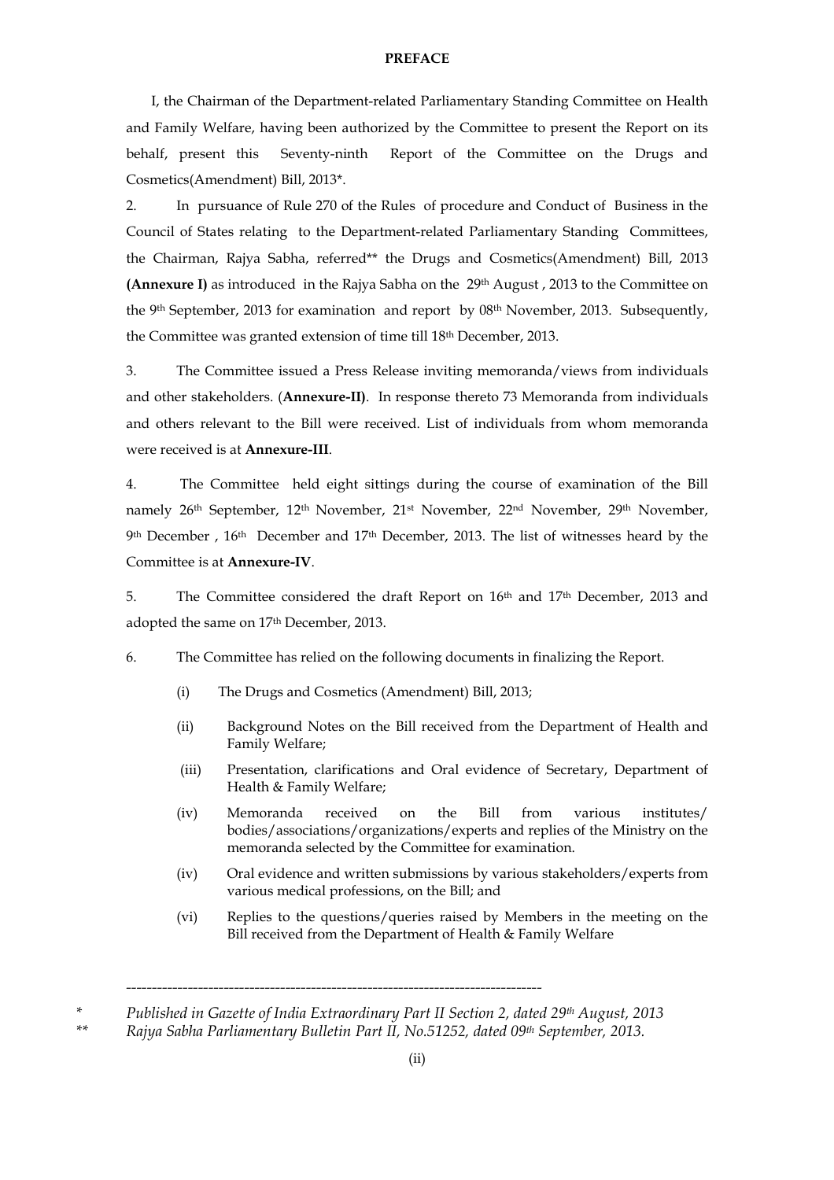# PREFACE

I, the Chairman of the Department-related Parliamentary Standing Committee on Health and Family Welfare, having been authorized by the Committee to present the Report on its behalf, present this Seventy-ninth Report of the Committee on the Drugs and Cosmetics(Amendment) Bill, 2013*.

2. In pursuance of Rule 270 of the Rules of procedure and Conduct of Business in the Council of States relating to the Department-related Parliamentary Standing Committees, the Chairman, Rajya Sabha, referred** the Drugs and Cosmetics(Amendment) Bill, 2013 **(Annexure I)** as introduced in the Rajya Sabha on the 29th August , 2013 to the Committee on the 9th September, 2013 for examination and report by 08th November, 2013. Subsequently, the Committee was granted extension of time till 18th December, 2013.

3. The Committee issued a Press Release inviting memoranda/views from individuals and other stakeholders. (**Annexure-II)**. In response thereto 73 Memoranda from individuals and others relevant to the Bill were received. List of individuals from whom memoranda were received is at **Annexure-III**.

4. The Committee held eight sittings during the course of examination of the Bill namely 26th September, 12th November, 21st November, 22nd November, 29th November, 9th December , 16th December and 17th December, 2013. The list of witnesses heard by the Committee is at **Annexure-IV**.

5. The Committee considered the draft Report on 16th and 17th December, 2013 and adopted the same on 17th December, 2013.

6. The Committee has relied on the following documents in finalizing the Report.

(i) The Drugs and Cosmetics (Amendment) Bill, 2013;

(ii) Background Notes on the Bill received from the Department of Health and Family Welfare;

(iii) Presentation, clarifications and Oral evidence of Secretary, Department of Health & Family Welfare;

(iv) Memoranda received on the Bill from various institutes/ bodies/associations/organizations/experts and replies of the Ministry on the memoranda selected by the Committee for examination.

(iv) Oral evidence and written submissions by various stakeholders/experts from various medical professions, on the Bill; and

(vi) Replies to the questions/queries raised by Members in the meeting on the Bill received from the Department of Health & Family Welfare

---

\* *Published in Gazette of India Extraordinary Part II Section 2, dated 29th August, 2013*

\*\* *Rajya Sabha Parliamentary Bulletin Part II, No.51252, dated 09th September, 2013.*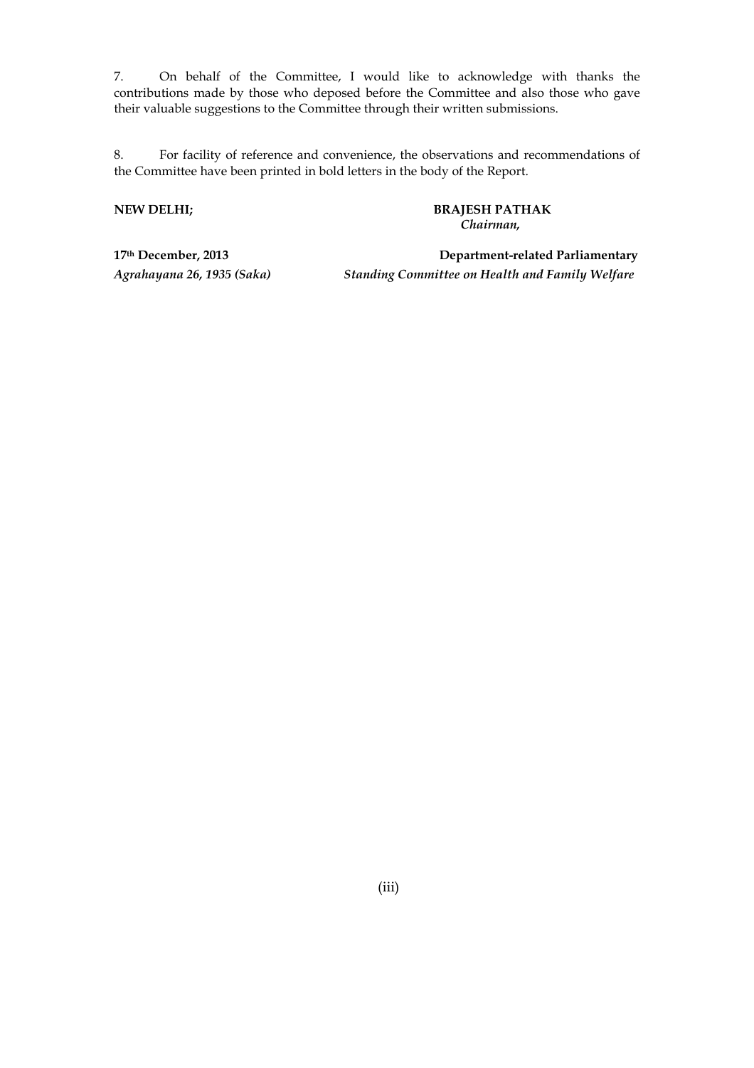7. On behalf of the Committee, I would like to acknowledge with thanks the contributions made by those who deposed before the Committee and also those who gave their valuable suggestions to the Committee through their written submissions.

8. For facility of reference and convenience, the observations and recommendations of the Committee have been printed in bold letters in the body of the Report.

**NEW DELHI;**

**17th December, 2013**
*Agrahayana 26, 1935 (Saka)*

**BRAJESH PATHAK**
*Chairman,*
**Department-related Parliamentary**
*Standing Committee on Health and Family Welfare*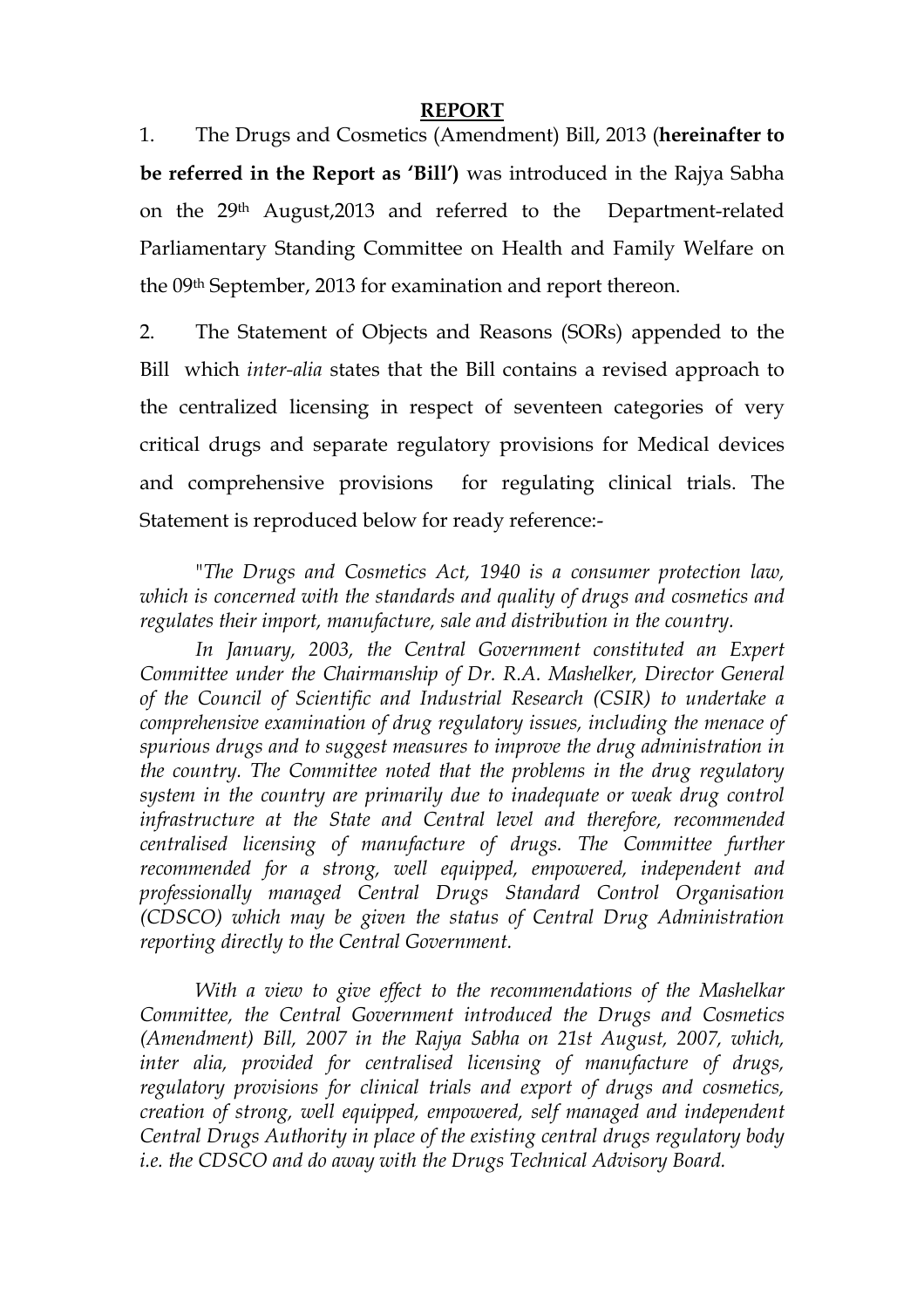## REPORT

1. The Drugs and Cosmetics (Amendment) Bill, 2013 (**hereinafter to be referred in the Report as 'Bill')** was introduced in the Rajya Sabha on the 29th August,2013 and referred to the Department-related Parliamentary Standing Committee on Health and Family Welfare on the 09th September, 2013 for examination and report thereon.

2. The Statement of Objects and Reasons (SORs) appended to the Bill which *inter-alia* states that the Bill contains a revised approach to the centralized licensing in respect of seventeen categories of very critical drugs and separate regulatory provisions for Medical devices and comprehensive provisions for regulating clinical trials. The Statement is reproduced below for ready reference:-

*"The Drugs and Cosmetics Act, 1940 is a consumer protection law, which is concerned with the standards and quality of drugs and cosmetics and regulates their import, manufacture, sale and distribution in the country.*

*In January, 2003, the Central Government constituted an Expert Committee under the Chairmanship of Dr. R.A. Mashelker, Director General of the Council of Scientific and Industrial Research (CSIR) to undertake a comprehensive examination of drug regulatory issues, including the menace of spurious drugs and to suggest measures to improve the drug administration in the country. The Committee noted that the problems in the drug regulatory system in the country are primarily due to inadequate or weak drug control infrastructure at the State and Central level and therefore, recommended centralised licensing of manufacture of drugs. The Committee further recommended for a strong, well equipped, empowered, independent and professionally managed Central Drugs Standard Control Organisation (CDSCO) which may be given the status of Central Drug Administration reporting directly to the Central Government.*

*With a view to give effect to the recommendations of the Mashelkar Committee, the Central Government introduced the Drugs and Cosmetics (Amendment) Bill, 2007 in the Rajya Sabha on 21st August, 2007, which, inter alia, provided for centralised licensing of manufacture of drugs, regulatory provisions for clinical trials and export of drugs and cosmetics, creation of strong, well equipped, empowered, self managed and independent Central Drugs Authority in place of the existing central drugs regulatory body i.e. the CDSCO and do away with the Drugs Technical Advisory Board.*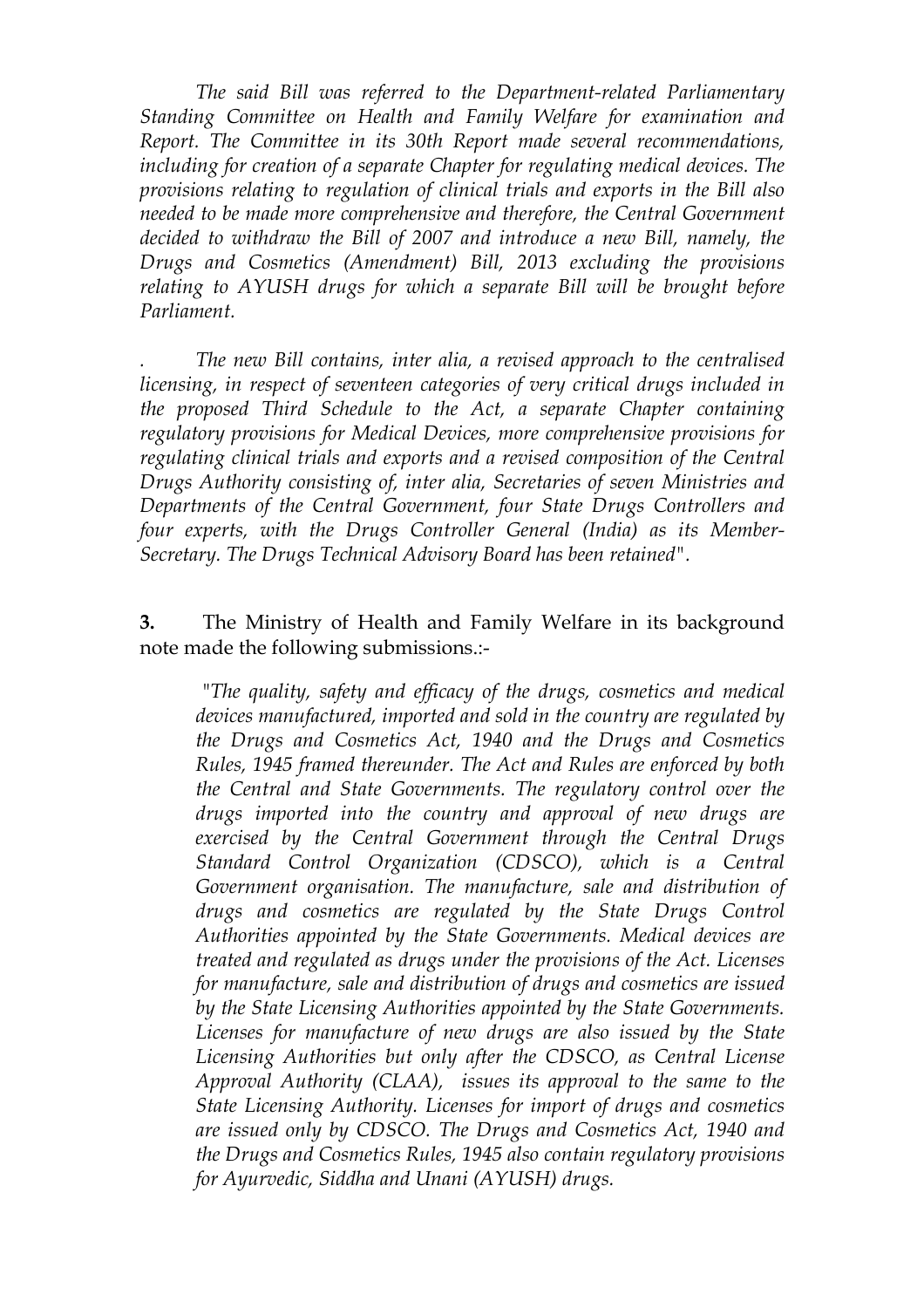*The said Bill was referred to the Department-related Parliamentary Standing Committee on Health and Family Welfare for examination and Report. The Committee in its 30th Report made several recommendations, including for creation of a separate Chapter for regulating medical devices. The provisions relating to regulation of clinical trials and exports in the Bill also needed to be made more comprehensive and therefore, the Central Government decided to withdraw the Bill of 2007 and introduce a new Bill, namely, the Drugs and Cosmetics (Amendment) Bill, 2013 excluding the provisions relating to AYUSH drugs for which a separate Bill will be brought before Parliament.*

. *The new Bill contains, inter alia, a revised approach to the centralised licensing, in respect of seventeen categories of very critical drugs included in the proposed Third Schedule to the Act, a separate Chapter containing regulatory provisions for Medical Devices, more comprehensive provisions for regulating clinical trials and exports and a revised composition of the Central Drugs Authority consisting of, inter alia, Secretaries of seven Ministries and Departments of the Central Government, four State Drugs Controllers and four experts, with the Drugs Controller General (India) as its Member-Secretary. The Drugs Technical Advisory Board has been retained".*

**3.** The Ministry of Health and Family Welfare in its background note made the following submissions.:-

> *"The quality, safety and efficacy of the drugs, cosmetics and medical devices manufactured, imported and sold in the country are regulated by the Drugs and Cosmetics Act, 1940 and the Drugs and Cosmetics Rules, 1945 framed thereunder. The Act and Rules are enforced by both the Central and State Governments. The regulatory control over the drugs imported into the country and approval of new drugs are exercised by the Central Government through the Central Drugs Standard Control Organization (CDSCO), which is a Central Government organisation. The manufacture, sale and distribution of drugs and cosmetics are regulated by the State Drugs Control Authorities appointed by the State Governments. Medical devices are treated and regulated as drugs under the provisions of the Act. Licenses for manufacture, sale and distribution of drugs and cosmetics are issued by the State Licensing Authorities appointed by the State Governments. Licenses for manufacture of new drugs are also issued by the State Licensing Authorities but only after the CDSCO, as Central License Approval Authority (CLAA), issues its approval to the same to the State Licensing Authority. Licenses for import of drugs and cosmetics are issued only by CDSCO. The Drugs and Cosmetics Act, 1940 and the Drugs and Cosmetics Rules, 1945 also contain regulatory provisions for Ayurvedic, Siddha and Unani (AYUSH) drugs.*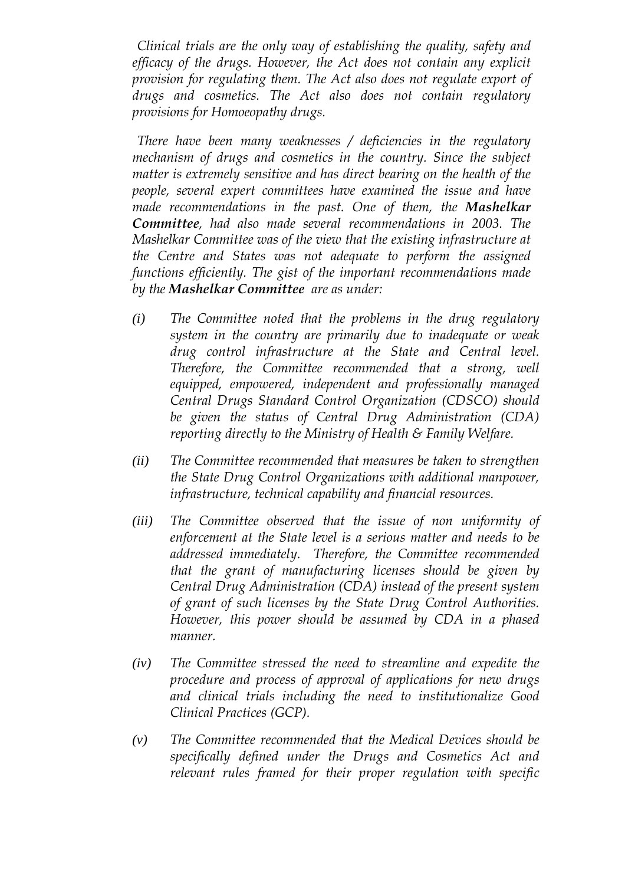*Clinical trials are the only way of establishing the quality, safety and efficacy of the drugs. However, the Act does not contain any explicit provision for regulating them. The Act also does not regulate export of drugs and cosmetics. The Act also does not contain regulatory provisions for Homoeopathy drugs.*

*There have been many weaknesses / deficiencies in the regulatory mechanism of drugs and cosmetics in the country. Since the subject matter is extremely sensitive and has direct bearing on the health of the people, several expert committees have examined the issue and have made recommendations in the past. One of them, the* ***Mashelkar Committee****, had also made several recommendations in 2003. The Mashelkar Committee was of the view that the existing infrastructure at the Centre and States was not adequate to perform the assigned functions efficiently. The gist of the important recommendations made by the* ***Mashelkar Committee*** *are as under:*

*(i) The Committee noted that the problems in the drug regulatory system in the country are primarily due to inadequate or weak drug control infrastructure at the State and Central level. Therefore, the Committee recommended that a strong, well equipped, empowered, independent and professionally managed Central Drugs Standard Control Organization (CDSCO) should be given the status of Central Drug Administration (CDA) reporting directly to the Ministry of Health & Family Welfare.*

*(ii) The Committee recommended that measures be taken to strengthen the State Drug Control Organizations with additional manpower, infrastructure, technical capability and financial resources.*

*(iii) The Committee observed that the issue of non uniformity of enforcement at the State level is a serious matter and needs to be addressed immediately. Therefore, the Committee recommended that the grant of manufacturing licenses should be given by Central Drug Administration (CDA) instead of the present system of grant of such licenses by the State Drug Control Authorities. However, this power should be assumed by CDA in a phased manner.*

*(iv) The Committee stressed the need to streamline and expedite the procedure and process of approval of applications for new drugs and clinical trials including the need to institutionalize Good Clinical Practices (GCP).*

*(v) The Committee recommended that the Medical Devices should be specifically defined under the Drugs and Cosmetics Act and relevant rules framed for their proper regulation with specific*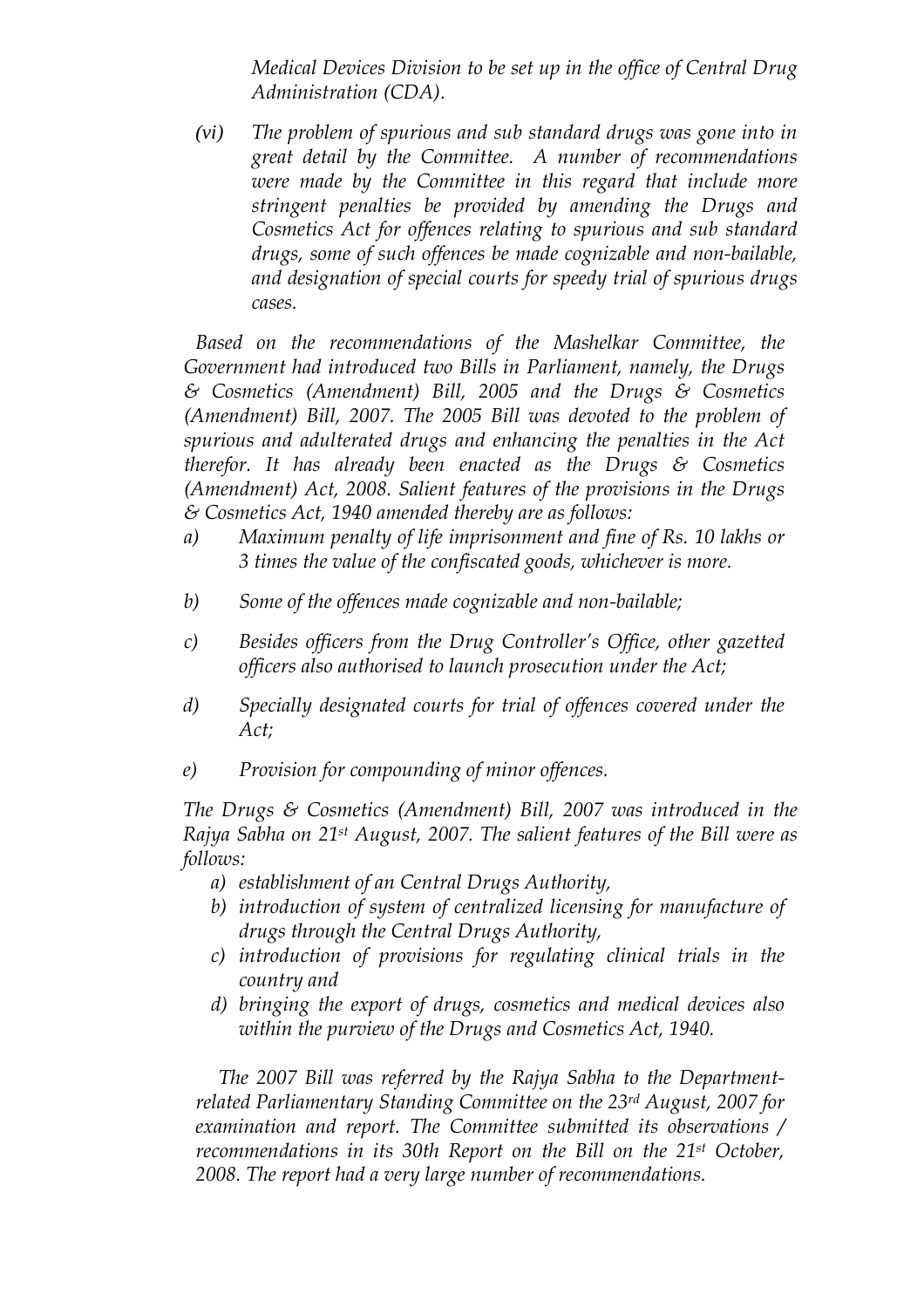*Medical Devices Division to be set up in the office of Central Drug Administration (CDA).*

*(vi) The problem of spurious and sub standard drugs was gone into in great detail by the Committee. A number of recommendations were made by the Committee in this regard that include more stringent penalties be provided by amending the Drugs and Cosmetics Act for offences relating to spurious and sub standard drugs, some of such offences be made cognizable and non-bailable, and designation of special courts for speedy trial of spurious drugs cases.*

*Based on the recommendations of the Mashelkar Committee, the Government had introduced two Bills in Parliament, namely, the Drugs & Cosmetics (Amendment) Bill, 2005 and the Drugs & Cosmetics (Amendment) Bill, 2007. The 2005 Bill was devoted to the problem of spurious and adulterated drugs and enhancing the penalties in the Act therefor. It has already been enacted as the Drugs & Cosmetics (Amendment) Act, 2008. Salient features of the provisions in the Drugs & Cosmetics Act, 1940 amended thereby are as follows:*

*a) Maximum penalty of life imprisonment and fine of Rs. 10 lakhs or 3 times the value of the confiscated goods, whichever is more.*

*b) Some of the offences made cognizable and non-bailable;*

*c) Besides officers from the Drug Controller's Office, other gazetted officers also authorised to launch prosecution under the Act;*

*d) Specially designated courts for trial of offences covered under the Act;*

*e) Provision for compounding of minor offences.*

*The Drugs & Cosmetics (Amendment) Bill, 2007 was introduced in the Rajya Sabha on 21st August, 2007. The salient features of the Bill were as follows:*

*a) establishment of an Central Drugs Authority,*
*b) introduction of system of centralized licensing for manufacture of drugs through the Central Drugs Authority,*
*c) introduction of provisions for regulating clinical trials in the country and*
*d) bringing the export of drugs, cosmetics and medical devices also within the purview of the Drugs and Cosmetics Act, 1940.*

*The 2007 Bill was referred by the Rajya Sabha to the Department-related Parliamentary Standing Committee on the 23rd August, 2007 for examination and report. The Committee submitted its observations / recommendations in its 30th Report on the Bill on the 21st October, 2008. The report had a very large number of recommendations.*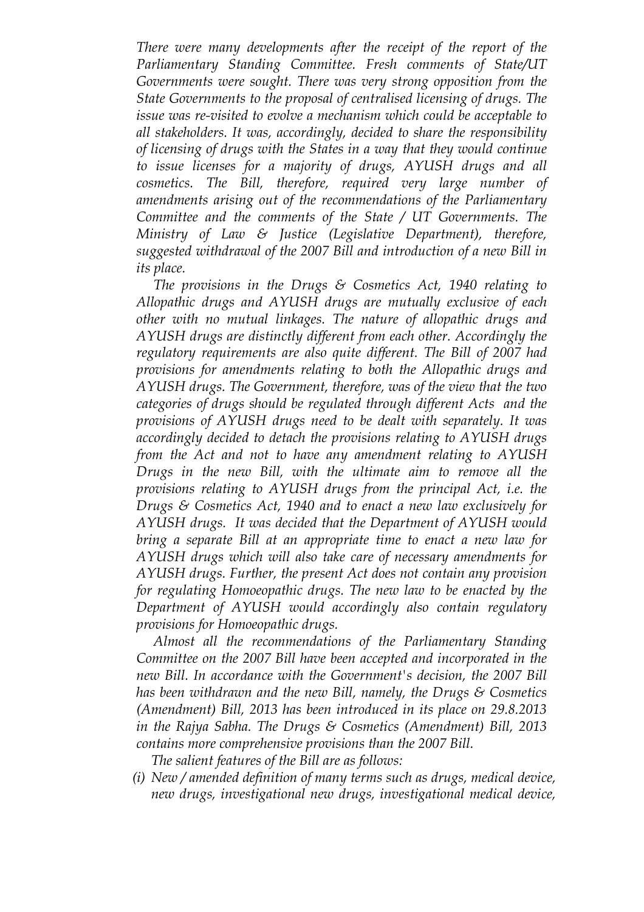*There were many developments after the receipt of the report of the Parliamentary Standing Committee. Fresh comments of State/UT Governments were sought. There was very strong opposition from the State Governments to the proposal of centralised licensing of drugs. The issue was re-visited to evolve a mechanism which could be acceptable to all stakeholders. It was, accordingly, decided to share the responsibility of licensing of drugs with the States in a way that they would continue to issue licenses for a majority of drugs, AYUSH drugs and all cosmetics. The Bill, therefore, required very large number of amendments arising out of the recommendations of the Parliamentary Committee and the comments of the State / UT Governments. The Ministry of Law & Justice (Legislative Department), therefore, suggested withdrawal of the 2007 Bill and introduction of a new Bill in its place.*

*The provisions in the Drugs & Cosmetics Act, 1940 relating to Allopathic drugs and AYUSH drugs are mutually exclusive of each other with no mutual linkages. The nature of allopathic drugs and AYUSH drugs are distinctly different from each other. Accordingly the regulatory requirements are also quite different. The Bill of 2007 had provisions for amendments relating to both the Allopathic drugs and AYUSH drugs. The Government, therefore, was of the view that the two categories of drugs should be regulated through different Acts and the provisions of AYUSH drugs need to be dealt with separately. It was accordingly decided to detach the provisions relating to AYUSH drugs from the Act and not to have any amendment relating to AYUSH Drugs in the new Bill, with the ultimate aim to remove all the provisions relating to AYUSH drugs from the principal Act, i.e. the Drugs & Cosmetics Act, 1940 and to enact a new law exclusively for AYUSH drugs. It was decided that the Department of AYUSH would bring a separate Bill at an appropriate time to enact a new law for AYUSH drugs which will also take care of necessary amendments for AYUSH drugs. Further, the present Act does not contain any provision for regulating Homoeopathic drugs. The new law to be enacted by the Department of AYUSH would accordingly also contain regulatory provisions for Homoeopathic drugs.*

*Almost all the recommendations of the Parliamentary Standing Committee on the 2007 Bill have been accepted and incorporated in the new Bill. In accordance with the Government's decision, the 2007 Bill has been withdrawn and the new Bill, namely, the Drugs & Cosmetics (Amendment) Bill, 2013 has been introduced in its place on 29.8.2013 in the Rajya Sabha. The Drugs & Cosmetics (Amendment) Bill, 2013 contains more comprehensive provisions than the 2007 Bill.*

*The salient features of the Bill are as follows:*

*(i) New / amended definition of many terms such as drugs, medical device, new drugs, investigational new drugs, investigational medical device,*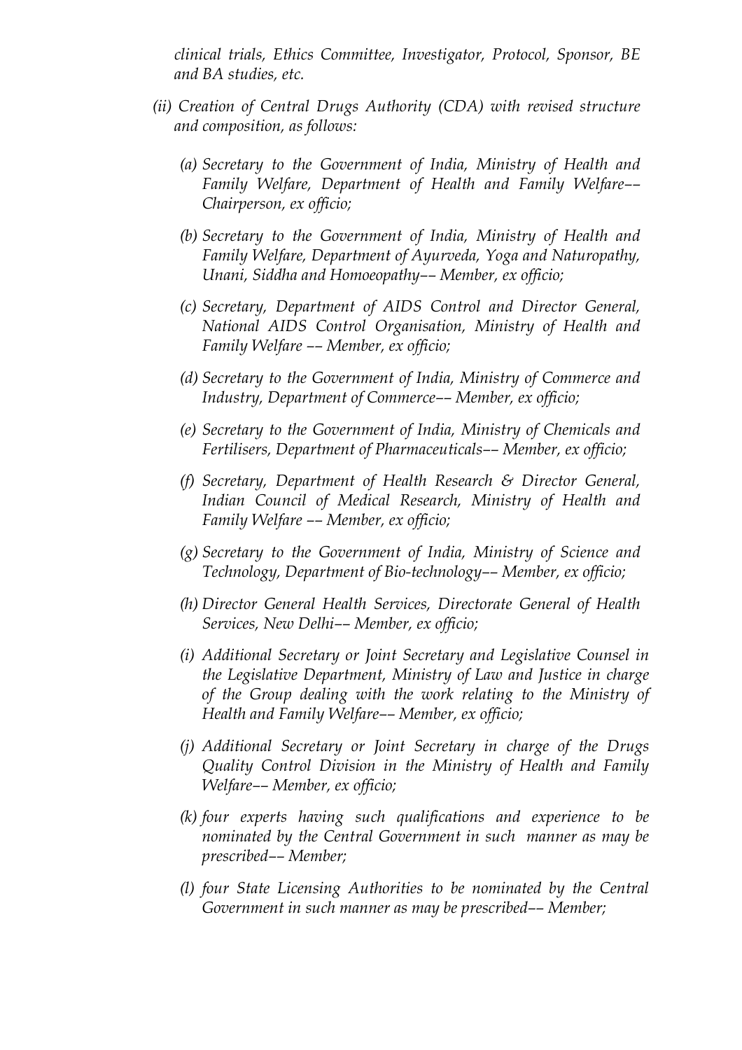*clinical trials, Ethics Committee, Investigator, Protocol, Sponsor, BE and BA studies, etc.*

*(ii) Creation of Central Drugs Authority (CDA) with revised structure and composition, as follows:*

*(a) Secretary to the Government of India, Ministry of Health and Family Welfare, Department of Health and Family Welfare–– Chairperson, ex officio;*

*(b) Secretary to the Government of India, Ministry of Health and Family Welfare, Department of Ayurveda, Yoga and Naturopathy, Unani, Siddha and Homoeopathy–– Member, ex officio;*

*(c) Secretary, Department of AIDS Control and Director General, National AIDS Control Organisation, Ministry of Health and Family Welfare –– Member, ex officio;*

*(d) Secretary to the Government of India, Ministry of Commerce and Industry, Department of Commerce–– Member, ex officio;*

*(e) Secretary to the Government of India, Ministry of Chemicals and Fertilisers, Department of Pharmaceuticals–– Member, ex officio;*

*(f) Secretary, Department of Health Research & Director General, Indian Council of Medical Research, Ministry of Health and Family Welfare –– Member, ex officio;*

*(g) Secretary to the Government of India, Ministry of Science and Technology, Department of Bio-technology–– Member, ex officio;*

*(h) Director General Health Services, Directorate General of Health Services, New Delhi–– Member, ex officio;*

*(i) Additional Secretary or Joint Secretary and Legislative Counsel in the Legislative Department, Ministry of Law and Justice in charge of the Group dealing with the work relating to the Ministry of Health and Family Welfare–– Member, ex officio;*

*(j) Additional Secretary or Joint Secretary in charge of the Drugs Quality Control Division in the Ministry of Health and Family Welfare–– Member, ex officio;*

*(k) four experts having such qualifications and experience to be nominated by the Central Government in such manner as may be prescribed–– Member;*

*(l) four State Licensing Authorities to be nominated by the Central Government in such manner as may be prescribed–– Member;*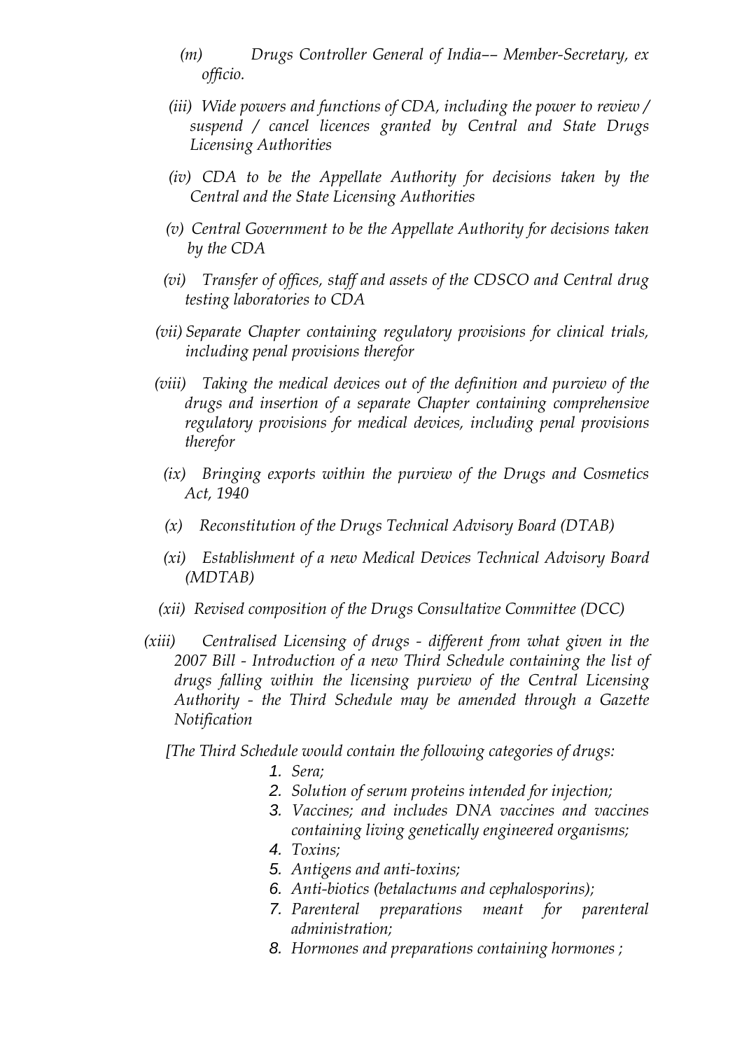*(m) Drugs Controller General of India–– Member-Secretary, ex officio.*

*(iii) Wide powers and functions of CDA, including the power to review / suspend / cancel licences granted by Central and State Drugs Licensing Authorities*

*(iv) CDA to be the Appellate Authority for decisions taken by the Central and the State Licensing Authorities*

*(v) Central Government to be the Appellate Authority for decisions taken by the CDA*

*(vi) Transfer of offices, staff and assets of the CDSCO and Central drug testing laboratories to CDA*

*(vii) Separate Chapter containing regulatory provisions for clinical trials, including penal provisions therefor*

*(viii) Taking the medical devices out of the definition and purview of the drugs and insertion of a separate Chapter containing comprehensive regulatory provisions for medical devices, including penal provisions therefor*

*(ix) Bringing exports within the purview of the Drugs and Cosmetics Act, 1940*

*(x) Reconstitution of the Drugs Technical Advisory Board (DTAB)*

*(xi) Establishment of a new Medical Devices Technical Advisory Board (MDTAB)*

*(xii) Revised composition of the Drugs Consultative Committee (DCC)*

*(xiii) Centralised Licensing of drugs - different from what given in the 2007 Bill - Introduction of a new Third Schedule containing the list of drugs falling within the licensing purview of the Central Licensing Authority - the Third Schedule may be amended through a Gazette Notification*

*[The Third Schedule would contain the following categories of drugs:*

1. *Sera;*
2. *Solution of serum proteins intended for injection;*
3. *Vaccines; and includes DNA vaccines and vaccines containing living genetically engineered organisms;*
4. *Toxins;*
5. *Antigens and anti-toxins;*
6. *Anti-biotics (betalactums and cephalosporins);*
7. *Parenteral preparations meant for parenteral administration;*
8. *Hormones and preparations containing hormones ;*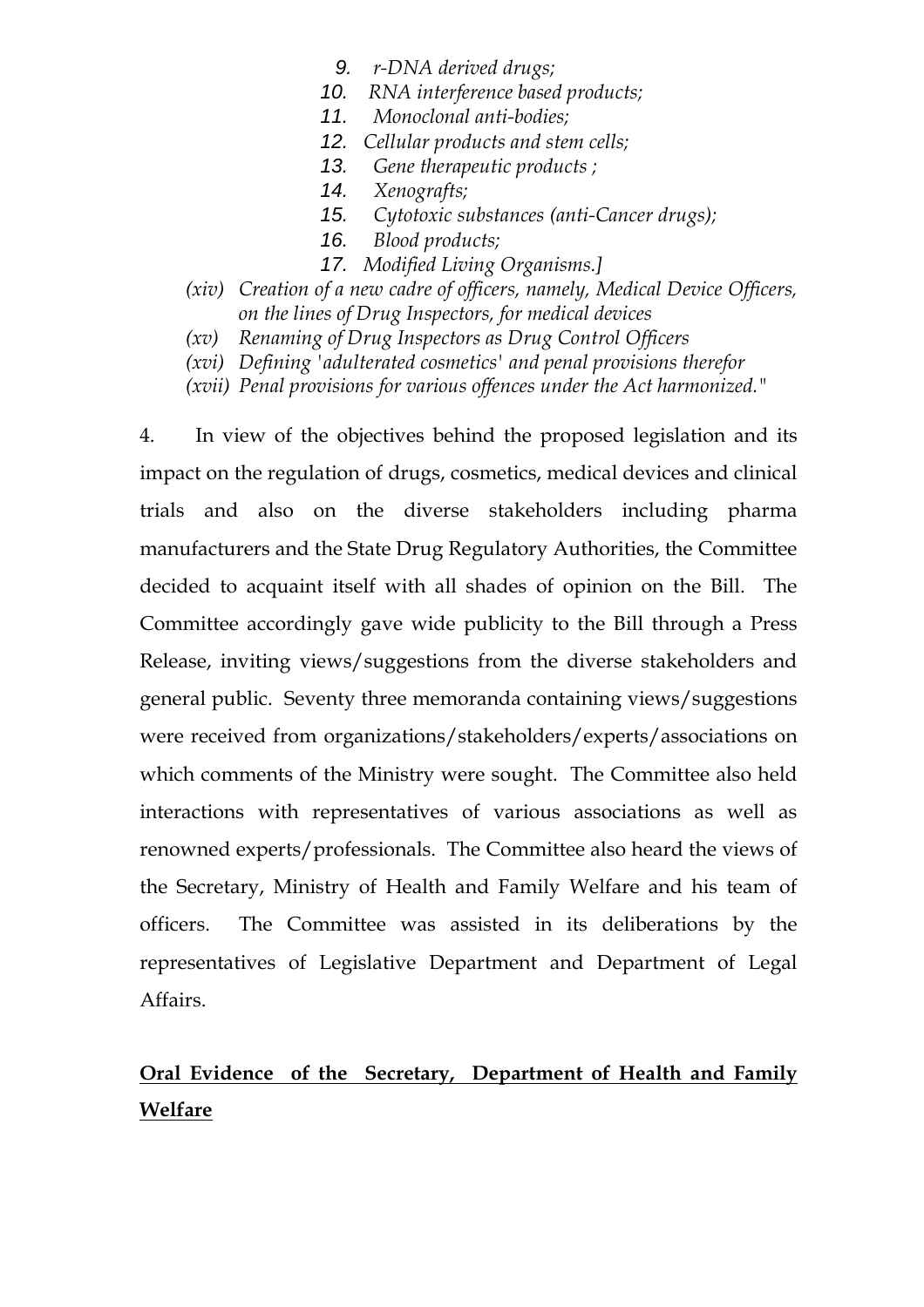9. *r-DNA derived drugs;*
10. *RNA interference based products;*
11. *Monoclonal anti-bodies;*
12. *Cellular products and stem cells;*
13. *Gene therapeutic products ;*
14. *Xenografts;*
15. *Cytotoxic substances (anti-Cancer drugs);*
16. *Blood products;*
17. *Modified Living Organisms.]*

*(xiv) Creation of a new cadre of officers, namely, Medical Device Officers, on the lines of Drug Inspectors, for medical devices*

*(xv) Renaming of Drug Inspectors as Drug Control Officers*

*(xvi) Defining 'adulterated cosmetics' and penal provisions therefor*

*(xvii) Penal provisions for various offences under the Act harmonized."*

4. In view of the objectives behind the proposed legislation and its impact on the regulation of drugs, cosmetics, medical devices and clinical trials and also on the diverse stakeholders including pharma manufacturers and the State Drug Regulatory Authorities, the Committee decided to acquaint itself with all shades of opinion on the Bill. The Committee accordingly gave wide publicity to the Bill through a Press Release, inviting views/suggestions from the diverse stakeholders and general public. Seventy three memoranda containing views/suggestions were received from organizations/stakeholders/experts/associations on which comments of the Ministry were sought. The Committee also held interactions with representatives of various associations as well as renowned experts/professionals. The Committee also heard the views of the Secretary, Ministry of Health and Family Welfare and his team of officers. The Committee was assisted in its deliberations by the representatives of Legislative Department and Department of Legal Affairs.

**<u>Oral Evidence of the Secretary, Department of Health and Family Welfare</u>**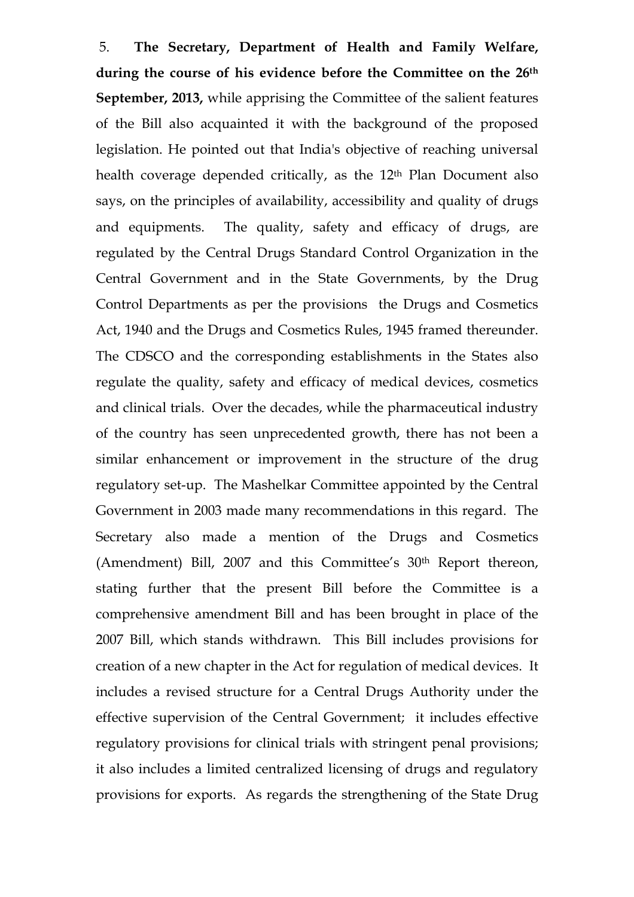5. **The Secretary, Department of Health and Family Welfare, during the course of his evidence before the Committee on the 26th September, 2013,** while apprising the Committee of the salient features of the Bill also acquainted it with the background of the proposed legislation. He pointed out that India's objective of reaching universal health coverage depended critically, as the 12th Plan Document also says, on the principles of availability, accessibility and quality of drugs and equipments. The quality, safety and efficacy of drugs, are regulated by the Central Drugs Standard Control Organization in the Central Government and in the State Governments, by the Drug Control Departments as per the provisions the Drugs and Cosmetics Act, 1940 and the Drugs and Cosmetics Rules, 1945 framed thereunder. The CDSCO and the corresponding establishments in the States also regulate the quality, safety and efficacy of medical devices, cosmetics and clinical trials. Over the decades, while the pharmaceutical industry of the country has seen unprecedented growth, there has not been a similar enhancement or improvement in the structure of the drug regulatory set-up. The Mashelkar Committee appointed by the Central Government in 2003 made many recommendations in this regard. The Secretary also made a mention of the Drugs and Cosmetics (Amendment) Bill, 2007 and this Committee's 30th Report thereon, stating further that the present Bill before the Committee is a comprehensive amendment Bill and has been brought in place of the 2007 Bill, which stands withdrawn. This Bill includes provisions for creation of a new chapter in the Act for regulation of medical devices. It includes a revised structure for a Central Drugs Authority under the effective supervision of the Central Government; it includes effective regulatory provisions for clinical trials with stringent penal provisions; it also includes a limited centralized licensing of drugs and regulatory provisions for exports. As regards the strengthening of the State Drug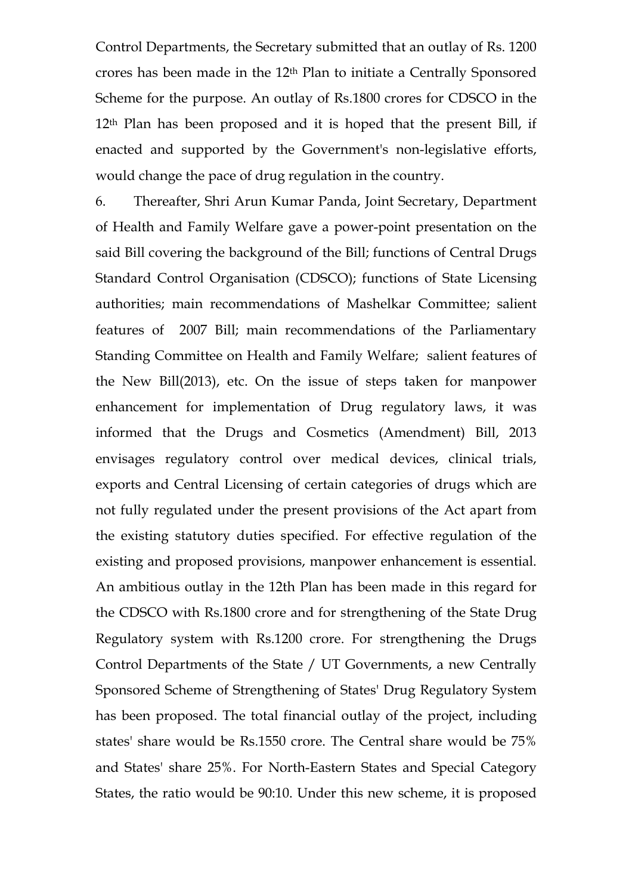Control Departments, the Secretary submitted that an outlay of Rs. 1200 crores has been made in the 12th Plan to initiate a Centrally Sponsored Scheme for the purpose. An outlay of Rs.1800 crores for CDSCO in the 12th Plan has been proposed and it is hoped that the present Bill, if enacted and supported by the Government's non-legislative efforts, would change the pace of drug regulation in the country.

6. Thereafter, Shri Arun Kumar Panda, Joint Secretary, Department of Health and Family Welfare gave a power-point presentation on the said Bill covering the background of the Bill; functions of Central Drugs Standard Control Organisation (CDSCO); functions of State Licensing authorities; main recommendations of Mashelkar Committee; salient features of 2007 Bill; main recommendations of the Parliamentary Standing Committee on Health and Family Welfare; salient features of the New Bill(2013), etc. On the issue of steps taken for manpower enhancement for implementation of Drug regulatory laws, it was informed that the Drugs and Cosmetics (Amendment) Bill, 2013 envisages regulatory control over medical devices, clinical trials, exports and Central Licensing of certain categories of drugs which are not fully regulated under the present provisions of the Act apart from the existing statutory duties specified. For effective regulation of the existing and proposed provisions, manpower enhancement is essential. An ambitious outlay in the 12th Plan has been made in this regard for the CDSCO with Rs.1800 crore and for strengthening of the State Drug Regulatory system with Rs.1200 crore. For strengthening the Drugs Control Departments of the State / UT Governments, a new Centrally Sponsored Scheme of Strengthening of States' Drug Regulatory System has been proposed. The total financial outlay of the project, including states' share would be Rs.1550 crore. The Central share would be 75% and States' share 25%. For North-Eastern States and Special Category States, the ratio would be 90:10. Under this new scheme, it is proposed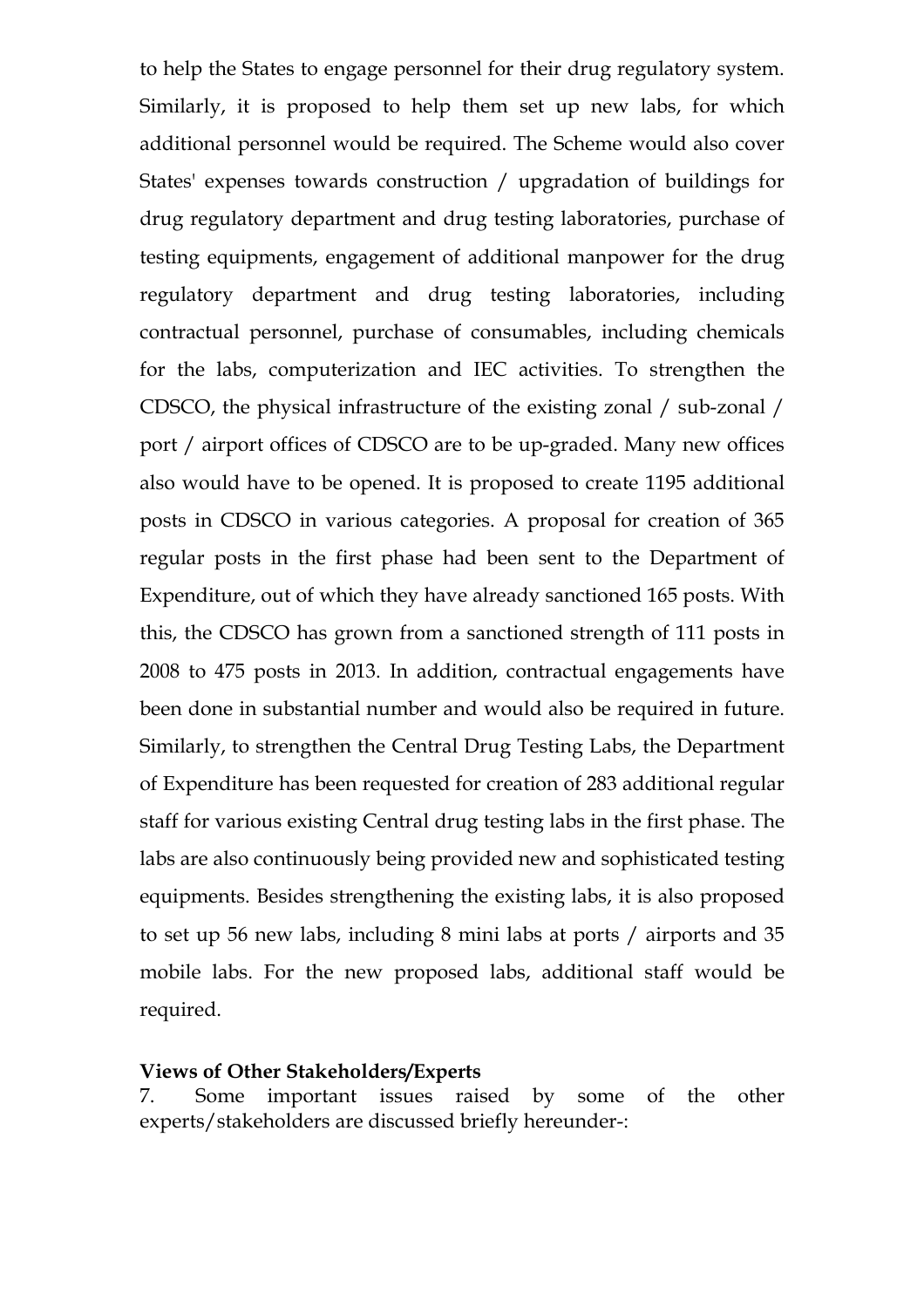to help the States to engage personnel for their drug regulatory system. Similarly, it is proposed to help them set up new labs, for which additional personnel would be required. The Scheme would also cover States' expenses towards construction / upgradation of buildings for drug regulatory department and drug testing laboratories, purchase of testing equipments, engagement of additional manpower for the drug regulatory department and drug testing laboratories, including contractual personnel, purchase of consumables, including chemicals for the labs, computerization and IEC activities. To strengthen the CDSCO, the physical infrastructure of the existing zonal / sub-zonal / port / airport offices of CDSCO are to be up-graded. Many new offices also would have to be opened. It is proposed to create 1195 additional posts in CDSCO in various categories. A proposal for creation of 365 regular posts in the first phase had been sent to the Department of Expenditure, out of which they have already sanctioned 165 posts. With this, the CDSCO has grown from a sanctioned strength of 111 posts in 2008 to 475 posts in 2013. In addition, contractual engagements have been done in substantial number and would also be required in future. Similarly, to strengthen the Central Drug Testing Labs, the Department of Expenditure has been requested for creation of 283 additional regular staff for various existing Central drug testing labs in the first phase. The labs are also continuously being provided new and sophisticated testing equipments. Besides strengthening the existing labs, it is also proposed to set up 56 new labs, including 8 mini labs at ports / airports and 35 mobile labs. For the new proposed labs, additional staff would be required.

**Views of Other Stakeholders/Experts**

7. Some important issues raised by some of the other experts/stakeholders are discussed briefly hereunder-: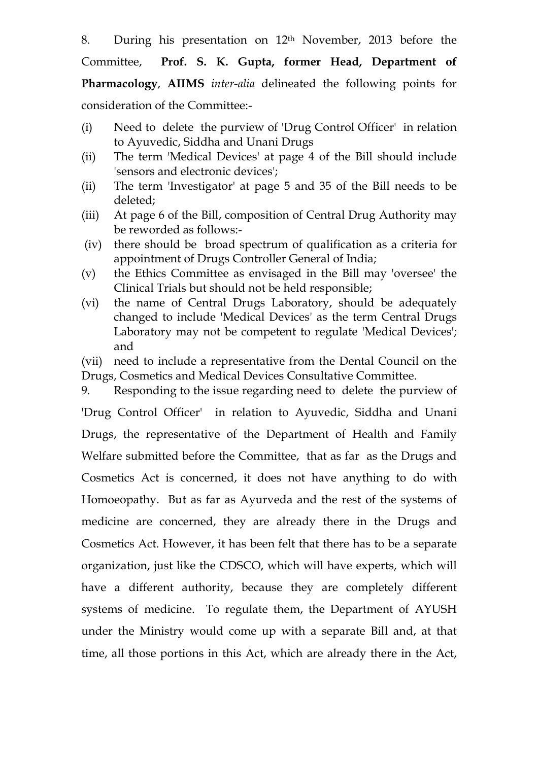8. During his presentation on 12th November, 2013 before the Committee, **Prof. S. K. Gupta, former Head, Department of Pharmacology**, **AIIMS** *inter-alia* delineated the following points for consideration of the Committee:-

(i) Need to delete the purview of 'Drug Control Officer' in relation to Ayuvedic, Siddha and Unani Drugs

(ii) The term 'Medical Devices' at page 4 of the Bill should include 'sensors and electronic devices';

(ii) The term 'Investigator' at page 5 and 35 of the Bill needs to be deleted;

(iii) At page 6 of the Bill, composition of Central Drug Authority may be reworded as follows:-

(iv) there should be broad spectrum of qualification as a criteria for appointment of Drugs Controller General of India;

(v) the Ethics Committee as envisaged in the Bill may 'oversee' the Clinical Trials but should not be held responsible;

(vi) the name of Central Drugs Laboratory, should be adequately changed to include 'Medical Devices' as the term Central Drugs Laboratory may not be competent to regulate 'Medical Devices'; and

(vii) need to include a representative from the Dental Council on the Drugs, Cosmetics and Medical Devices Consultative Committee.

9. Responding to the issue regarding need to delete the purview of 'Drug Control Officer' in relation to Ayuvedic, Siddha and Unani Drugs, the representative of the Department of Health and Family Welfare submitted before the Committee, that as far as the Drugs and Cosmetics Act is concerned, it does not have anything to do with Homoeopathy. But as far as Ayurveda and the rest of the systems of medicine are concerned, they are already there in the Drugs and Cosmetics Act. However, it has been felt that there has to be a separate organization, just like the CDSCO, which will have experts, which will have a different authority, because they are completely different systems of medicine. To regulate them, the Department of AYUSH under the Ministry would come up with a separate Bill and, at that time, all those portions in this Act, which are already there in the Act,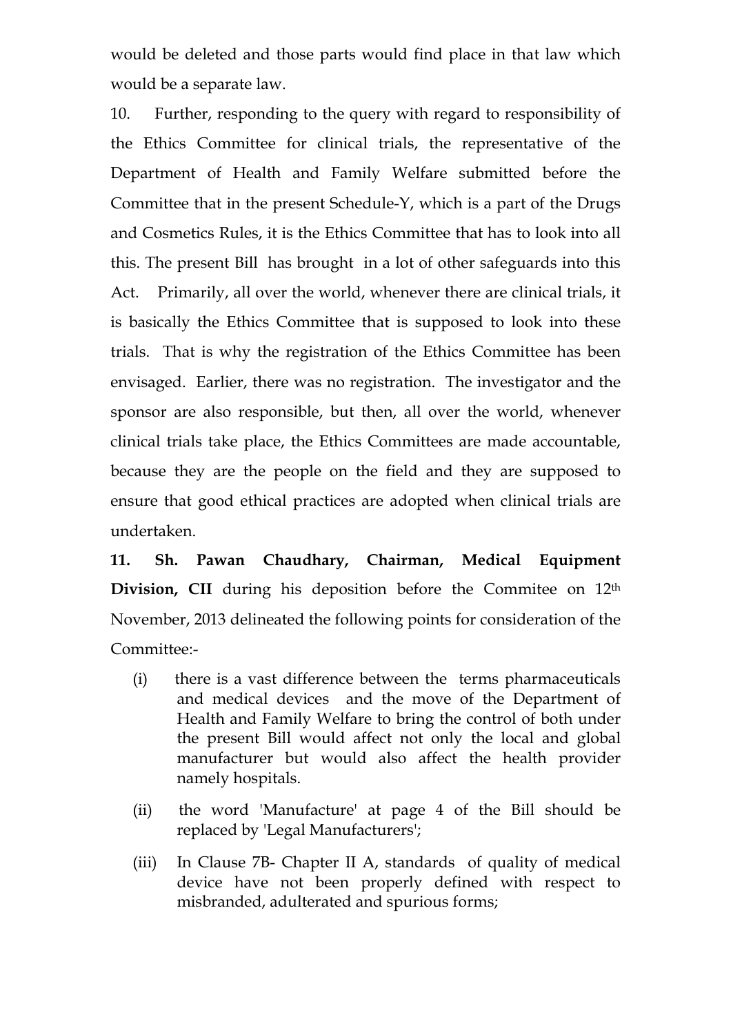would be deleted and those parts would find place in that law which would be a separate law.

10. Further, responding to the query with regard to responsibility of the Ethics Committee for clinical trials, the representative of the Department of Health and Family Welfare submitted before the Committee that in the present Schedule-Y, which is a part of the Drugs and Cosmetics Rules, it is the Ethics Committee that has to look into all this. The present Bill has brought in a lot of other safeguards into this Act. Primarily, all over the world, whenever there are clinical trials, it is basically the Ethics Committee that is supposed to look into these trials. That is why the registration of the Ethics Committee has been envisaged. Earlier, there was no registration. The investigator and the sponsor are also responsible, but then, all over the world, whenever clinical trials take place, the Ethics Committees are made accountable, because they are the people on the field and they are supposed to ensure that good ethical practices are adopted when clinical trials are undertaken.

**11. Sh. Pawan Chaudhary, Chairman, Medical Equipment Division, CII** during his deposition before the Commitee on 12th November, 2013 delineated the following points for consideration of the Committee:-

(i) there is a vast difference between the terms pharmaceuticals and medical devices and the move of the Department of Health and Family Welfare to bring the control of both under the present Bill would affect not only the local and global manufacturer but would also affect the health provider namely hospitals.

(ii) the word 'Manufacture' at page 4 of the Bill should be replaced by 'Legal Manufacturers';

(iii) In Clause 7B- Chapter II A, standards of quality of medical device have not been properly defined with respect to misbranded, adulterated and spurious forms;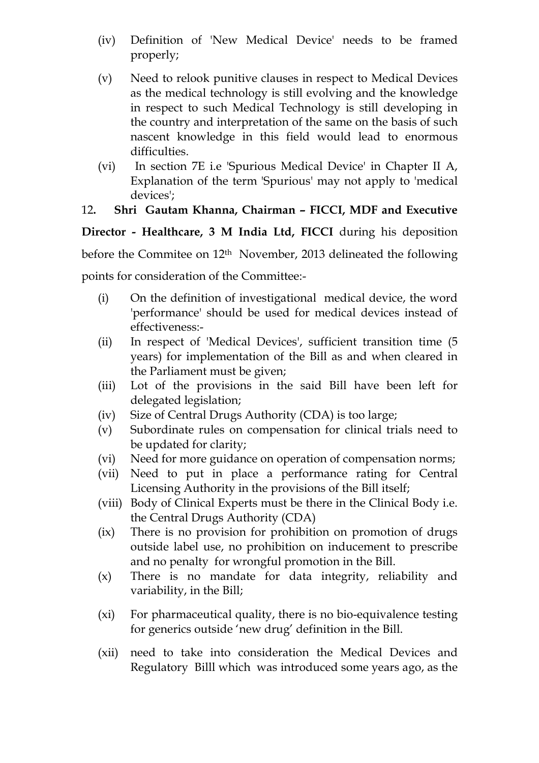(iv) Definition of 'New Medical Device' needs to be framed properly;

(v) Need to relook punitive clauses in respect to Medical Devices as the medical technology is still evolving and the knowledge in respect to such Medical Technology is still developing in the country and interpretation of the same on the basis of such nascent knowledge in this field would lead to enormous difficulties.

(vi) In section 7E i.e 'Spurious Medical Device' in Chapter II A, Explanation of the term 'Spurious' may not apply to 'medical devices';

12**. Shri Gautam Khanna, Chairman – FICCI, MDF and Executive Director - Healthcare, 3 M India Ltd, FICCI** during his deposition before the Commitee on 12th November, 2013 delineated the following points for consideration of the Committee:-

(i) On the definition of investigational medical device, the word 'performance' should be used for medical devices instead of effectiveness:-

(ii) In respect of 'Medical Devices', sufficient transition time (5 years) for implementation of the Bill as and when cleared in the Parliament must be given;

(iii) Lot of the provisions in the said Bill have been left for delegated legislation;

(iv) Size of Central Drugs Authority (CDA) is too large;

(v) Subordinate rules on compensation for clinical trials need to be updated for clarity;

(vi) Need for more guidance on operation of compensation norms;

(vii) Need to put in place a performance rating for Central Licensing Authority in the provisions of the Bill itself;

(viii) Body of Clinical Experts must be there in the Clinical Body i.e. the Central Drugs Authority (CDA)

(ix) There is no provision for prohibition on promotion of drugs outside label use, no prohibition on inducement to prescribe and no penalty for wrongful promotion in the Bill.

(x) There is no mandate for data integrity, reliability and variability, in the Bill;

(xi) For pharmaceutical quality, there is no bio-equivalence testing for generics outside 'new drug' definition in the Bill.

(xii) need to take into consideration the Medical Devices and Regulatory Billl which was introduced some years ago, as the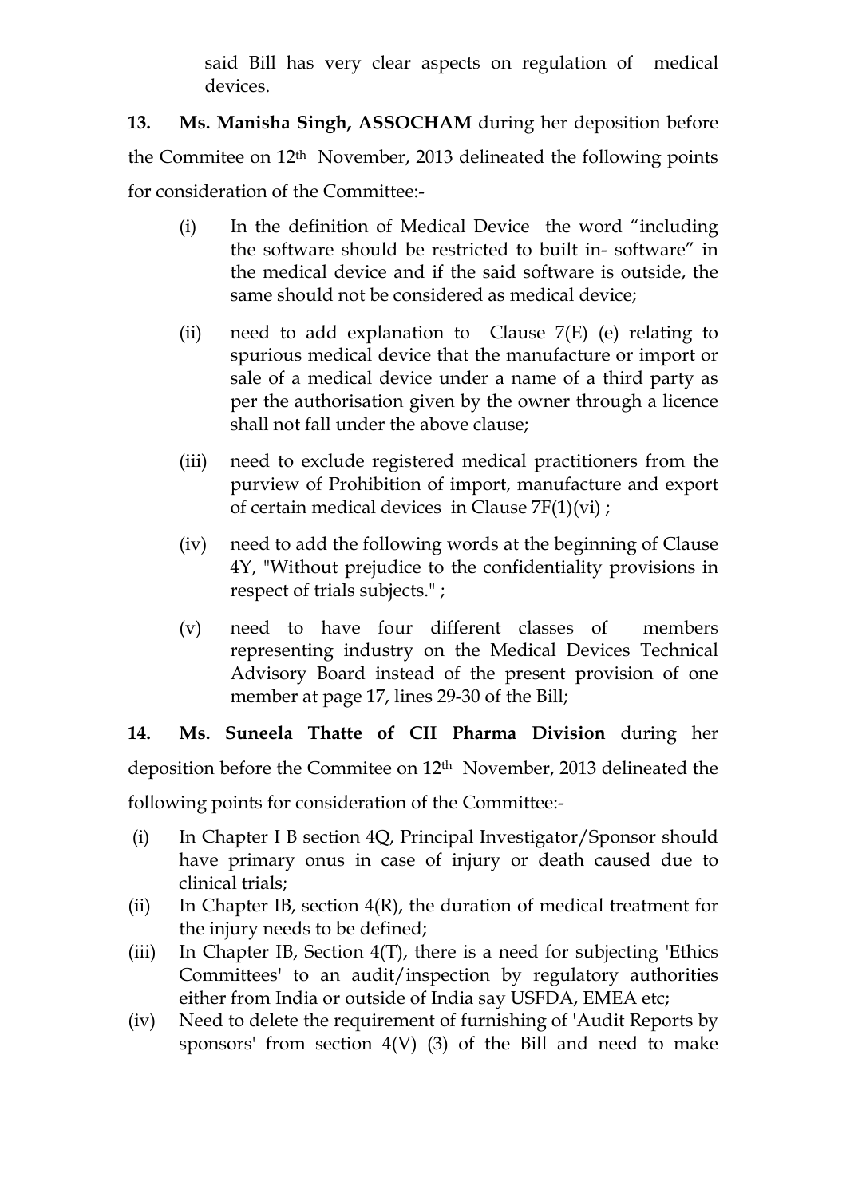said Bill has very clear aspects on regulation of medical devices.

**13. Ms. Manisha Singh, ASSOCHAM** during her deposition before the Commitee on 12th November, 2013 delineated the following points for consideration of the Committee:-

(i) In the definition of Medical Device the word "including the software should be restricted to built in- software" in the medical device and if the said software is outside, the same should not be considered as medical device;

(ii) need to add explanation to Clause 7(E) (e) relating to spurious medical device that the manufacture or import or sale of a medical device under a name of a third party as per the authorisation given by the owner through a licence shall not fall under the above clause;

(iii) need to exclude registered medical practitioners from the purview of Prohibition of import, manufacture and export of certain medical devices in Clause 7F(1)(vi) ;

(iv) need to add the following words at the beginning of Clause 4Y, "Without prejudice to the confidentiality provisions in respect of trials subjects." ;

(v) need to have four different classes of members representing industry on the Medical Devices Technical Advisory Board instead of the present provision of one member at page 17, lines 29-30 of the Bill;

**14. Ms. Suneela Thatte of CII Pharma Division** during her deposition before the Commitee on 12th November, 2013 delineated the following points for consideration of the Committee:-

(i) In Chapter I B section 4Q, Principal Investigator/Sponsor should have primary onus in case of injury or death caused due to clinical trials;

(ii) In Chapter IB, section 4(R), the duration of medical treatment for the injury needs to be defined;

(iii) In Chapter IB, Section 4(T), there is a need for subjecting 'Ethics Committees' to an audit/inspection by regulatory authorities either from India or outside of India say USFDA, EMEA etc;

(iv) Need to delete the requirement of furnishing of 'Audit Reports by sponsors' from section 4(V) (3) of the Bill and need to make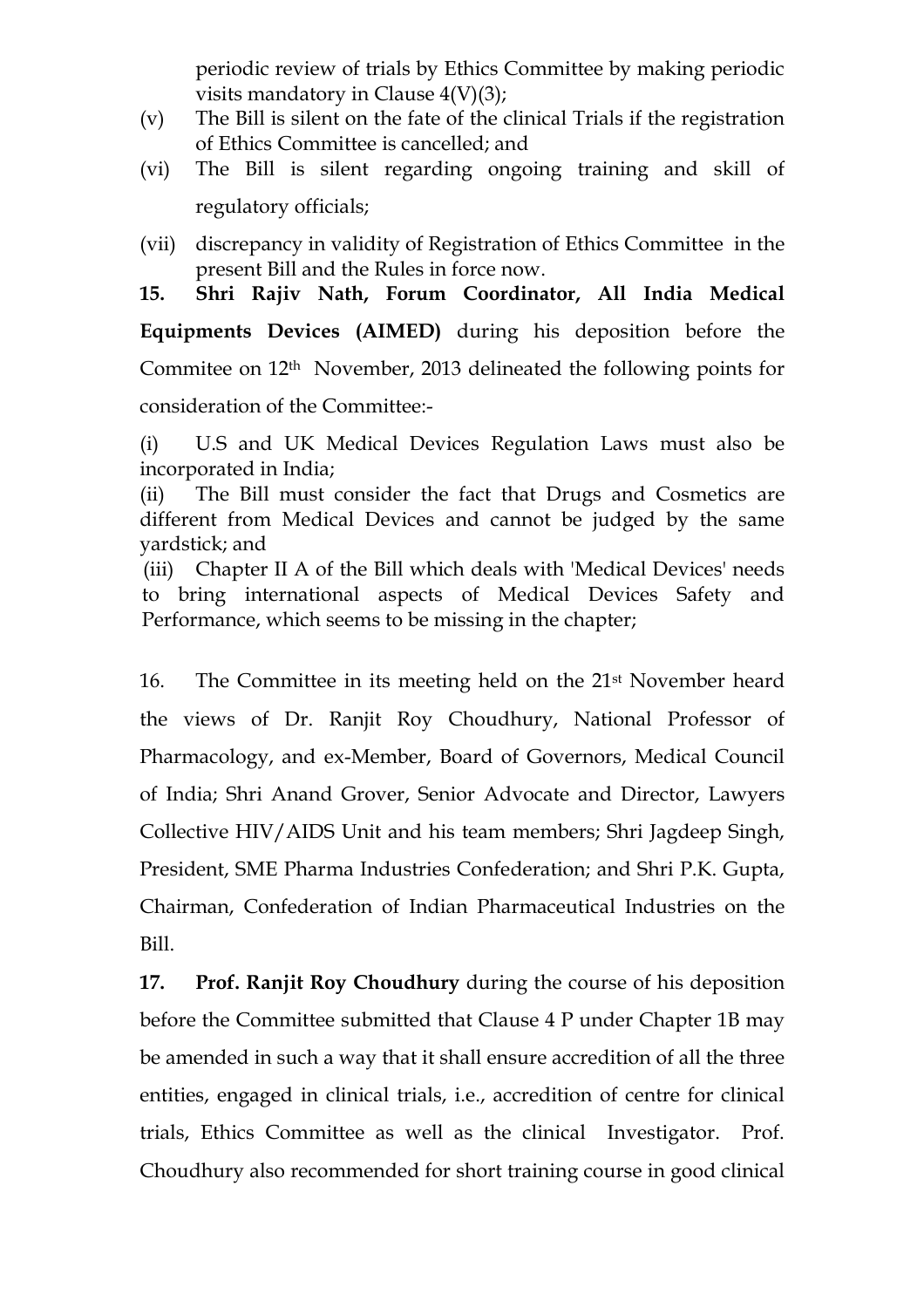periodic review of trials by Ethics Committee by making periodic visits mandatory in Clause 4(V)(3);

(v) The Bill is silent on the fate of the clinical Trials if the registration of Ethics Committee is cancelled; and

(vi) The Bill is silent regarding ongoing training and skill of regulatory officials;

(vii) discrepancy in validity of Registration of Ethics Committee in the present Bill and the Rules in force now.

**15. Shri Rajiv Nath, Forum Coordinator, All India Medical Equipments Devices (AIMED)** during his deposition before the Commitee on 12th November, 2013 delineated the following points for consideration of the Committee:-

(i) U.S and UK Medical Devices Regulation Laws must also be incorporated in India;

(ii) The Bill must consider the fact that Drugs and Cosmetics are different from Medical Devices and cannot be judged by the same yardstick; and

(iii) Chapter II A of the Bill which deals with 'Medical Devices' needs to bring international aspects of Medical Devices Safety and Performance, which seems to be missing in the chapter;

16. The Committee in its meeting held on the 21st November heard the views of Dr. Ranjit Roy Choudhury, National Professor of Pharmacology, and ex-Member, Board of Governors, Medical Council of India; Shri Anand Grover, Senior Advocate and Director, Lawyers Collective HIV/AIDS Unit and his team members; Shri Jagdeep Singh, President, SME Pharma Industries Confederation; and Shri P.K. Gupta, Chairman, Confederation of Indian Pharmaceutical Industries on the Bill.

**17. Prof. Ranjit Roy Choudhury** during the course of his deposition before the Committee submitted that Clause 4 P under Chapter 1B may be amended in such a way that it shall ensure accredition of all the three entities, engaged in clinical trials, i.e., accredition of centre for clinical trials, Ethics Committee as well as the clinical Investigator. Prof. Choudhury also recommended for short training course in good clinical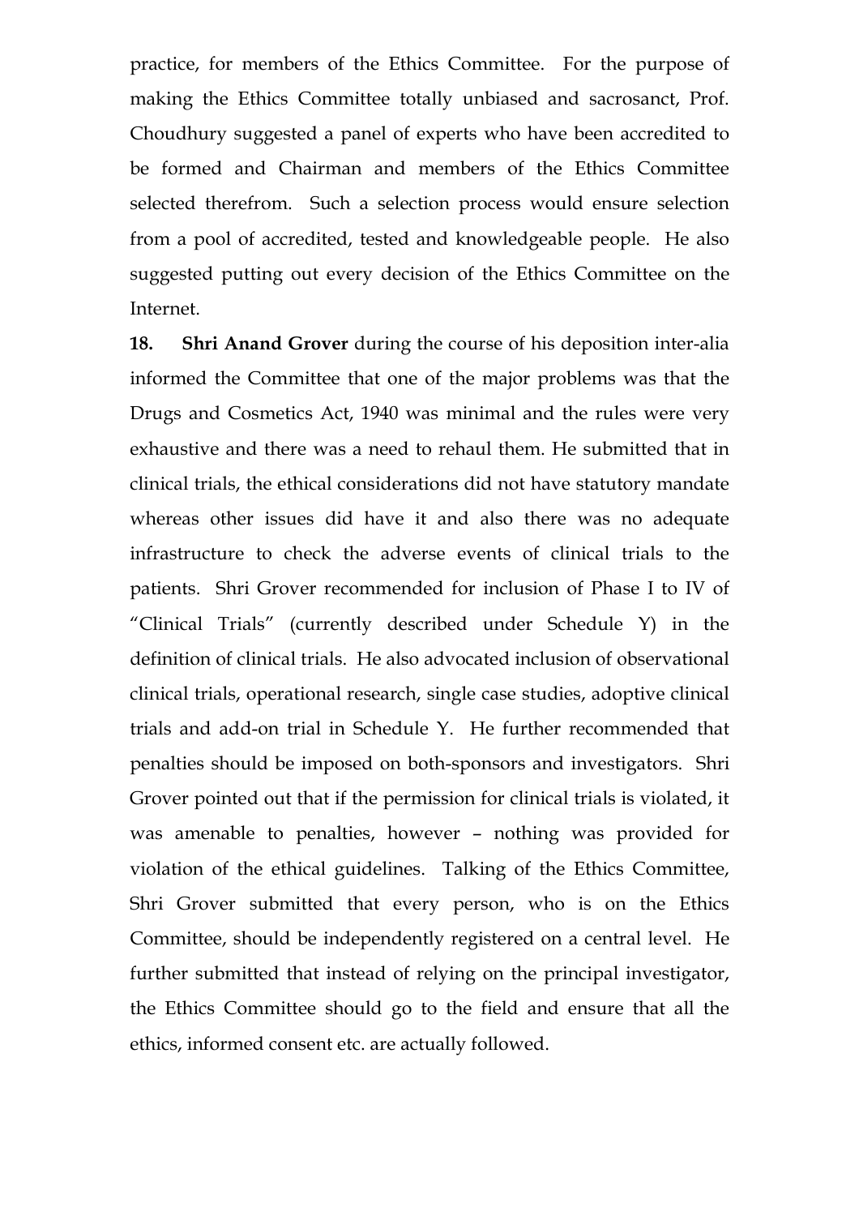practice, for members of the Ethics Committee. For the purpose of making the Ethics Committee totally unbiased and sacrosanct, Prof. Choudhury suggested a panel of experts who have been accredited to be formed and Chairman and members of the Ethics Committee selected therefrom. Such a selection process would ensure selection from a pool of accredited, tested and knowledgeable people. He also suggested putting out every decision of the Ethics Committee on the Internet.

**18. Shri Anand Grover** during the course of his deposition inter-alia informed the Committee that one of the major problems was that the Drugs and Cosmetics Act, 1940 was minimal and the rules were very exhaustive and there was a need to rehaul them. He submitted that in clinical trials, the ethical considerations did not have statutory mandate whereas other issues did have it and also there was no adequate infrastructure to check the adverse events of clinical trials to the patients. Shri Grover recommended for inclusion of Phase I to IV of "Clinical Trials" (currently described under Schedule Y) in the definition of clinical trials. He also advocated inclusion of observational clinical trials, operational research, single case studies, adoptive clinical trials and add-on trial in Schedule Y. He further recommended that penalties should be imposed on both-sponsors and investigators. Shri Grover pointed out that if the permission for clinical trials is violated, it was amenable to penalties, however – nothing was provided for violation of the ethical guidelines. Talking of the Ethics Committee, Shri Grover submitted that every person, who is on the Ethics Committee, should be independently registered on a central level. He further submitted that instead of relying on the principal investigator, the Ethics Committee should go to the field and ensure that all the ethics, informed consent etc. are actually followed.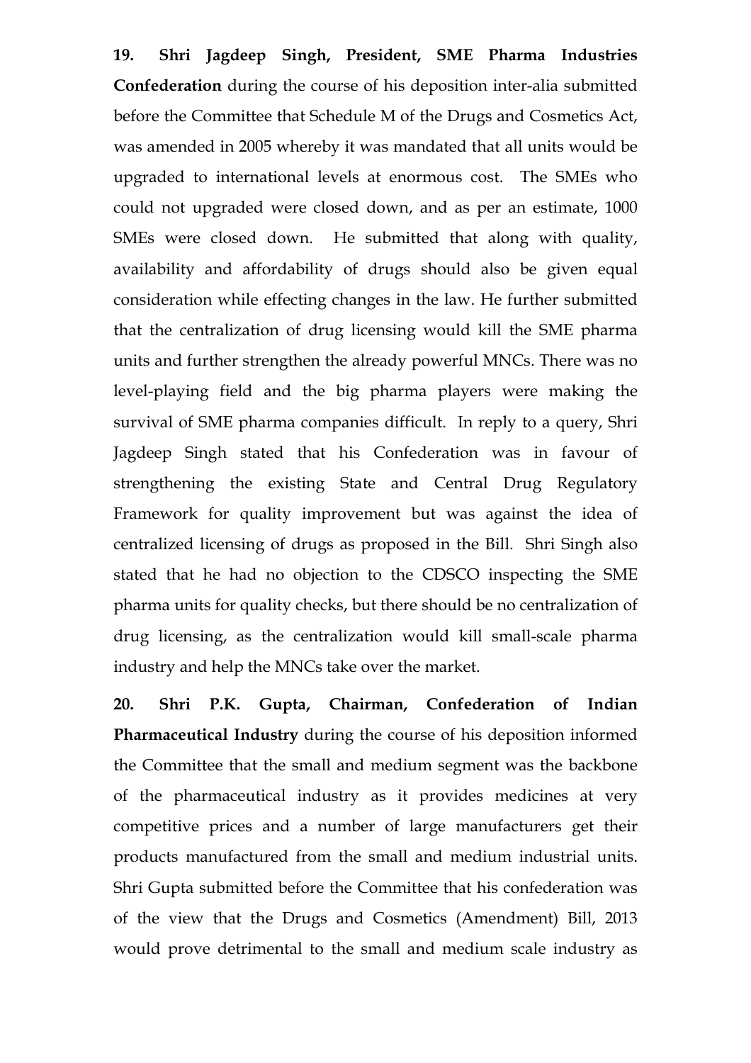**19. Shri Jagdeep Singh, President, SME Pharma Industries Confederation** during the course of his deposition inter-alia submitted before the Committee that Schedule M of the Drugs and Cosmetics Act, was amended in 2005 whereby it was mandated that all units would be upgraded to international levels at enormous cost. The SMEs who could not upgraded were closed down, and as per an estimate, 1000 SMEs were closed down. He submitted that along with quality, availability and affordability of drugs should also be given equal consideration while effecting changes in the law. He further submitted that the centralization of drug licensing would kill the SME pharma units and further strengthen the already powerful MNCs. There was no level-playing field and the big pharma players were making the survival of SME pharma companies difficult. In reply to a query, Shri Jagdeep Singh stated that his Confederation was in favour of strengthening the existing State and Central Drug Regulatory Framework for quality improvement but was against the idea of centralized licensing of drugs as proposed in the Bill. Shri Singh also stated that he had no objection to the CDSCO inspecting the SME pharma units for quality checks, but there should be no centralization of drug licensing, as the centralization would kill small-scale pharma industry and help the MNCs take over the market.

**20. Shri P.K. Gupta, Chairman, Confederation of Indian Pharmaceutical Industry** during the course of his deposition informed the Committee that the small and medium segment was the backbone of the pharmaceutical industry as it provides medicines at very competitive prices and a number of large manufacturers get their products manufactured from the small and medium industrial units. Shri Gupta submitted before the Committee that his confederation was of the view that the Drugs and Cosmetics (Amendment) Bill, 2013 would prove detrimental to the small and medium scale industry as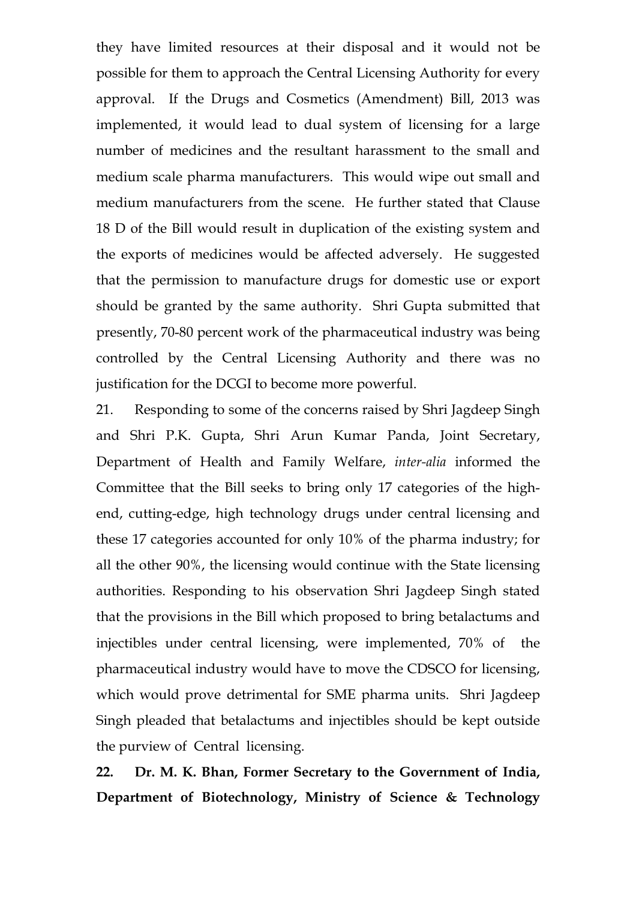they have limited resources at their disposal and it would not be possible for them to approach the Central Licensing Authority for every approval. If the Drugs and Cosmetics (Amendment) Bill, 2013 was implemented, it would lead to dual system of licensing for a large number of medicines and the resultant harassment to the small and medium scale pharma manufacturers. This would wipe out small and medium manufacturers from the scene. He further stated that Clause 18 D of the Bill would result in duplication of the existing system and the exports of medicines would be affected adversely. He suggested that the permission to manufacture drugs for domestic use or export should be granted by the same authority. Shri Gupta submitted that presently, 70-80 percent work of the pharmaceutical industry was being controlled by the Central Licensing Authority and there was no justification for the DCGI to become more powerful.

21. Responding to some of the concerns raised by Shri Jagdeep Singh and Shri P.K. Gupta, Shri Arun Kumar Panda, Joint Secretary, Department of Health and Family Welfare, *inter-alia* informed the Committee that the Bill seeks to bring only 17 categories of the high-end, cutting-edge, high technology drugs under central licensing and these 17 categories accounted for only 10% of the pharma industry; for all the other 90%, the licensing would continue with the State licensing authorities. Responding to his observation Shri Jagdeep Singh stated that the provisions in the Bill which proposed to bring betalactums and injectibles under central licensing, were implemented, 70% of the pharmaceutical industry would have to move the CDSCO for licensing, which would prove detrimental for SME pharma units. Shri Jagdeep Singh pleaded that betalactums and injectibles should be kept outside the purview of Central licensing.

**22. Dr. M. K. Bhan, Former Secretary to the Government of India, Department of Biotechnology, Ministry of Science & Technology**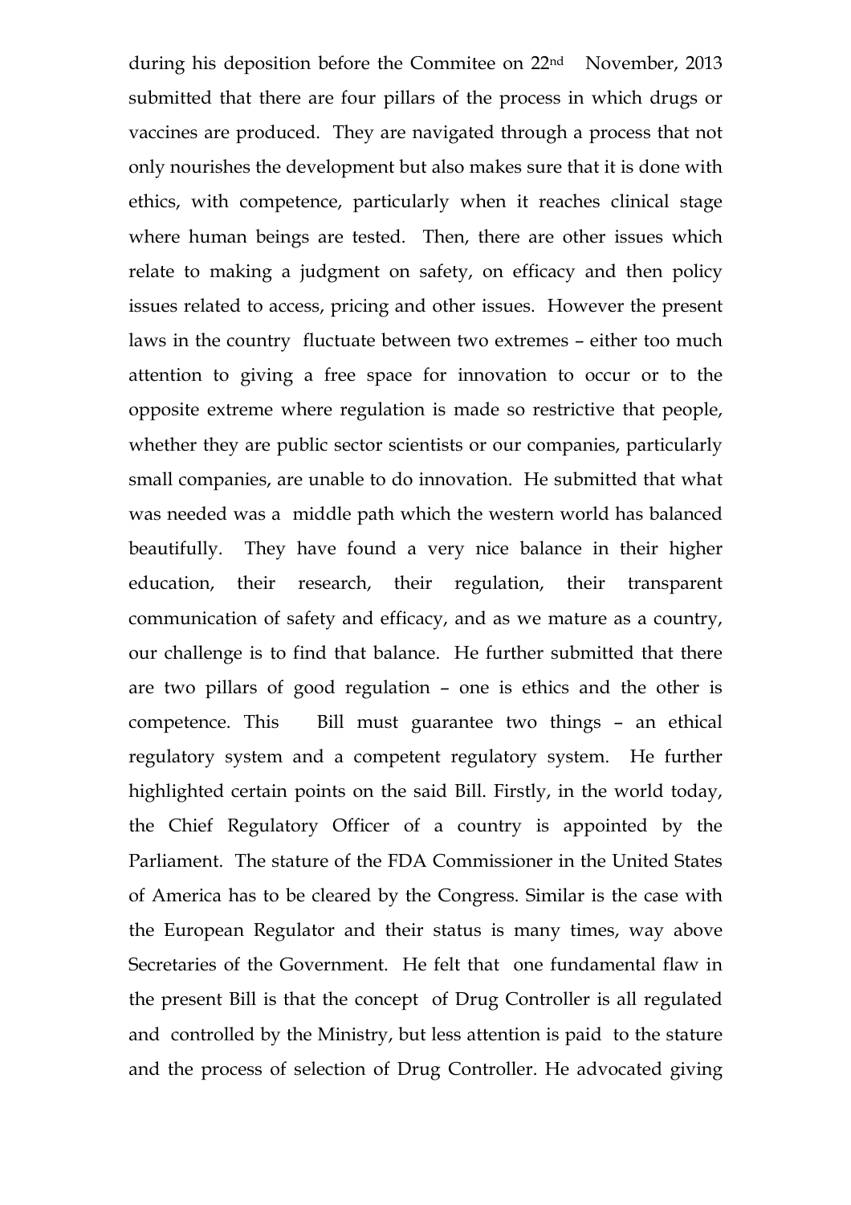during his deposition before the Commitee on 22nd November, 2013 submitted that there are four pillars of the process in which drugs or vaccines are produced. They are navigated through a process that not only nourishes the development but also makes sure that it is done with ethics, with competence, particularly when it reaches clinical stage where human beings are tested. Then, there are other issues which relate to making a judgment on safety, on efficacy and then policy issues related to access, pricing and other issues. However the present laws in the country fluctuate between two extremes – either too much attention to giving a free space for innovation to occur or to the opposite extreme where regulation is made so restrictive that people, whether they are public sector scientists or our companies, particularly small companies, are unable to do innovation. He submitted that what was needed was a middle path which the western world has balanced beautifully. They have found a very nice balance in their higher education, their research, their regulation, their transparent communication of safety and efficacy, and as we mature as a country, our challenge is to find that balance. He further submitted that there are two pillars of good regulation – one is ethics and the other is competence. This Bill must guarantee two things – an ethical regulatory system and a competent regulatory system. He further highlighted certain points on the said Bill. Firstly, in the world today, the Chief Regulatory Officer of a country is appointed by the Parliament. The stature of the FDA Commissioner in the United States of America has to be cleared by the Congress. Similar is the case with the European Regulator and their status is many times, way above Secretaries of the Government. He felt that one fundamental flaw in the present Bill is that the concept of Drug Controller is all regulated and controlled by the Ministry, but less attention is paid to the stature and the process of selection of Drug Controller. He advocated giving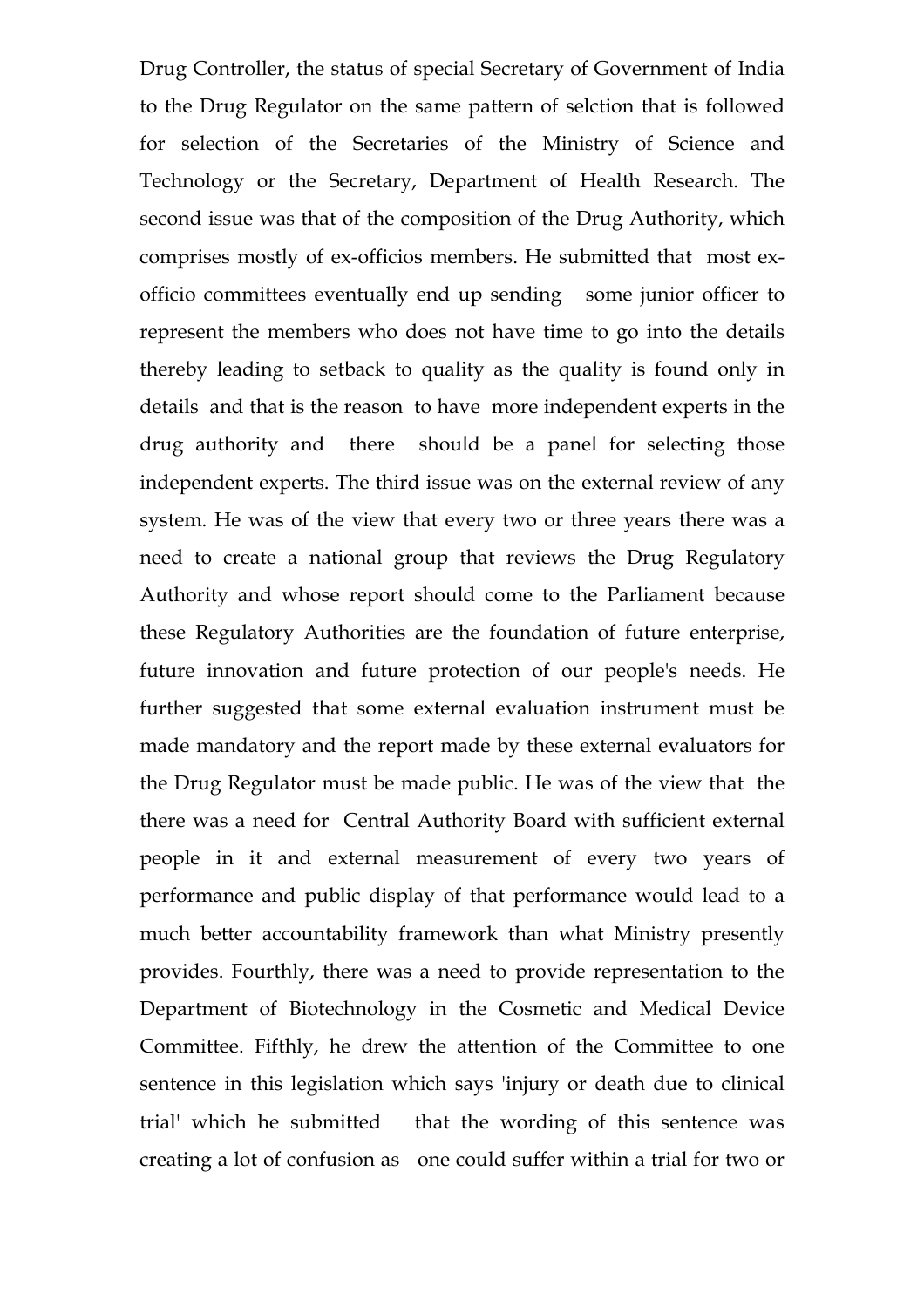Drug Controller, the status of special Secretary of Government of India to the Drug Regulator on the same pattern of selction that is followed for selection of the Secretaries of the Ministry of Science and Technology or the Secretary, Department of Health Research. The second issue was that of the composition of the Drug Authority, which comprises mostly of ex-officios members. He submitted that most ex-officio committees eventually end up sending some junior officer to represent the members who does not have time to go into the details thereby leading to setback to quality as the quality is found only in details and that is the reason to have more independent experts in the drug authority and there should be a panel for selecting those independent experts. The third issue was on the external review of any system. He was of the view that every two or three years there was a need to create a national group that reviews the Drug Regulatory Authority and whose report should come to the Parliament because these Regulatory Authorities are the foundation of future enterprise, future innovation and future protection of our people's needs. He further suggested that some external evaluation instrument must be made mandatory and the report made by these external evaluators for the Drug Regulator must be made public. He was of the view that the there was a need for Central Authority Board with sufficient external people in it and external measurement of every two years of performance and public display of that performance would lead to a much better accountability framework than what Ministry presently provides. Fourthly, there was a need to provide representation to the Department of Biotechnology in the Cosmetic and Medical Device Committee. Fifthly, he drew the attention of the Committee to one sentence in this legislation which says 'injury or death due to clinical trial' which he submitted that the wording of this sentence was creating a lot of confusion as one could suffer within a trial for two or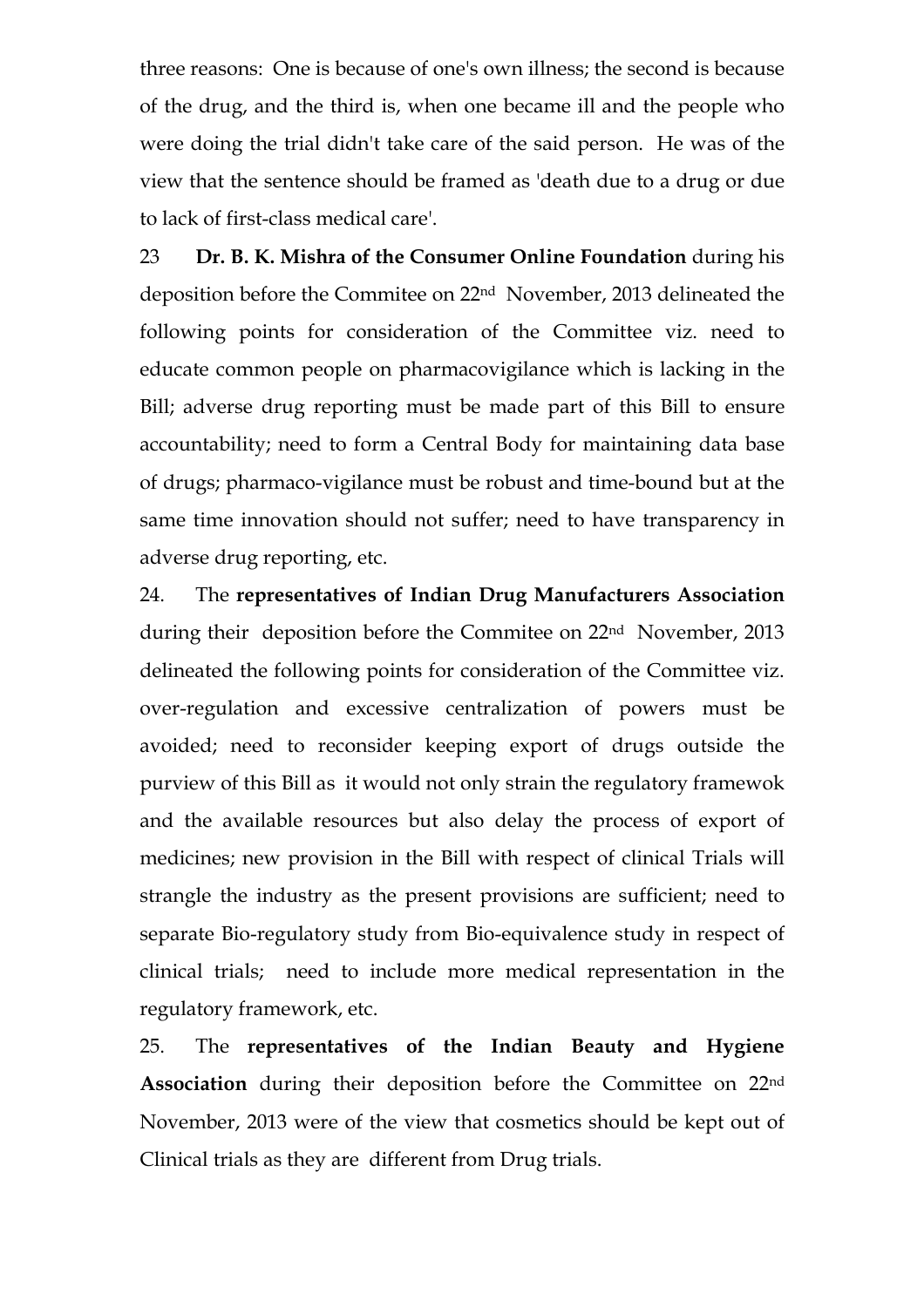three reasons: One is because of one's own illness; the second is because of the drug, and the third is, when one became ill and the people who were doing the trial didn't take care of the said person. He was of the view that the sentence should be framed as 'death due to a drug or due to lack of first-class medical care'.

23 **Dr. B. K. Mishra of the Consumer Online Foundation** during his deposition before the Commitee on 22nd November, 2013 delineated the following points for consideration of the Committee viz. need to educate common people on pharmacovigilance which is lacking in the Bill; adverse drug reporting must be made part of this Bill to ensure accountability; need to form a Central Body for maintaining data base of drugs; pharmaco-vigilance must be robust and time-bound but at the same time innovation should not suffer; need to have transparency in adverse drug reporting, etc.

24. The **representatives of Indian Drug Manufacturers Association** during their deposition before the Commitee on 22nd November, 2013 delineated the following points for consideration of the Committee viz. over-regulation and excessive centralization of powers must be avoided; need to reconsider keeping export of drugs outside the purview of this Bill as it would not only strain the regulatory framewok and the available resources but also delay the process of export of medicines; new provision in the Bill with respect of clinical Trials will strangle the industry as the present provisions are sufficient; need to separate Bio-regulatory study from Bio-equivalence study in respect of clinical trials; need to include more medical representation in the regulatory framework, etc.

25. The **representatives of the Indian Beauty and Hygiene Association** during their deposition before the Committee on 22nd November, 2013 were of the view that cosmetics should be kept out of Clinical trials as they are different from Drug trials.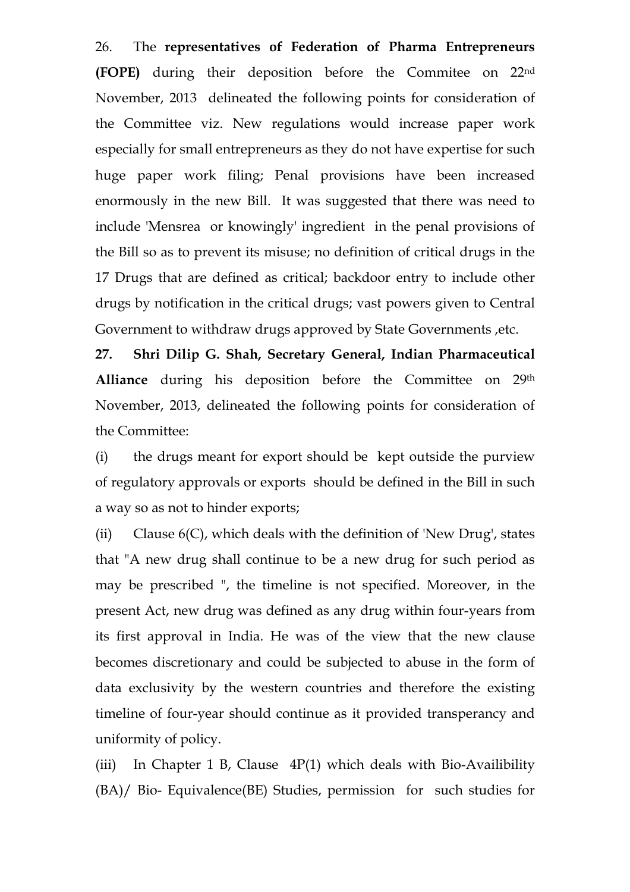26. The **representatives of Federation of Pharma Entrepreneurs (FOPE)** during their deposition before the Commitee on 22nd November, 2013 delineated the following points for consideration of the Committee viz. New regulations would increase paper work especially for small entrepreneurs as they do not have expertise for such huge paper work filing; Penal provisions have been increased enormously in the new Bill. It was suggested that there was need to include 'Mensrea or knowingly' ingredient in the penal provisions of the Bill so as to prevent its misuse; no definition of critical drugs in the 17 Drugs that are defined as critical; backdoor entry to include other drugs by notification in the critical drugs; vast powers given to Central Government to withdraw drugs approved by State Governments ,etc.

**27. Shri Dilip G. Shah, Secretary General, Indian Pharmaceutical Alliance** during his deposition before the Committee on 29th November, 2013, delineated the following points for consideration of the Committee:

(i) the drugs meant for export should be kept outside the purview of regulatory approvals or exports should be defined in the Bill in such a way so as not to hinder exports;

(ii) Clause 6(C), which deals with the definition of 'New Drug', states that "A new drug shall continue to be a new drug for such period as may be prescribed ", the timeline is not specified. Moreover, in the present Act, new drug was defined as any drug within four-years from its first approval in India. He was of the view that the new clause becomes discretionary and could be subjected to abuse in the form of data exclusivity by the western countries and therefore the existing timeline of four-year should continue as it provided transperancy and uniformity of policy.

(iii) In Chapter 1 B, Clause 4P(1) which deals with Bio-Availibility (BA)/ Bio- Equivalence(BE) Studies, permission for such studies for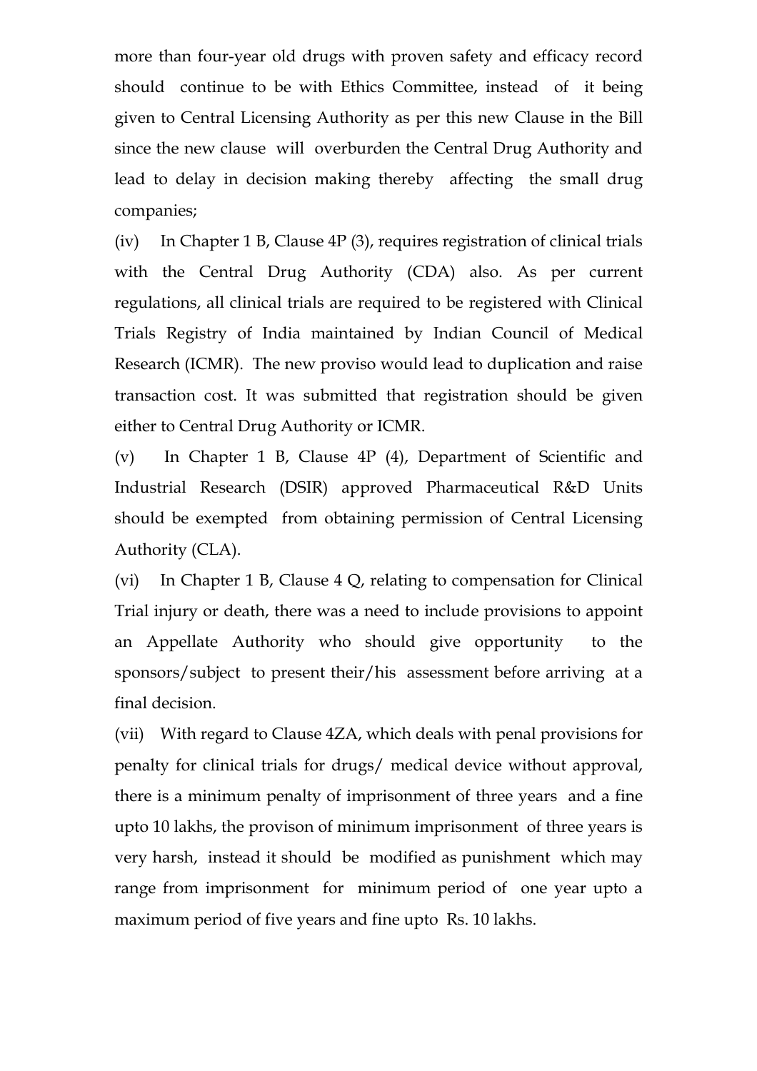more than four-year old drugs with proven safety and efficacy record should continue to be with Ethics Committee, instead of it being given to Central Licensing Authority as per this new Clause in the Bill since the new clause will overburden the Central Drug Authority and lead to delay in decision making thereby affecting the small drug companies;

(iv) In Chapter 1 B, Clause 4P (3), requires registration of clinical trials with the Central Drug Authority (CDA) also. As per current regulations, all clinical trials are required to be registered with Clinical Trials Registry of India maintained by Indian Council of Medical Research (ICMR). The new proviso would lead to duplication and raise transaction cost. It was submitted that registration should be given either to Central Drug Authority or ICMR.

(v) In Chapter 1 B, Clause 4P (4), Department of Scientific and Industrial Research (DSIR) approved Pharmaceutical R&D Units should be exempted from obtaining permission of Central Licensing Authority (CLA).

(vi) In Chapter 1 B, Clause 4 Q, relating to compensation for Clinical Trial injury or death, there was a need to include provisions to appoint an Appellate Authority who should give opportunity to the sponsors/subject to present their/his assessment before arriving at a final decision.

(vii) With regard to Clause 4ZA, which deals with penal provisions for penalty for clinical trials for drugs/ medical device without approval, there is a minimum penalty of imprisonment of three years and a fine upto 10 lakhs, the provison of minimum imprisonment of three years is very harsh, instead it should be modified as punishment which may range from imprisonment for minimum period of one year upto a maximum period of five years and fine upto Rs. 10 lakhs.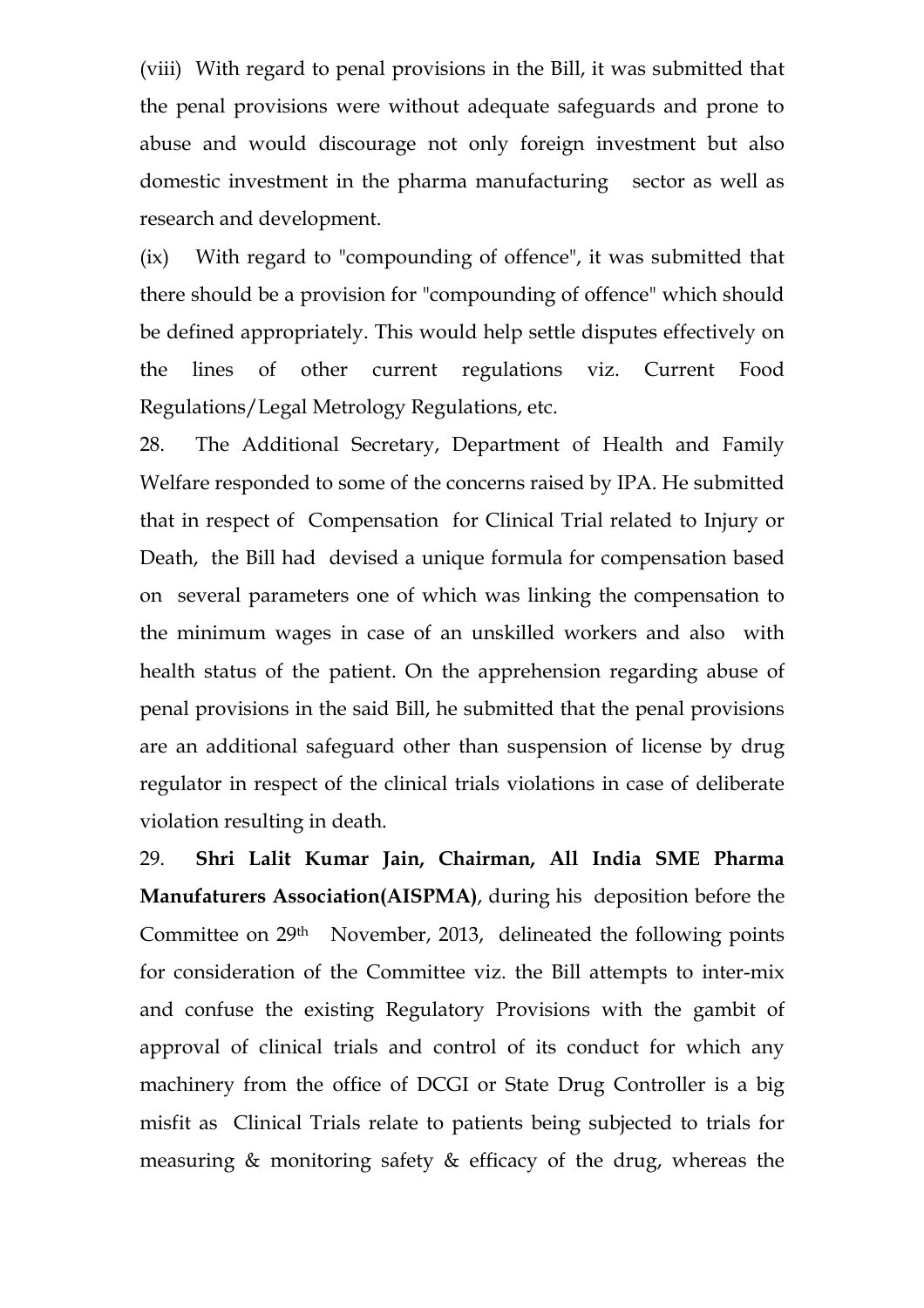(viii) With regard to penal provisions in the Bill, it was submitted that the penal provisions were without adequate safeguards and prone to abuse and would discourage not only foreign investment but also domestic investment in the pharma manufacturing sector as well as research and development.

(ix) With regard to "compounding of offence", it was submitted that there should be a provision for "compounding of offence" which should be defined appropriately. This would help settle disputes effectively on the lines of other current regulations viz. Current Food Regulations/Legal Metrology Regulations, etc.

28. The Additional Secretary, Department of Health and Family Welfare responded to some of the concerns raised by IPA. He submitted that in respect of Compensation for Clinical Trial related to Injury or Death, the Bill had devised a unique formula for compensation based on several parameters one of which was linking the compensation to the minimum wages in case of an unskilled workers and also with health status of the patient. On the apprehension regarding abuse of penal provisions in the said Bill, he submitted that the penal provisions are an additional safeguard other than suspension of license by drug regulator in respect of the clinical trials violations in case of deliberate violation resulting in death.

29. **Shri Lalit Kumar Jain, Chairman, All India SME Pharma Manufaturers Association(AISPMA)**, during his deposition before the Committee on 29th November, 2013, delineated the following points for consideration of the Committee viz. the Bill attempts to inter-mix and confuse the existing Regulatory Provisions with the gambit of approval of clinical trials and control of its conduct for which any machinery from the office of DCGI or State Drug Controller is a big misfit as Clinical Trials relate to patients being subjected to trials for measuring & monitoring safety & efficacy of the drug, whereas the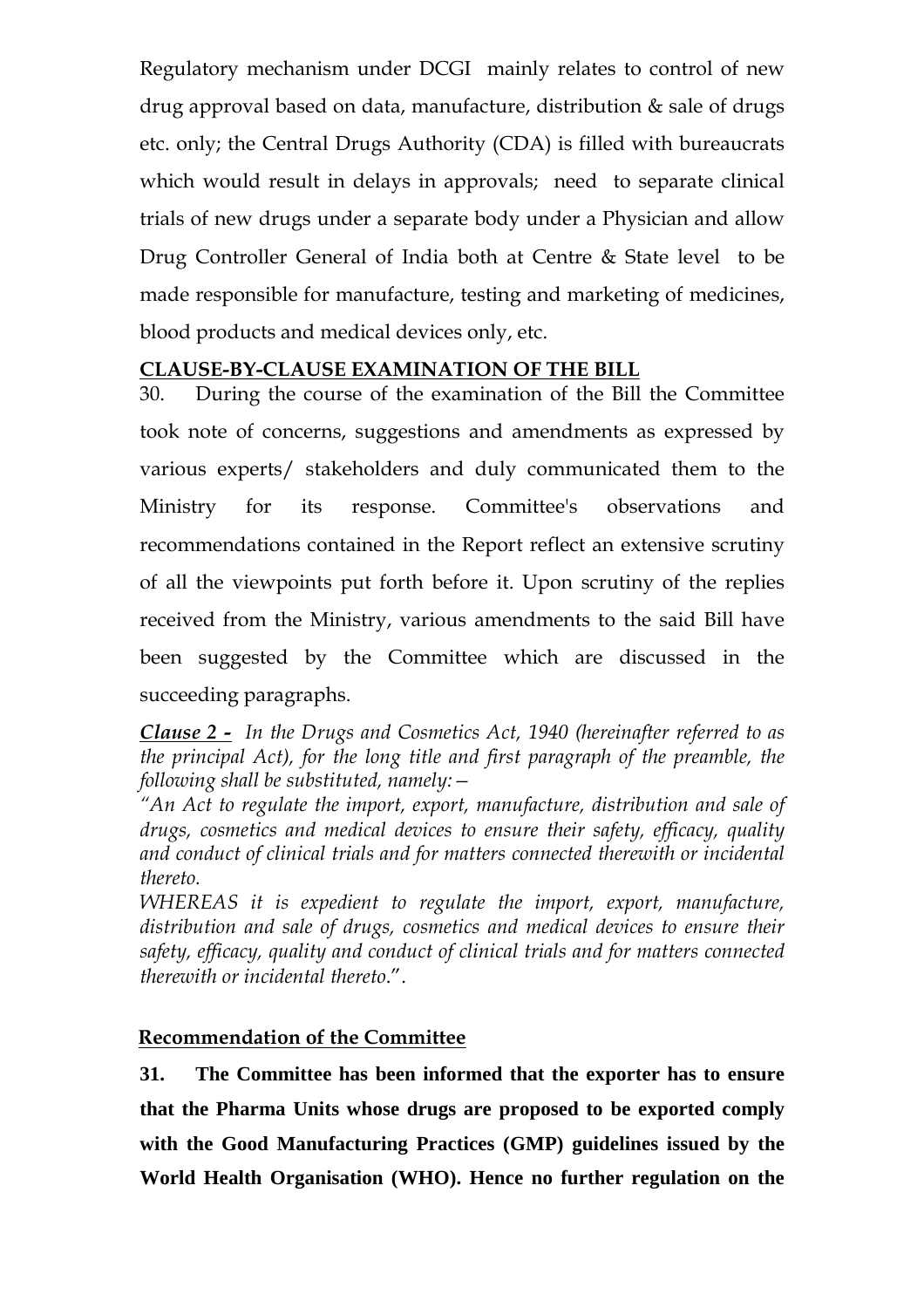Regulatory mechanism under DCGI mainly relates to control of new drug approval based on data, manufacture, distribution & sale of drugs etc. only; the Central Drugs Authority (CDA) is filled with bureaucrats which would result in delays in approvals; need to separate clinical trials of new drugs under a separate body under a Physician and allow Drug Controller General of India both at Centre & State level to be made responsible for manufacture, testing and marketing of medicines, blood products and medical devices only, etc.

## CLAUSE-BY-CLAUSE EXAMINATION OF THE BILL

30. During the course of the examination of the Bill the Committee took note of concerns, suggestions and amendments as expressed by various experts/ stakeholders and duly communicated them to the Ministry for its response. Committee's observations and recommendations contained in the Report reflect an extensive scrutiny of all the viewpoints put forth before it. Upon scrutiny of the replies received from the Ministry, various amendments to the said Bill have been suggested by the Committee which are discussed in the succeeding paragraphs.

***Clause 2 -*** *In the Drugs and Cosmetics Act, 1940 (hereinafter referred to as the principal Act), for the long title and first paragraph of the preamble, the following shall be substituted, namely:—*

*"An Act to regulate the import, export, manufacture, distribution and sale of drugs, cosmetics and medical devices to ensure their safety, efficacy, quality and conduct of clinical trials and for matters connected therewith or incidental thereto.*

*WHEREAS it is expedient to regulate the import, export, manufacture, distribution and sale of drugs, cosmetics and medical devices to ensure their safety, efficacy, quality and conduct of clinical trials and for matters connected therewith or incidental thereto*.".

### Recommendation of the Committee

**31. The Committee has been informed that the exporter has to ensure that the Pharma Units whose drugs are proposed to be exported comply with the Good Manufacturing Practices (GMP) guidelines issued by the World Health Organisation (WHO). Hence no further regulation on the**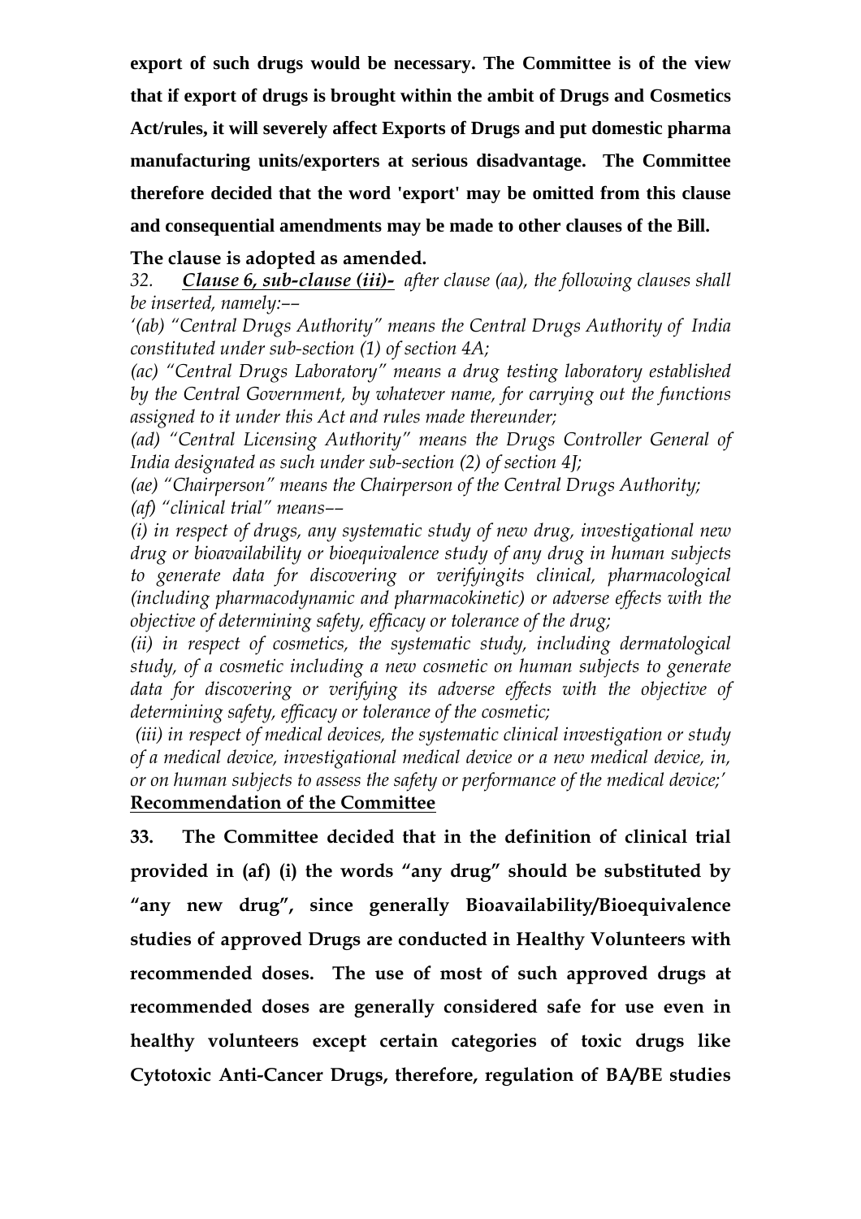**export of such drugs would be necessary. The Committee is of the view that if export of drugs is brought within the ambit of Drugs and Cosmetics Act/rules, it will severely affect Exports of Drugs and put domestic pharma manufacturing units/exporters at serious disadvantage. The Committee therefore decided that the word 'export' may be omitted from this clause and consequential amendments may be made to other clauses of the Bill.**

**The clause is adopted as amended.**

*32. **Clause 6, sub-clause (iii)-** after clause (aa), the following clauses shall be inserted, namely:––*

*'(ab) "Central Drugs Authority" means the Central Drugs Authority of India constituted under sub-section (1) of section 4A;*

*(ac) "Central Drugs Laboratory" means a drug testing laboratory established by the Central Government, by whatever name, for carrying out the functions assigned to it under this Act and rules made thereunder;*

*(ad) "Central Licensing Authority" means the Drugs Controller General of India designated as such under sub-section (2) of section 4J;*

*(ae) "Chairperson" means the Chairperson of the Central Drugs Authority;*

*(af) "clinical trial" means––*

*(i) in respect of drugs, any systematic study of new drug, investigational new drug or bioavailability or bioequivalence study of any drug in human subjects to generate data for discovering or verifyingits clinical, pharmacological (including pharmacodynamic and pharmacokinetic) or adverse effects with the objective of determining safety, efficacy or tolerance of the drug;*

*(ii) in respect of cosmetics, the systematic study, including dermatological study, of a cosmetic including a new cosmetic on human subjects to generate data for discovering or verifying its adverse effects with the objective of determining safety, efficacy or tolerance of the cosmetic;*

*(iii) in respect of medical devices, the systematic clinical investigation or study of a medical device, investigational medical device or a new medical device, in, or on human subjects to assess the safety or performance of the medical device;'*

**<u>Recommendation of the Committee</u>**

**33. The Committee decided that in the definition of clinical trial provided in (af) (i) the words "any drug" should be substituted by "any new drug", since generally Bioavailability/Bioequivalence studies of approved Drugs are conducted in Healthy Volunteers with recommended doses. The use of most of such approved drugs at recommended doses are generally considered safe for use even in healthy volunteers except certain categories of toxic drugs like Cytotoxic Anti-Cancer Drugs, therefore, regulation of BA/BE studies**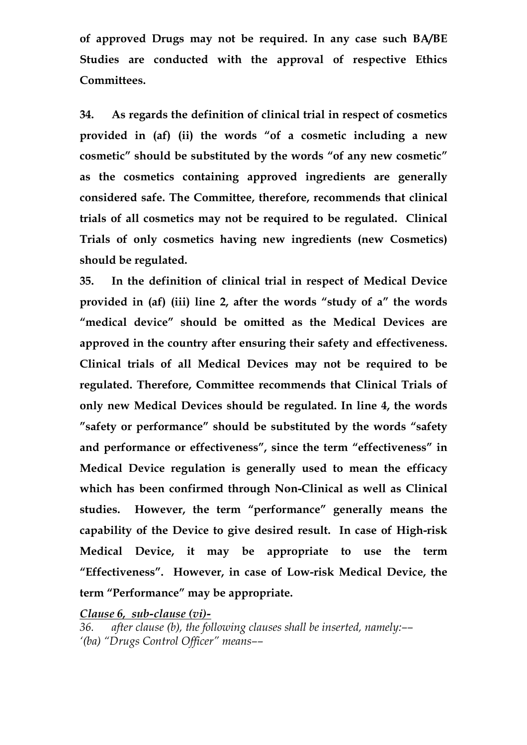**of approved Drugs may not be required. In any case such BA/BE Studies are conducted with the approval of respective Ethics Committees.**

**34. As regards the definition of clinical trial in respect of cosmetics provided in (af) (ii) the words "of a cosmetic including a new cosmetic" should be substituted by the words "of any new cosmetic" as the cosmetics containing approved ingredients are generally considered safe. The Committee, therefore, recommends that clinical trials of all cosmetics may not be required to be regulated. Clinical Trials of only cosmetics having new ingredients (new Cosmetics) should be regulated.**

**35. In the definition of clinical trial in respect of Medical Device provided in (af) (iii) line 2, after the words "study of a" the words "medical device" should be omitted as the Medical Devices are approved in the country after ensuring their safety and effectiveness. Clinical trials of all Medical Devices may not be required to be regulated. Therefore, Committee recommends that Clinical Trials of only new Medical Devices should be regulated. In line 4, the words "safety or performance" should be substituted by the words "safety and performance or effectiveness", since the term "effectiveness" in Medical Device regulation is generally used to mean the efficacy which has been confirmed through Non-Clinical as well as Clinical studies. However, the term "performance" generally means the capability of the Device to give desired result. In case of High-risk Medical Device, it may be appropriate to use the term "Effectiveness". However, in case of Low-risk Medical Device, the term "Performance" may be appropriate.**

***Clause 6, sub-clause (vi)-***

*36. after clause (b), the following clauses shall be inserted, namely:––*
*'(ba) "Drugs Control Officer" means––*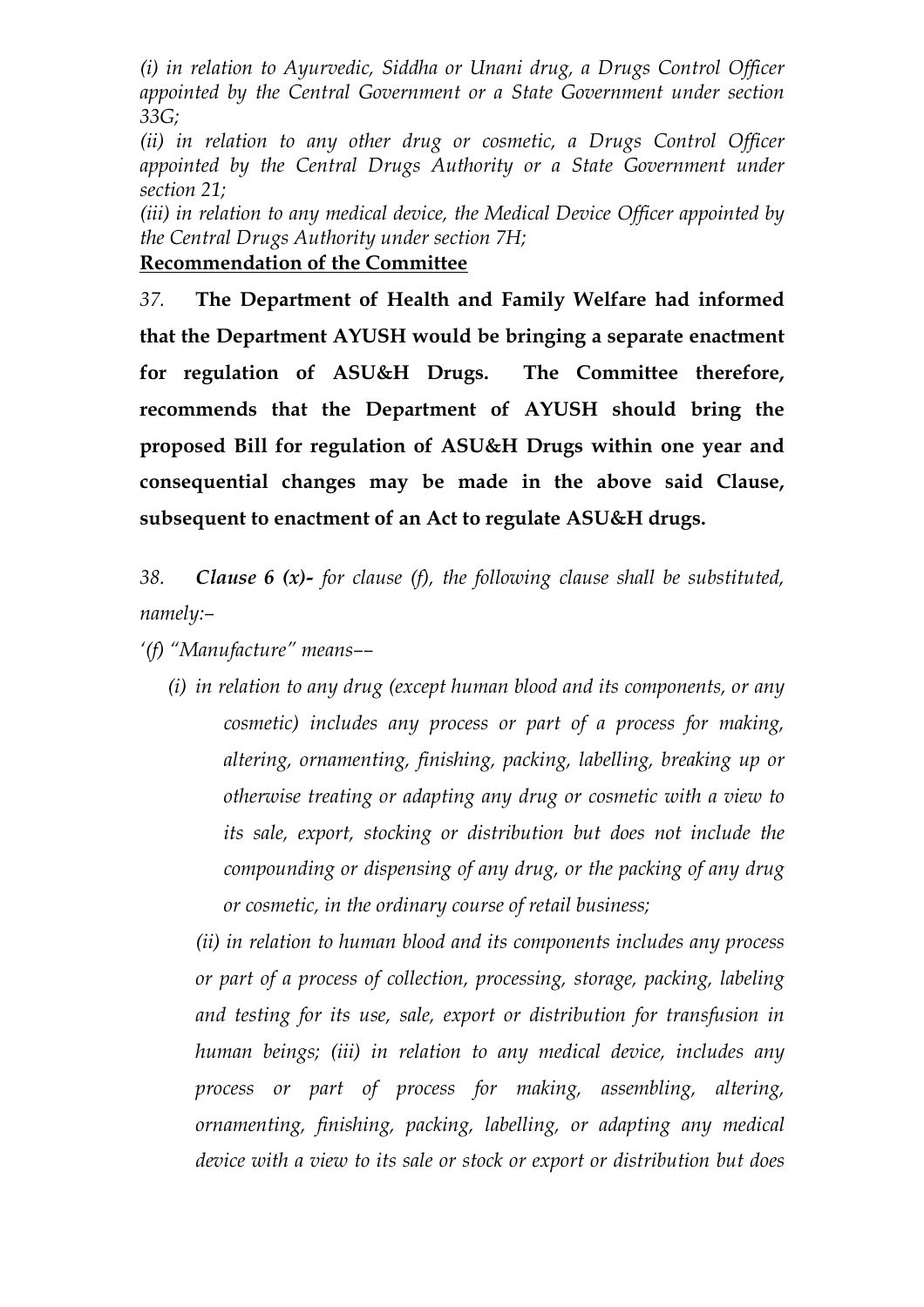*(i) in relation to Ayurvedic, Siddha or Unani drug, a Drugs Control Officer appointed by the Central Government or a State Government under section 33G;*

*(ii) in relation to any other drug or cosmetic, a Drugs Control Officer appointed by the Central Drugs Authority or a State Government under section 21;*

*(iii) in relation to any medical device, the Medical Device Officer appointed by the Central Drugs Authority under section 7H;*

**<u>Recommendation of the Committee</u>**

*37.* **The Department of Health and Family Welfare had informed that the Department AYUSH would be bringing a separate enactment for regulation of ASU&H Drugs. The Committee therefore, recommends that the Department of AYUSH should bring the proposed Bill for regulation of ASU&H Drugs within one year and consequential changes may be made in the above said Clause, subsequent to enactment of an Act to regulate ASU&H drugs.**

*38.* ***Clause 6 (x)-*** *for clause (f), the following clause shall be substituted, namely:–*

*'(f) "Manufacture" means––*

*(i) in relation to any drug (except human blood and its components, or any cosmetic) includes any process or part of a process for making, altering, ornamenting, finishing, packing, labelling, breaking up or otherwise treating or adapting any drug or cosmetic with a view to its sale, export, stocking or distribution but does not include the compounding or dispensing of any drug, or the packing of any drug or cosmetic, in the ordinary course of retail business;*

*(ii) in relation to human blood and its components includes any process or part of a process of collection, processing, storage, packing, labeling and testing for its use, sale, export or distribution for transfusion in human beings; (iii) in relation to any medical device, includes any process or part of process for making, assembling, altering, ornamenting, finishing, packing, labelling, or adapting any medical device with a view to its sale or stock or export or distribution but does*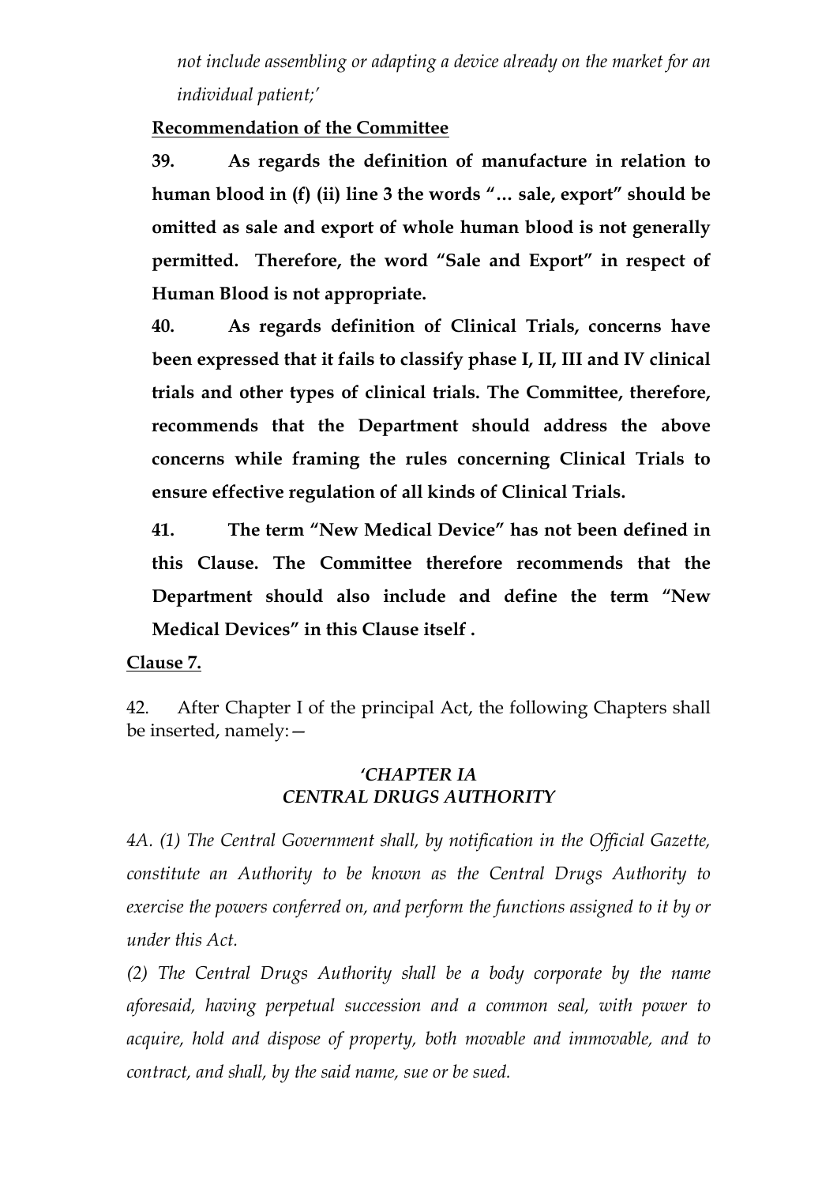*not include assembling or adapting a device already on the market for an individual patient;'*

**Recommendation of the Committee**

**39. As regards the definition of manufacture in relation to human blood in (f) (ii) line 3 the words "… sale, export" should be omitted as sale and export of whole human blood is not generally permitted. Therefore, the word "Sale and Export" in respect of Human Blood is not appropriate.**

**40. As regards definition of Clinical Trials, concerns have been expressed that it fails to classify phase I, II, III and IV clinical trials and other types of clinical trials. The Committee, therefore, recommends that the Department should address the above concerns while framing the rules concerning Clinical Trials to ensure effective regulation of all kinds of Clinical Trials.**

**41. The term "New Medical Device" has not been defined in this Clause. The Committee therefore recommends that the Department should also include and define the term "New Medical Devices" in this Clause itself .**

**Clause 7.**

42. After Chapter I of the principal Act, the following Chapters shall be inserted, namely:—

*'CHAPTER IA*
*CENTRAL DRUGS AUTHORITY*

*4A. (1) The Central Government shall, by notification in the Official Gazette, constitute an Authority to be known as the Central Drugs Authority to exercise the powers conferred on, and perform the functions assigned to it by or under this Act.*

*(2) The Central Drugs Authority shall be a body corporate by the name aforesaid, having perpetual succession and a common seal, with power to acquire, hold and dispose of property, both movable and immovable, and to contract, and shall, by the said name, sue or be sued.*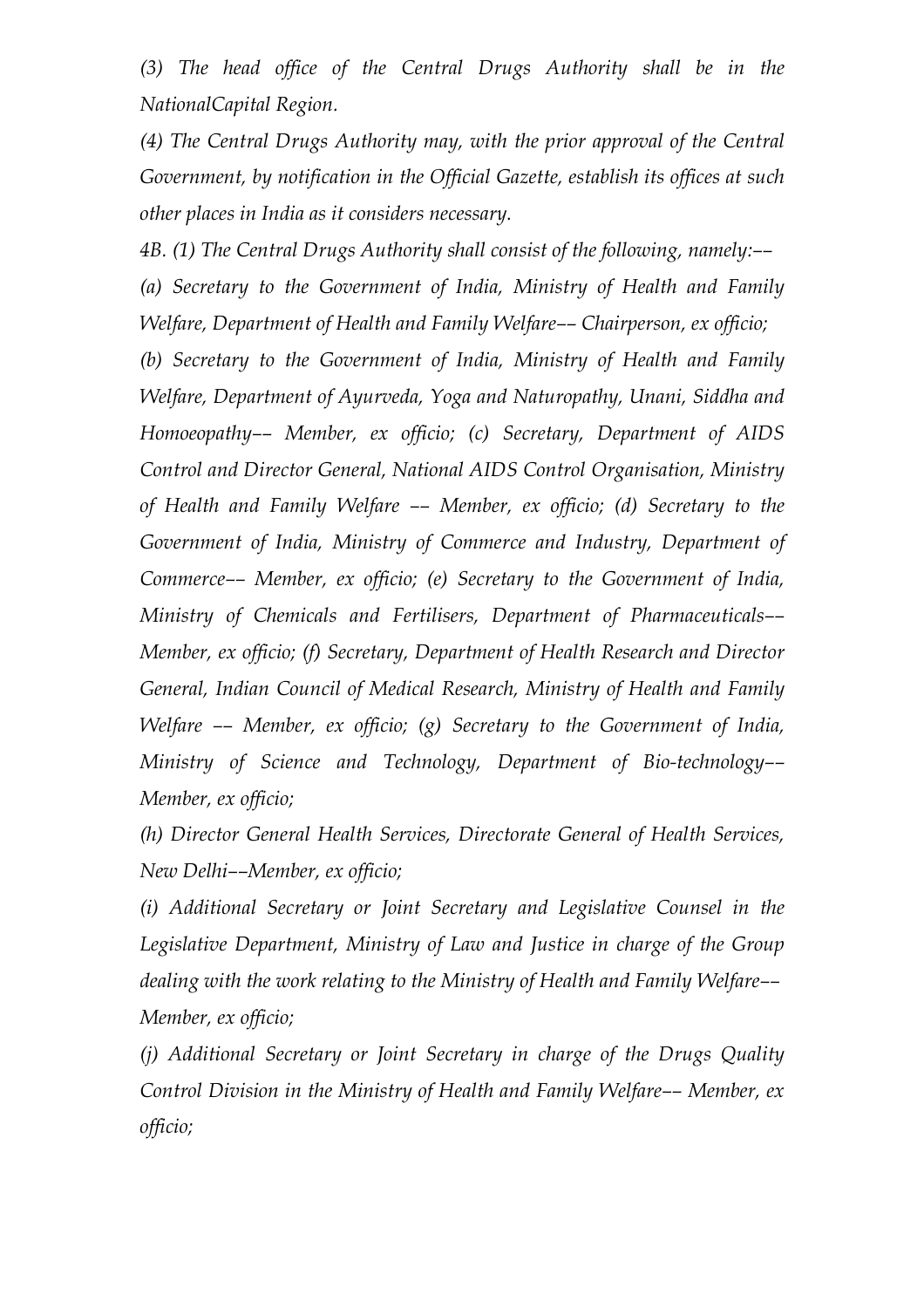*(3) The head office of the Central Drugs Authority shall be in the NationalCapital Region.*

*(4) The Central Drugs Authority may, with the prior approval of the Central Government, by notification in the Official Gazette, establish its offices at such other places in India as it considers necessary.*

*4B. (1) The Central Drugs Authority shall consist of the following, namely:––*

*(a) Secretary to the Government of India, Ministry of Health and Family Welfare, Department of Health and Family Welfare–– Chairperson, ex officio;*

*(b) Secretary to the Government of India, Ministry of Health and Family Welfare, Department of Ayurveda, Yoga and Naturopathy, Unani, Siddha and Homoeopathy–– Member, ex officio; (c) Secretary, Department of AIDS Control and Director General, National AIDS Control Organisation, Ministry of Health and Family Welfare –– Member, ex officio; (d) Secretary to the Government of India, Ministry of Commerce and Industry, Department of Commerce–– Member, ex officio; (e) Secretary to the Government of India, Ministry of Chemicals and Fertilisers, Department of Pharmaceuticals–– Member, ex officio; (f) Secretary, Department of Health Research and Director General, Indian Council of Medical Research, Ministry of Health and Family Welfare –– Member, ex officio; (g) Secretary to the Government of India, Ministry of Science and Technology, Department of Bio-technology–– Member, ex officio;*

*(h) Director General Health Services, Directorate General of Health Services, New Delhi––Member, ex officio;*

*(i) Additional Secretary or Joint Secretary and Legislative Counsel in the Legislative Department, Ministry of Law and Justice in charge of the Group dealing with the work relating to the Ministry of Health and Family Welfare–– Member, ex officio;*

*(j) Additional Secretary or Joint Secretary in charge of the Drugs Quality Control Division in the Ministry of Health and Family Welfare–– Member, ex officio;*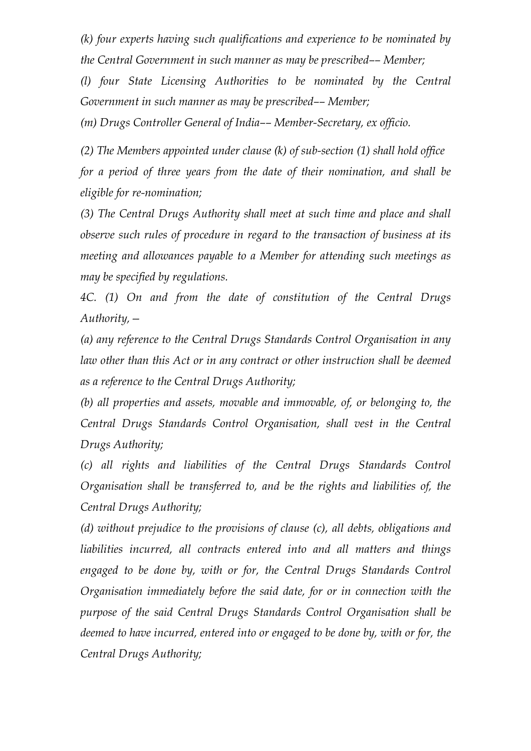*(k) four experts having such qualifications and experience to be nominated by the Central Government in such manner as may be prescribed–– Member;*

*(l) four State Licensing Authorities to be nominated by the Central Government in such manner as may be prescribed–– Member;*

*(m) Drugs Controller General of India–– Member-Secretary, ex officio.*

*(2) The Members appointed under clause (k) of sub-section (1) shall hold office for a period of three years from the date of their nomination, and shall be eligible for re-nomination;*

*(3) The Central Drugs Authority shall meet at such time and place and shall observe such rules of procedure in regard to the transaction of business at its meeting and allowances payable to a Member for attending such meetings as may be specified by regulations.*

*4C. (1) On and from the date of constitution of the Central Drugs Authority, —*

*(a) any reference to the Central Drugs Standards Control Organisation in any law other than this Act or in any contract or other instruction shall be deemed as a reference to the Central Drugs Authority;*

*(b) all properties and assets, movable and immovable, of, or belonging to, the Central Drugs Standards Control Organisation, shall vest in the Central Drugs Authority;*

*(c) all rights and liabilities of the Central Drugs Standards Control Organisation shall be transferred to, and be the rights and liabilities of, the Central Drugs Authority;*

*(d) without prejudice to the provisions of clause (c), all debts, obligations and liabilities incurred, all contracts entered into and all matters and things engaged to be done by, with or for, the Central Drugs Standards Control Organisation immediately before the said date, for or in connection with the purpose of the said Central Drugs Standards Control Organisation shall be deemed to have incurred, entered into or engaged to be done by, with or for, the Central Drugs Authority;*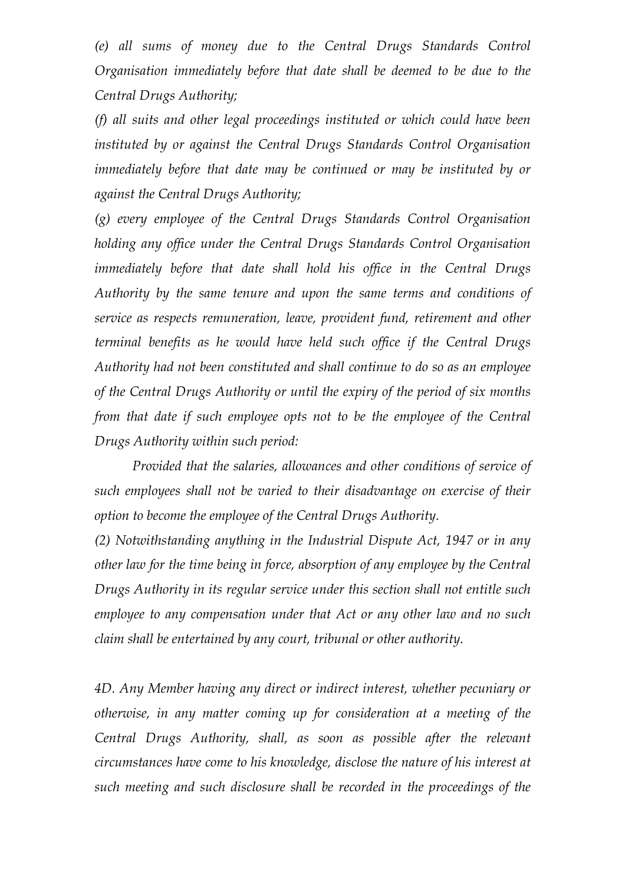*(e) all sums of money due to the Central Drugs Standards Control Organisation immediately before that date shall be deemed to be due to the Central Drugs Authority;*

*(f) all suits and other legal proceedings instituted or which could have been instituted by or against the Central Drugs Standards Control Organisation immediately before that date may be continued or may be instituted by or against the Central Drugs Authority;*

*(g) every employee of the Central Drugs Standards Control Organisation holding any office under the Central Drugs Standards Control Organisation immediately before that date shall hold his office in the Central Drugs Authority by the same tenure and upon the same terms and conditions of service as respects remuneration, leave, provident fund, retirement and other terminal benefits as he would have held such office if the Central Drugs Authority had not been constituted and shall continue to do so as an employee of the Central Drugs Authority or until the expiry of the period of six months from that date if such employee opts not to be the employee of the Central Drugs Authority within such period:*

*Provided that the salaries, allowances and other conditions of service of such employees shall not be varied to their disadvantage on exercise of their option to become the employee of the Central Drugs Authority.*

*(2) Notwithstanding anything in the Industrial Dispute Act, 1947 or in any other law for the time being in force, absorption of any employee by the Central Drugs Authority in its regular service under this section shall not entitle such employee to any compensation under that Act or any other law and no such claim shall be entertained by any court, tribunal or other authority.*

*4D. Any Member having any direct or indirect interest, whether pecuniary or otherwise, in any matter coming up for consideration at a meeting of the Central Drugs Authority, shall, as soon as possible after the relevant circumstances have come to his knowledge, disclose the nature of his interest at such meeting and such disclosure shall be recorded in the proceedings of the*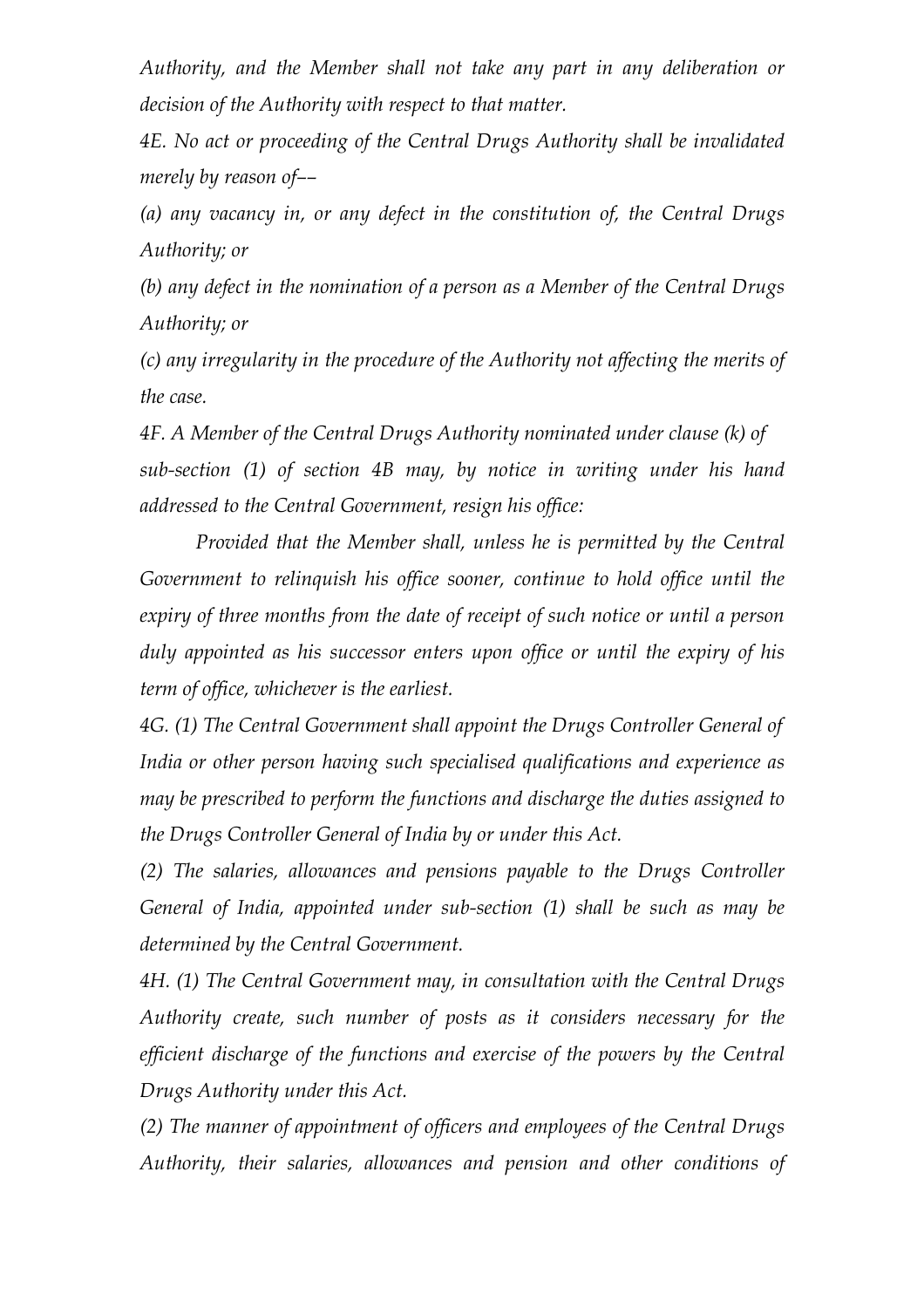*Authority, and the Member shall not take any part in any deliberation or decision of the Authority with respect to that matter.*

*4E. No act or proceeding of the Central Drugs Authority shall be invalidated merely by reason of––*

*(a) any vacancy in, or any defect in the constitution of, the Central Drugs Authority; or*

*(b) any defect in the nomination of a person as a Member of the Central Drugs Authority; or*

*(c) any irregularity in the procedure of the Authority not affecting the merits of the case.*

*4F. A Member of the Central Drugs Authority nominated under clause (k) of sub-section (1) of section 4B may, by notice in writing under his hand addressed to the Central Government, resign his office:*

*Provided that the Member shall, unless he is permitted by the Central Government to relinquish his office sooner, continue to hold office until the expiry of three months from the date of receipt of such notice or until a person duly appointed as his successor enters upon office or until the expiry of his term of office, whichever is the earliest.*

*4G. (1) The Central Government shall appoint the Drugs Controller General of India or other person having such specialised qualifications and experience as may be prescribed to perform the functions and discharge the duties assigned to the Drugs Controller General of India by or under this Act.*

*(2) The salaries, allowances and pensions payable to the Drugs Controller General of India, appointed under sub-section (1) shall be such as may be determined by the Central Government.*

*4H. (1) The Central Government may, in consultation with the Central Drugs Authority create, such number of posts as it considers necessary for the efficient discharge of the functions and exercise of the powers by the Central Drugs Authority under this Act.*

*(2) The manner of appointment of officers and employees of the Central Drugs Authority, their salaries, allowances and pension and other conditions of*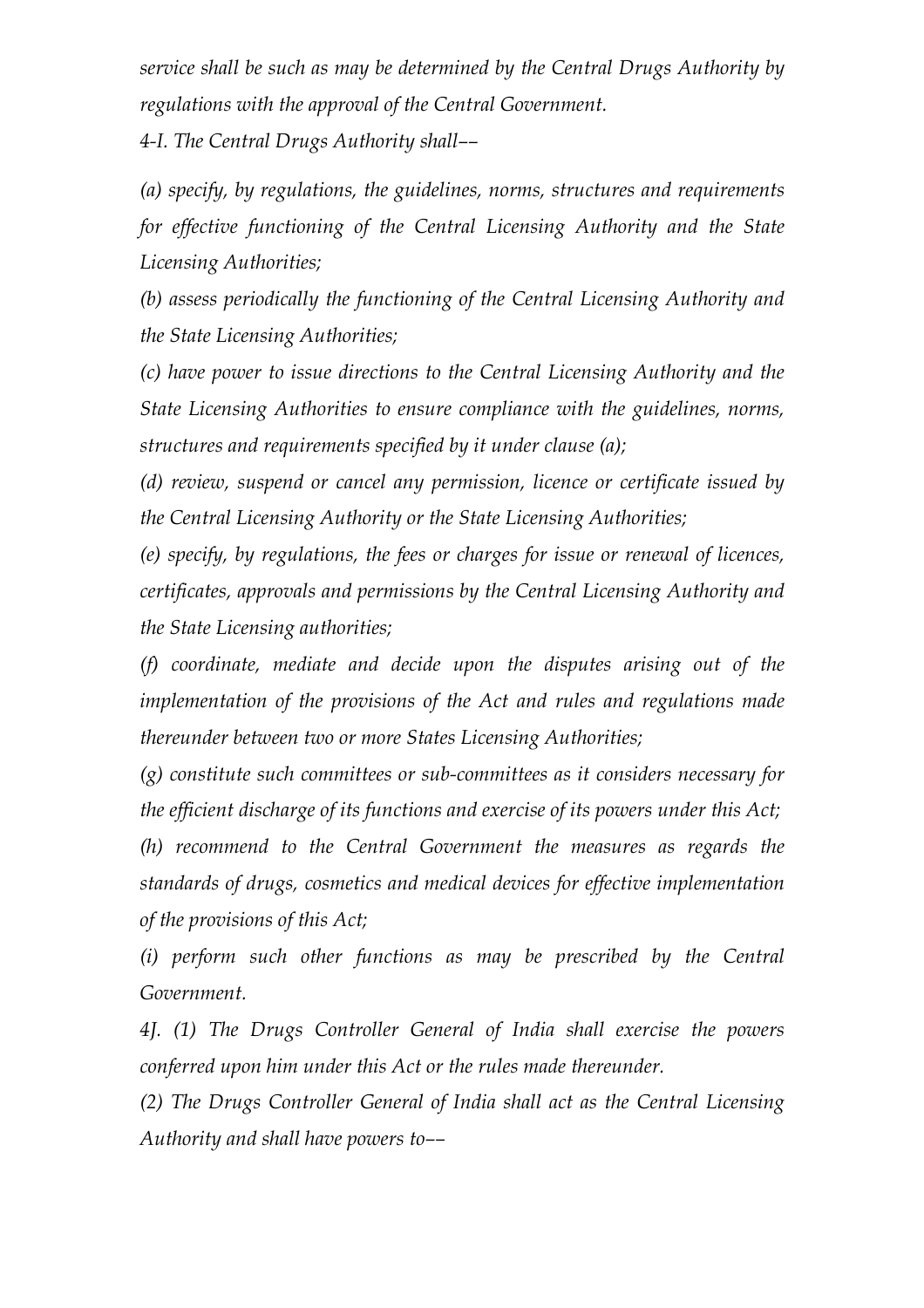*service shall be such as may be determined by the Central Drugs Authority by regulations with the approval of the Central Government.*

*4-I. The Central Drugs Authority shall––*

*(a) specify, by regulations, the guidelines, norms, structures and requirements for effective functioning of the Central Licensing Authority and the State Licensing Authorities;*

*(b) assess periodically the functioning of the Central Licensing Authority and the State Licensing Authorities;*

*(c) have power to issue directions to the Central Licensing Authority and the State Licensing Authorities to ensure compliance with the guidelines, norms, structures and requirements specified by it under clause (a);*

*(d) review, suspend or cancel any permission, licence or certificate issued by the Central Licensing Authority or the State Licensing Authorities;*

*(e) specify, by regulations, the fees or charges for issue or renewal of licences, certificates, approvals and permissions by the Central Licensing Authority and the State Licensing authorities;*

*(f) coordinate, mediate and decide upon the disputes arising out of the implementation of the provisions of the Act and rules and regulations made thereunder between two or more States Licensing Authorities;*

*(g) constitute such committees or sub-committees as it considers necessary for the efficient discharge of its functions and exercise of its powers under this Act;*

*(h) recommend to the Central Government the measures as regards the standards of drugs, cosmetics and medical devices for effective implementation of the provisions of this Act;*

*(i) perform such other functions as may be prescribed by the Central Government.*

*4J. (1) The Drugs Controller General of India shall exercise the powers conferred upon him under this Act or the rules made thereunder.*

*(2) The Drugs Controller General of India shall act as the Central Licensing Authority and shall have powers to––*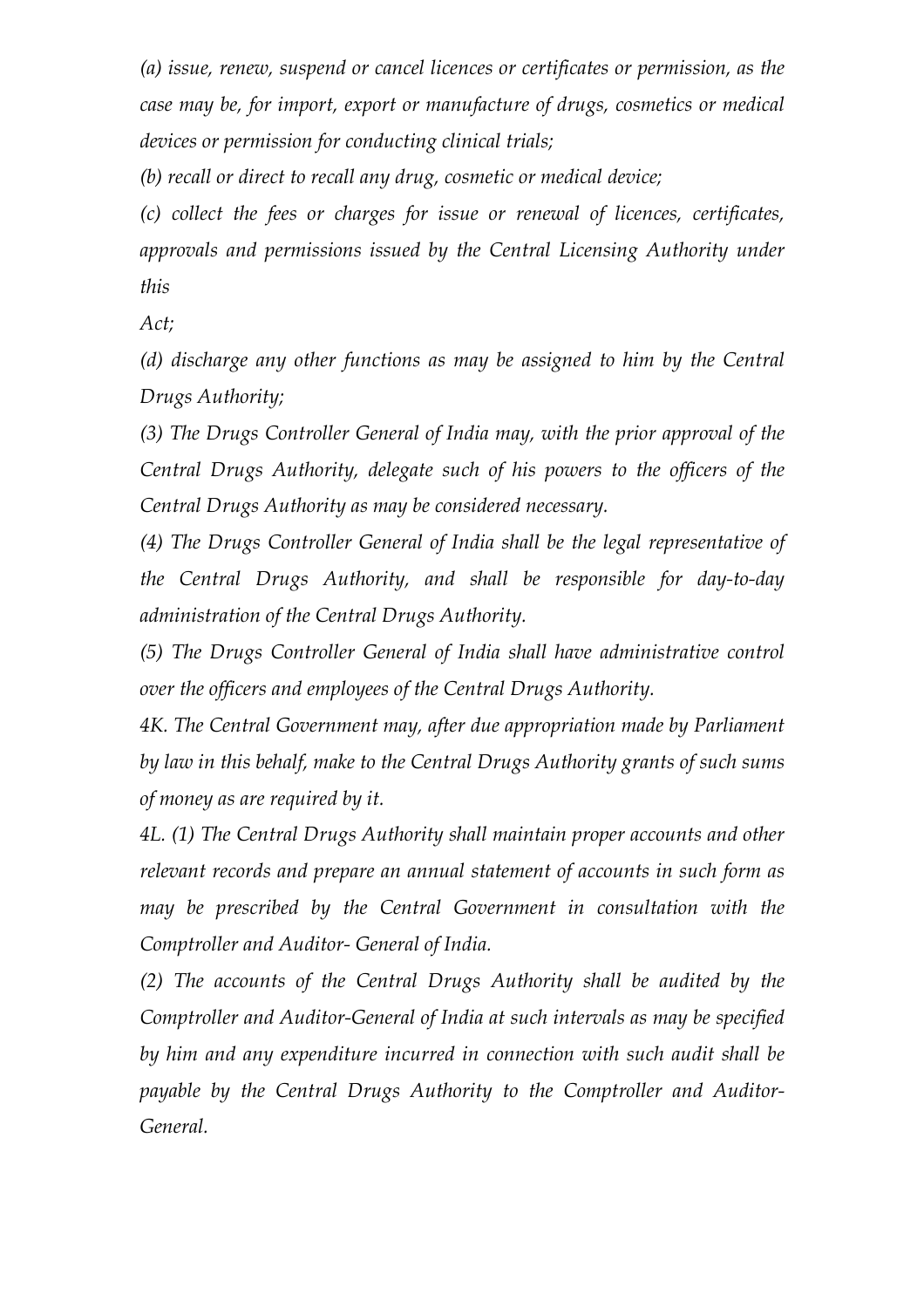*(a) issue, renew, suspend or cancel licences or certificates or permission, as the case may be, for import, export or manufacture of drugs, cosmetics or medical devices or permission for conducting clinical trials;*

*(b) recall or direct to recall any drug, cosmetic or medical device;*

*(c) collect the fees or charges for issue or renewal of licences, certificates, approvals and permissions issued by the Central Licensing Authority under this*

*Act;*

*(d) discharge any other functions as may be assigned to him by the Central Drugs Authority;*

*(3) The Drugs Controller General of India may, with the prior approval of the Central Drugs Authority, delegate such of his powers to the officers of the Central Drugs Authority as may be considered necessary.*

*(4) The Drugs Controller General of India shall be the legal representative of the Central Drugs Authority, and shall be responsible for day-to-day administration of the Central Drugs Authority.*

*(5) The Drugs Controller General of India shall have administrative control over the officers and employees of the Central Drugs Authority.*

*4K. The Central Government may, after due appropriation made by Parliament by law in this behalf, make to the Central Drugs Authority grants of such sums of money as are required by it.*

*4L. (1) The Central Drugs Authority shall maintain proper accounts and other relevant records and prepare an annual statement of accounts in such form as may be prescribed by the Central Government in consultation with the Comptroller and Auditor- General of India.*

*(2) The accounts of the Central Drugs Authority shall be audited by the Comptroller and Auditor-General of India at such intervals as may be specified by him and any expenditure incurred in connection with such audit shall be payable by the Central Drugs Authority to the Comptroller and Auditor-General.*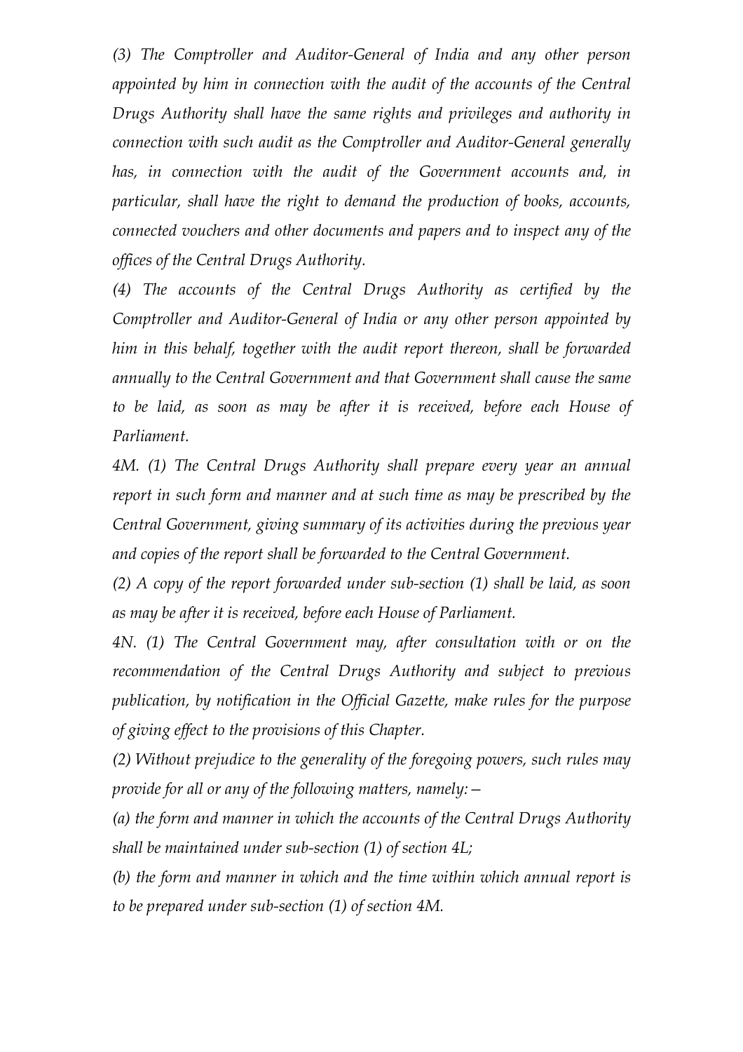*(3) The Comptroller and Auditor-General of India and any other person appointed by him in connection with the audit of the accounts of the Central Drugs Authority shall have the same rights and privileges and authority in connection with such audit as the Comptroller and Auditor-General generally has, in connection with the audit of the Government accounts and, in particular, shall have the right to demand the production of books, accounts, connected vouchers and other documents and papers and to inspect any of the offices of the Central Drugs Authority.*

*(4) The accounts of the Central Drugs Authority as certified by the Comptroller and Auditor-General of India or any other person appointed by him in this behalf, together with the audit report thereon, shall be forwarded annually to the Central Government and that Government shall cause the same to be laid, as soon as may be after it is received, before each House of Parliament.*

*4M. (1) The Central Drugs Authority shall prepare every year an annual report in such form and manner and at such time as may be prescribed by the Central Government, giving summary of its activities during the previous year and copies of the report shall be forwarded to the Central Government.*

*(2) A copy of the report forwarded under sub-section (1) shall be laid, as soon as may be after it is received, before each House of Parliament.*

*4N. (1) The Central Government may, after consultation with or on the recommendation of the Central Drugs Authority and subject to previous publication, by notification in the Official Gazette, make rules for the purpose of giving effect to the provisions of this Chapter.*

*(2) Without prejudice to the generality of the foregoing powers, such rules may provide for all or any of the following matters, namely:—*

*(a) the form and manner in which the accounts of the Central Drugs Authority shall be maintained under sub-section (1) of section 4L;*

*(b) the form and manner in which and the time within which annual report is to be prepared under sub-section (1) of section 4M.*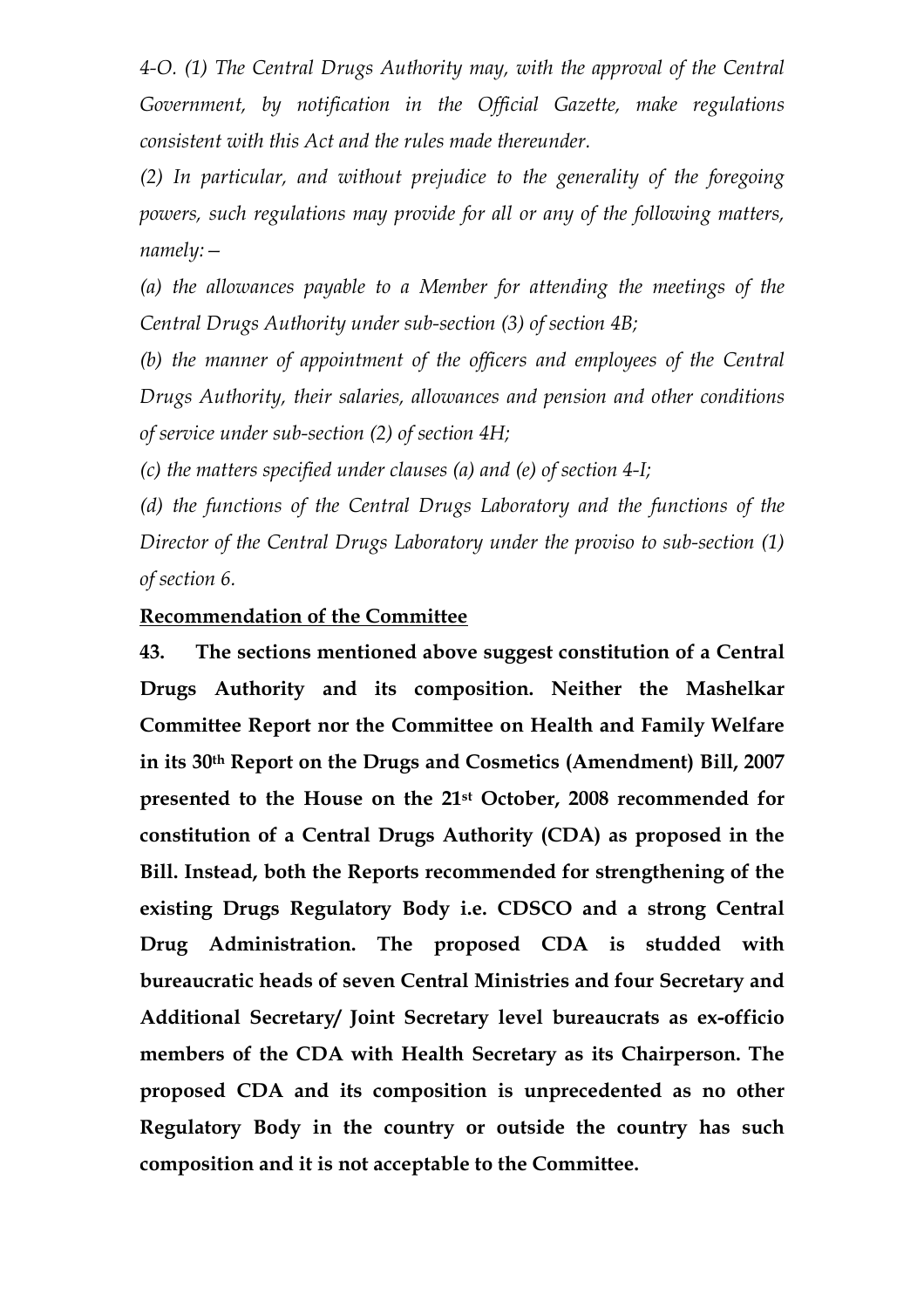*4-O. (1) The Central Drugs Authority may, with the approval of the Central Government, by notification in the Official Gazette, make regulations consistent with this Act and the rules made thereunder.*

*(2) In particular, and without prejudice to the generality of the foregoing powers, such regulations may provide for all or any of the following matters, namely:—*

*(a) the allowances payable to a Member for attending the meetings of the Central Drugs Authority under sub-section (3) of section 4B;*

*(b) the manner of appointment of the officers and employees of the Central Drugs Authority, their salaries, allowances and pension and other conditions of service under sub-section (2) of section 4H;*

*(c) the matters specified under clauses (a) and (e) of section 4-I;*

*(d) the functions of the Central Drugs Laboratory and the functions of the Director of the Central Drugs Laboratory under the proviso to sub-section (1) of section 6.*

**Recommendation of the Committee**

**43. The sections mentioned above suggest constitution of a Central Drugs Authority and its composition. Neither the Mashelkar Committee Report nor the Committee on Health and Family Welfare in its 30th Report on the Drugs and Cosmetics (Amendment) Bill, 2007 presented to the House on the 21st October, 2008 recommended for constitution of a Central Drugs Authority (CDA) as proposed in the Bill. Instead, both the Reports recommended for strengthening of the existing Drugs Regulatory Body i.e. CDSCO and a strong Central Drug Administration. The proposed CDA is studded with bureaucratic heads of seven Central Ministries and four Secretary and Additional Secretary/ Joint Secretary level bureaucrats as ex-officio members of the CDA with Health Secretary as its Chairperson. The proposed CDA and its composition is unprecedented as no other Regulatory Body in the country or outside the country has such composition and it is not acceptable to the Committee.**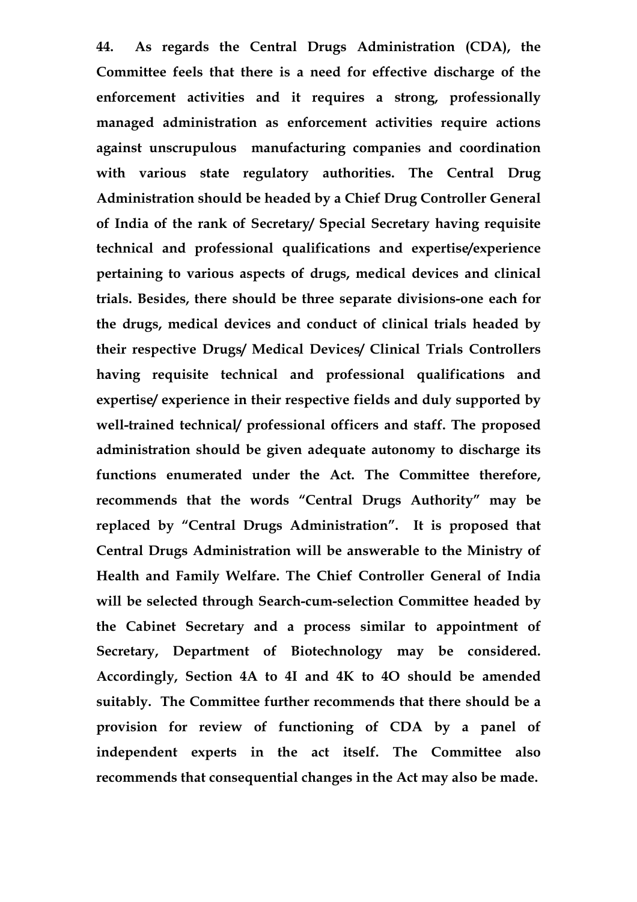**44. As regards the Central Drugs Administration (CDA), the Committee feels that there is a need for effective discharge of the enforcement activities and it requires a strong, professionally managed administration as enforcement activities require actions against unscrupulous manufacturing companies and coordination with various state regulatory authorities. The Central Drug Administration should be headed by a Chief Drug Controller General of India of the rank of Secretary/ Special Secretary having requisite technical and professional qualifications and expertise/experience pertaining to various aspects of drugs, medical devices and clinical trials. Besides, there should be three separate divisions-one each for the drugs, medical devices and conduct of clinical trials headed by their respective Drugs/ Medical Devices/ Clinical Trials Controllers having requisite technical and professional qualifications and expertise/ experience in their respective fields and duly supported by well-trained technical/ professional officers and staff. The proposed administration should be given adequate autonomy to discharge its functions enumerated under the Act. The Committee therefore, recommends that the words "Central Drugs Authority" may be replaced by "Central Drugs Administration". It is proposed that Central Drugs Administration will be answerable to the Ministry of Health and Family Welfare. The Chief Controller General of India will be selected through Search-cum-selection Committee headed by the Cabinet Secretary and a process similar to appointment of Secretary, Department of Biotechnology may be considered. Accordingly, Section 4A to 4I and 4K to 4O should be amended suitably. The Committee further recommends that there should be a provision for review of functioning of CDA by a panel of independent experts in the act itself. The Committee also recommends that consequential changes in the Act may also be made.**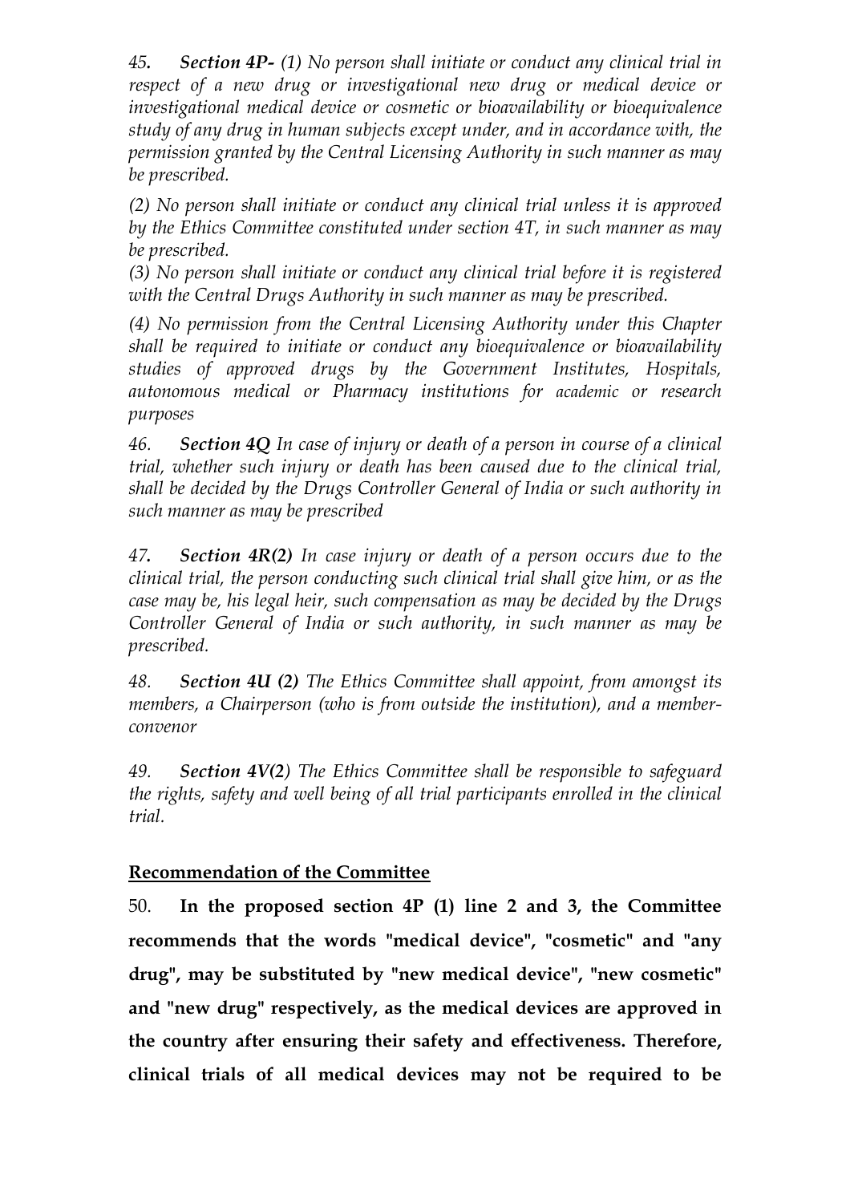45. ***Section 4P-*** *(1) No person shall initiate or conduct any clinical trial in respect of a new drug or investigational new drug or medical device or investigational medical device or cosmetic or bioavailability or bioequivalence study of any drug in human subjects except under, and in accordance with, the permission granted by the Central Licensing Authority in such manner as may be prescribed.*

*(2) No person shall initiate or conduct any clinical trial unless it is approved by the Ethics Committee constituted under section 4T, in such manner as may be prescribed.*

*(3) No person shall initiate or conduct any clinical trial before it is registered with the Central Drugs Authority in such manner as may be prescribed.*

*(4) No permission from the Central Licensing Authority under this Chapter shall be required to initiate or conduct any bioequivalence or bioavailability studies of approved drugs by the Government Institutes, Hospitals, autonomous medical or Pharmacy institutions for academic or research purposes*

46. ***Section 4Q*** *In case of injury or death of a person in course of a clinical trial, whether such injury or death has been caused due to the clinical trial, shall be decided by the Drugs Controller General of India or such authority in such manner as may be prescribed*

47. ***Section 4R(2)*** *In case injury or death of a person occurs due to the clinical trial, the person conducting such clinical trial shall give him, or as the case may be, his legal heir, such compensation as may be decided by the Drugs Controller General of India or such authority, in such manner as may be prescribed.*

48. ***Section 4U (2)*** *The Ethics Committee shall appoint, from amongst its members, a Chairperson (who is from outside the institution), and a member-convenor*

49. ***Section 4V(2)*** *The Ethics Committee shall be responsible to safeguard the rights, safety and well being of all trial participants enrolled in the clinical trial.*

<u>**Recommendation of the Committee**</u>

50. **In the proposed section 4P (1) line 2 and 3, the Committee recommends that the words "medical device", "cosmetic" and "any drug", may be substituted by "new medical device", "new cosmetic" and "new drug" respectively, as the medical devices are approved in the country after ensuring their safety and effectiveness. Therefore, clinical trials of all medical devices may not be required to be**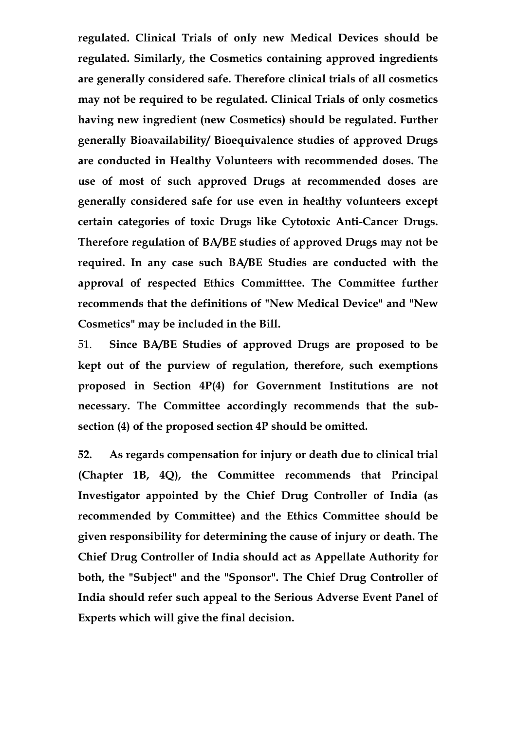**regulated. Clinical Trials of only new Medical Devices should be regulated. Similarly, the Cosmetics containing approved ingredients are generally considered safe. Therefore clinical trials of all cosmetics may not be required to be regulated. Clinical Trials of only cosmetics having new ingredient (new Cosmetics) should be regulated. Further generally Bioavailability/ Bioequivalence studies of approved Drugs are conducted in Healthy Volunteers with recommended doses. The use of most of such approved Drugs at recommended doses are generally considered safe for use even in healthy volunteers except certain categories of toxic Drugs like Cytotoxic Anti-Cancer Drugs. Therefore regulation of BA/BE studies of approved Drugs may not be required. In any case such BA/BE Studies are conducted with the approval of respected Ethics Committtee. The Committee further recommends that the definitions of "New Medical Device" and "New Cosmetics" may be included in the Bill.**

51. **Since BA/BE Studies of approved Drugs are proposed to be kept out of the purview of regulation, therefore, such exemptions proposed in Section 4P(4) for Government Institutions are not necessary. The Committee accordingly recommends that the sub-section (4) of the proposed section 4P should be omitted.**

**52. As regards compensation for injury or death due to clinical trial (Chapter 1B, 4Q), the Committee recommends that Principal Investigator appointed by the Chief Drug Controller of India (as recommended by Committee) and the Ethics Committee should be given responsibility for determining the cause of injury or death. The Chief Drug Controller of India should act as Appellate Authority for both, the "Subject" and the "Sponsor". The Chief Drug Controller of India should refer such appeal to the Serious Adverse Event Panel of Experts which will give the final decision.**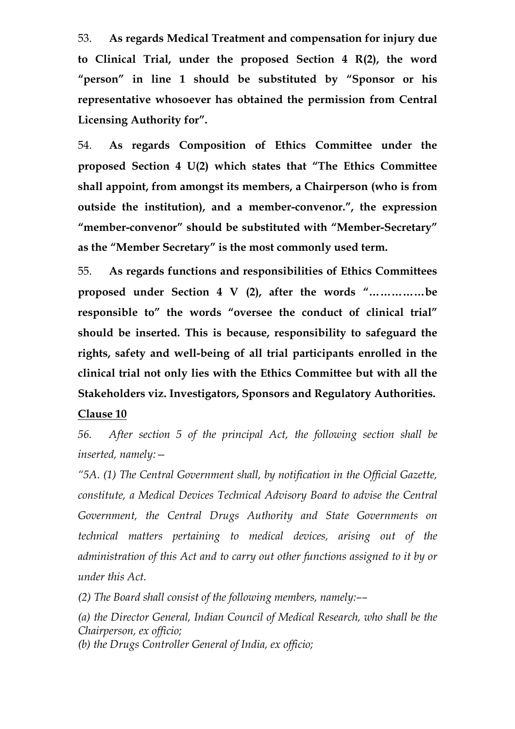53. **As regards Medical Treatment and compensation for injury due to Clinical Trial, under the proposed Section 4 R(2), the word "person" in line 1 should be substituted by "Sponsor or his representative whosoever has obtained the permission from Central Licensing Authority for".**

54. **As regards Composition of Ethics Committee under the proposed Section 4 U(2) which states that "The Ethics Committee shall appoint, from amongst its members, a Chairperson (who is from outside the institution), and a member-convenor.", the expression "member-convenor" should be substituted with "Member-Secretary" as the "Member Secretary" is the most commonly used term.**

55. **As regards functions and responsibilities of Ethics Committees proposed under Section 4 V (2), after the words "……………be responsible to" the words "oversee the conduct of clinical trial" should be inserted. This is because, responsibility to safeguard the rights, safety and well-being of all trial participants enrolled in the clinical trial not only lies with the Ethics Committee but with all the Stakeholders viz. Investigators, Sponsors and Regulatory Authorities.**

**Clause 10**

56. *After section 5 of the principal Act, the following section shall be inserted, namely:—*

*"5A. (1) The Central Government shall, by notification in the Official Gazette, constitute, a Medical Devices Technical Advisory Board to advise the Central Government, the Central Drugs Authority and State Governments on technical matters pertaining to medical devices, arising out of the administration of this Act and to carry out other functions assigned to it by or under this Act.*

*(2) The Board shall consist of the following members, namely:––*

*(a) the Director General, Indian Council of Medical Research, who shall be the Chairperson, ex officio;*

*(b) the Drugs Controller General of India, ex officio;*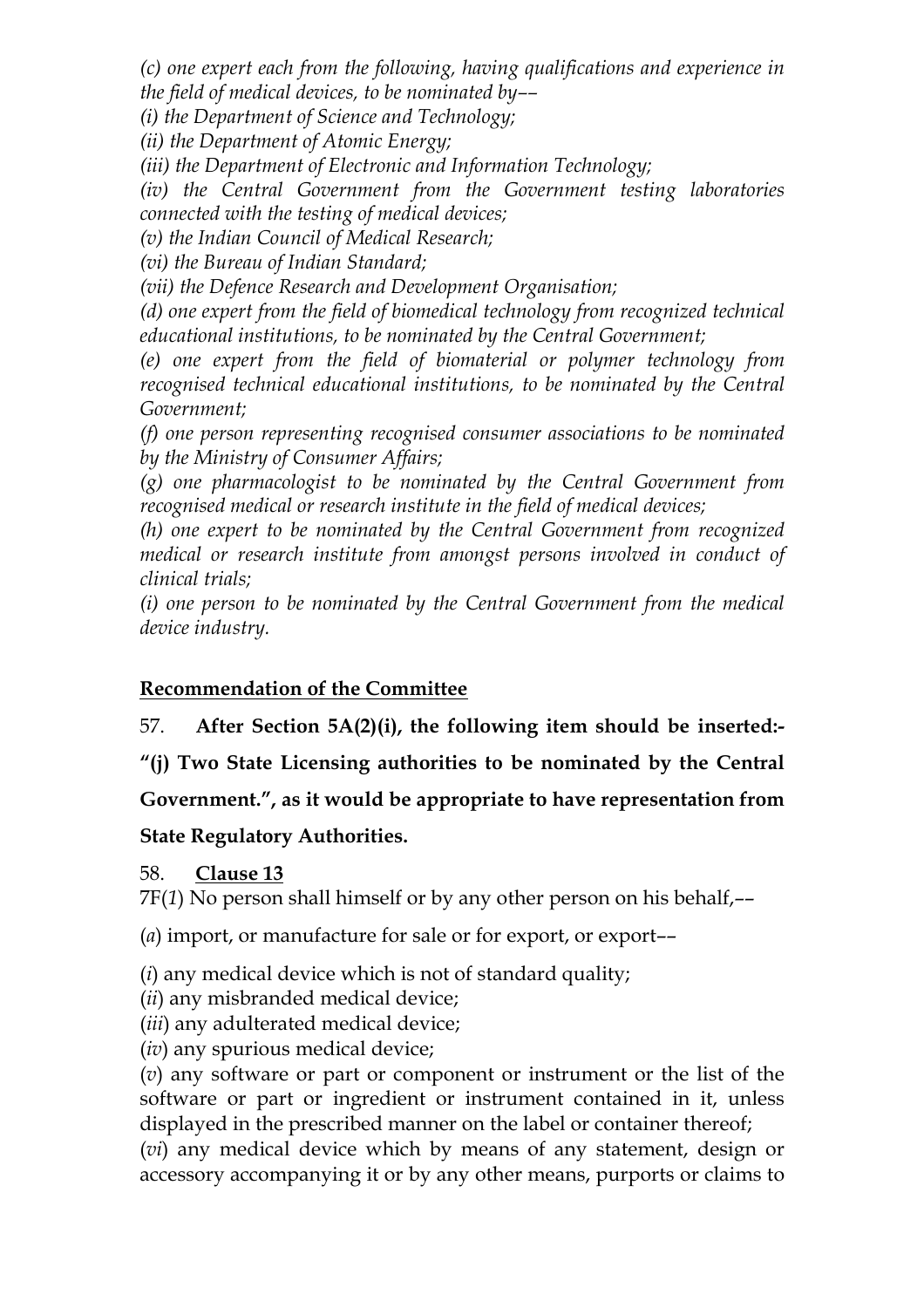*(c) one expert each from the following, having qualifications and experience in the field of medical devices, to be nominated by––*

*(i) the Department of Science and Technology;*

*(ii) the Department of Atomic Energy;*

*(iii) the Department of Electronic and Information Technology;*

*(iv) the Central Government from the Government testing laboratories connected with the testing of medical devices;*

*(v) the Indian Council of Medical Research;*

*(vi) the Bureau of Indian Standard;*

*(vii) the Defence Research and Development Organisation;*

*(d) one expert from the field of biomedical technology from recognized technical educational institutions, to be nominated by the Central Government;*

*(e) one expert from the field of biomaterial or polymer technology from recognised technical educational institutions, to be nominated by the Central Government;*

*(f) one person representing recognised consumer associations to be nominated by the Ministry of Consumer Affairs;*

*(g) one pharmacologist to be nominated by the Central Government from recognised medical or research institute in the field of medical devices;*

*(h) one expert to be nominated by the Central Government from recognized medical or research institute from amongst persons involved in conduct of clinical trials;*

*(i) one person to be nominated by the Central Government from the medical device industry.*

**Recommendation of the Committee**

57. **After Section 5A(2)(i), the following item should be inserted:- "(j) Two State Licensing authorities to be nominated by the Central Government.", as it would be appropriate to have representation from State Regulatory Authorities.**

58. **Clause 13**

7F(*1*) No person shall himself or by any other person on his behalf,––

(*a*) import, or manufacture for sale or for export, or export––

(*i*) any medical device which is not of standard quality;

(*ii*) any misbranded medical device;

(*iii*) any adulterated medical device;

(*iv*) any spurious medical device;

(*v*) any software or part or component or instrument or the list of the software or part or ingredient or instrument contained in it, unless displayed in the prescribed manner on the label or container thereof;

(*vi*) any medical device which by means of any statement, design or accessory accompanying it or by any other means, purports or claims to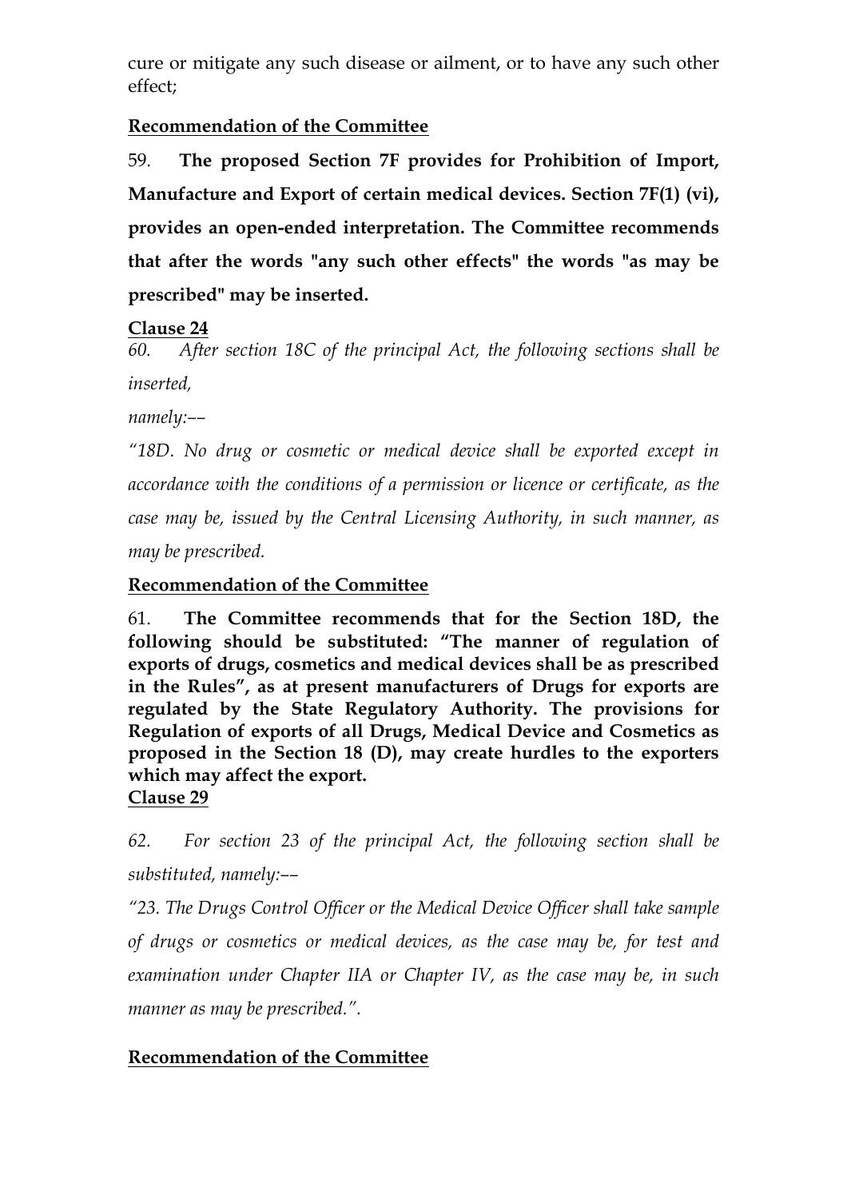cure or mitigate any such disease or ailment, or to have any such other effect;

**Recommendation of the Committee**

59. **The proposed Section 7F provides for Prohibition of Import, Manufacture and Export of certain medical devices. Section 7F(1) (vi), provides an open-ended interpretation. The Committee recommends that after the words "any such other effects" the words "as may be prescribed" may be inserted.**

**Clause 24**

*60. After section 18C of the principal Act, the following sections shall be inserted,*

*namely:––*

*"18D. No drug or cosmetic or medical device shall be exported except in accordance with the conditions of a permission or licence or certificate, as the case may be, issued by the Central Licensing Authority, in such manner, as may be prescribed.*

**Recommendation of the Committee**

61. **The Committee recommends that for the Section 18D, the following should be substituted: "The manner of regulation of exports of drugs, cosmetics and medical devices shall be as prescribed in the Rules", as at present manufacturers of Drugs for exports are regulated by the State Regulatory Authority. The provisions for Regulation of exports of all Drugs, Medical Device and Cosmetics as proposed in the Section 18 (D), may create hurdles to the exporters which may affect the export.**

**Clause 29**

*62. For section 23 of the principal Act, the following section shall be substituted, namely:––*

*"23. The Drugs Control Officer or the Medical Device Officer shall take sample of drugs or cosmetics or medical devices, as the case may be, for test and examination under Chapter IIA or Chapter IV, as the case may be, in such manner as may be prescribed.".*

**Recommendation of the Committee**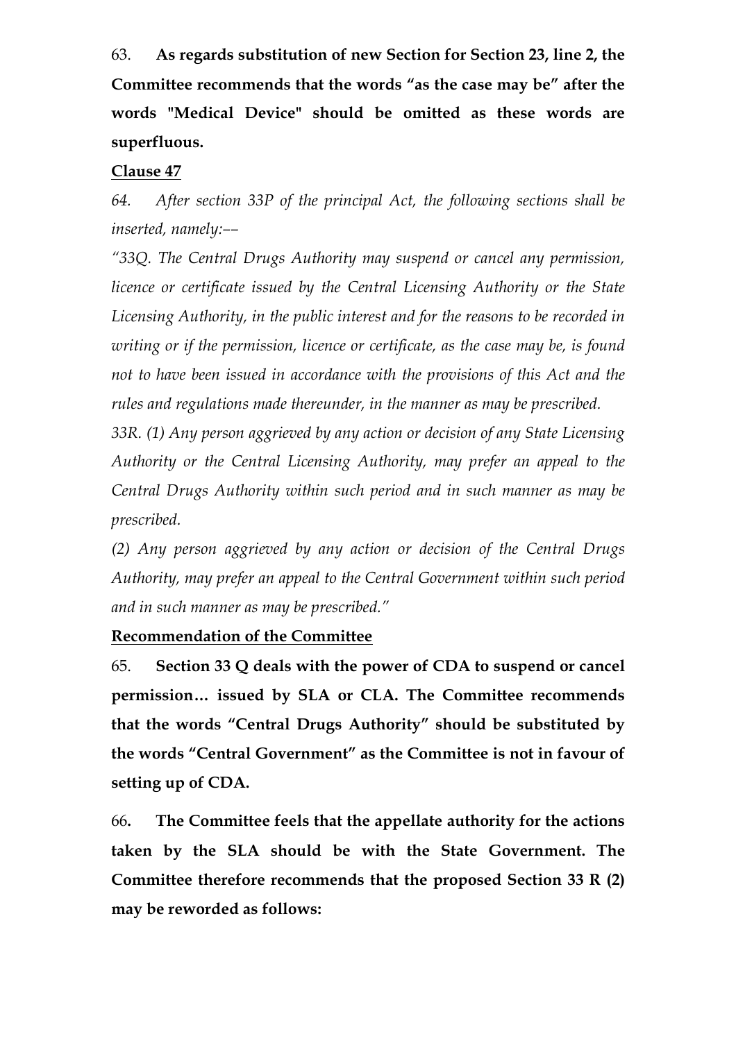63. **As regards substitution of new Section for Section 23, line 2, the Committee recommends that the words "as the case may be" after the words "Medical Device" should be omitted as these words are superfluous.**

**<u>Clause 47</u>**

*64. After section 33P of the principal Act, the following sections shall be inserted, namely:––*

*"33Q. The Central Drugs Authority may suspend or cancel any permission, licence or certificate issued by the Central Licensing Authority or the State Licensing Authority, in the public interest and for the reasons to be recorded in writing or if the permission, licence or certificate, as the case may be, is found not to have been issued in accordance with the provisions of this Act and the rules and regulations made thereunder, in the manner as may be prescribed.*

*33R. (1) Any person aggrieved by any action or decision of any State Licensing Authority or the Central Licensing Authority, may prefer an appeal to the Central Drugs Authority within such period and in such manner as may be prescribed.*

*(2) Any person aggrieved by any action or decision of the Central Drugs Authority, may prefer an appeal to the Central Government within such period and in such manner as may be prescribed."*

**<u>Recommendation of the Committee</u>**

65. **Section 33 Q deals with the power of CDA to suspend or cancel permission… issued by SLA or CLA. The Committee recommends that the words "Central Drugs Authority" should be substituted by the words "Central Government" as the Committee is not in favour of setting up of CDA.**

66**. The Committee feels that the appellate authority for the actions taken by the SLA should be with the State Government. The Committee therefore recommends that the proposed Section 33 R (2) may be reworded as follows:**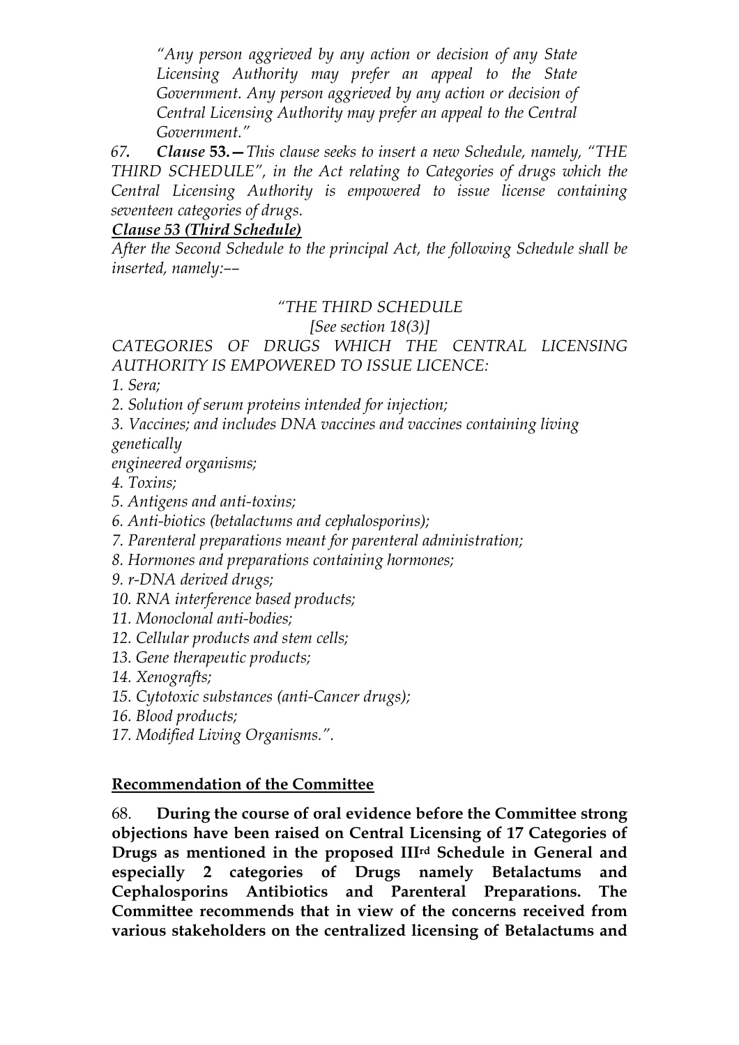*"Any person aggrieved by any action or decision of any State Licensing Authority may prefer an appeal to the State Government. Any person aggrieved by any action or decision of Central Licensing Authority may prefer an appeal to the Central Government."*

*67.* ***Clause* 53.**—*This clause seeks to insert a new Schedule, namely, "THE THIRD SCHEDULE", in the Act relating to Categories of drugs which the Central Licensing Authority is empowered to issue license containing seventeen categories of drugs.*

***Clause 53 (Third Schedule)***

*After the Second Schedule to the principal Act, the following Schedule shall be inserted, namely:––*

*"THE THIRD SCHEDULE*

*[See section 18(3)]*

*CATEGORIES OF DRUGS WHICH THE CENTRAL LICENSING AUTHORITY IS EMPOWERED TO ISSUE LICENCE:*

*1. Sera;*

*2. Solution of serum proteins intended for injection;*

*3. Vaccines; and includes DNA vaccines and vaccines containing living genetically engineered organisms;*

*4. Toxins;*

*5. Antigens and anti-toxins;*

*6. Anti-biotics (betalactums and cephalosporins);*

*7. Parenteral preparations meant for parenteral administration;*

*8. Hormones and preparations containing hormones;*

*9. r-DNA derived drugs;*

*10. RNA interference based products;*

*11. Monoclonal anti-bodies;*

*12. Cellular products and stem cells;*

*13. Gene therapeutic products;*

*14. Xenografts;*

*15. Cytotoxic substances (anti-Cancer drugs);*

*16. Blood products;*

*17. Modified Living Organisms.".*

**Recommendation of the Committee**

68. **During the course of oral evidence before the Committee strong objections have been raised on Central Licensing of 17 Categories of Drugs as mentioned in the proposed III$^{rd}$ Schedule in General and especially 2 categories of Drugs namely Betalactums and Cephalosporins Antibiotics and Parenteral Preparations. The Committee recommends that in view of the concerns received from various stakeholders on the centralized licensing of Betalactums and**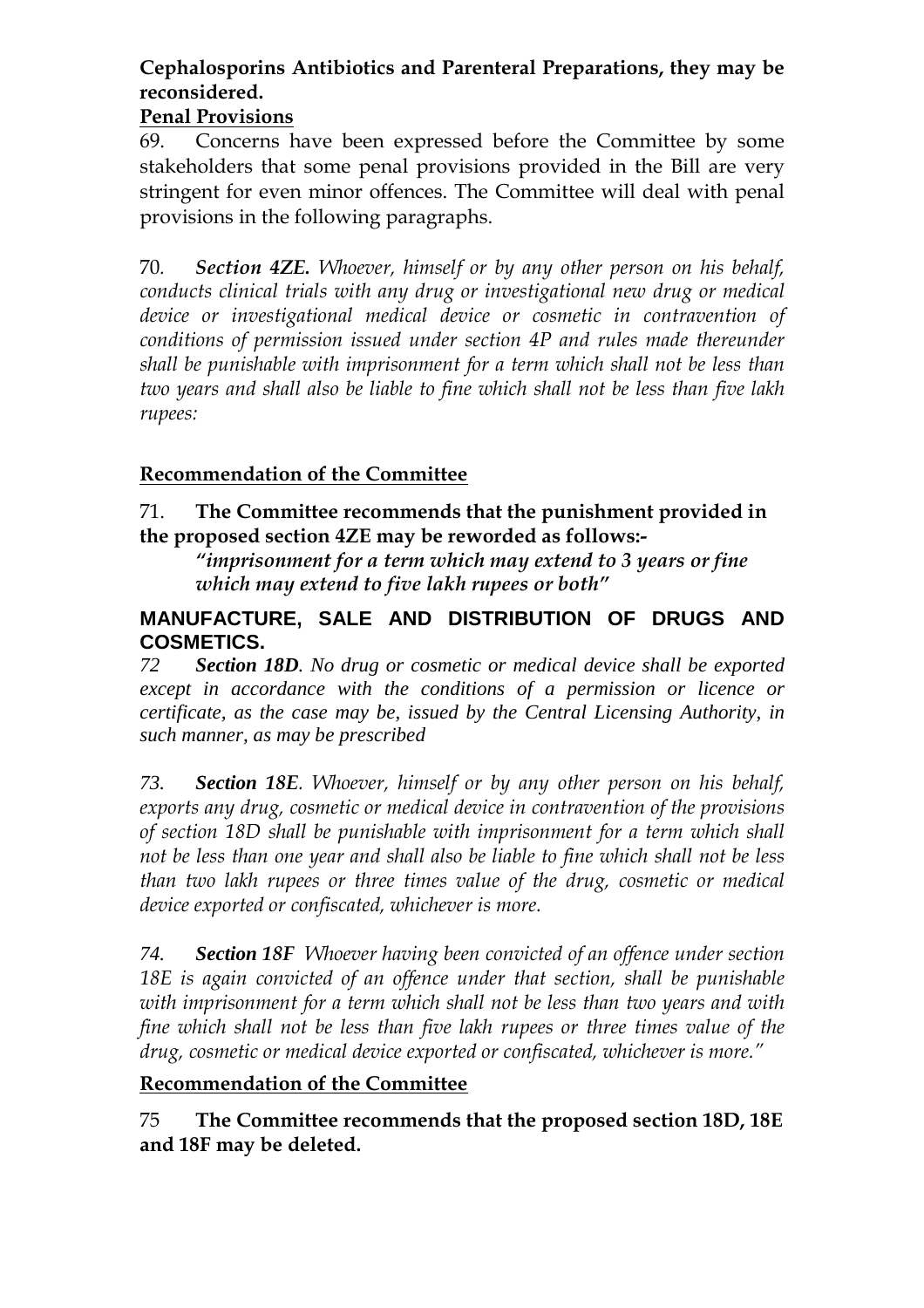**Cephalosporins Antibiotics and Parenteral Preparations, they may be reconsidered.**

**Penal Provisions**

69. Concerns have been expressed before the Committee by some stakeholders that some penal provisions provided in the Bill are very stringent for even minor offences. The Committee will deal with penal provisions in the following paragraphs.

70. ***Section 4ZE.*** *Whoever, himself or by any other person on his behalf, conducts clinical trials with any drug or investigational new drug or medical device or investigational medical device or cosmetic in contravention of conditions of permission issued under section 4P and rules made thereunder shall be punishable with imprisonment for a term which shall not be less than two years and shall also be liable to fine which shall not be less than five lakh rupees:*

**Recommendation of the Committee**

71. **The Committee recommends that the punishment provided in the proposed section 4ZE may be reworded as follows:-**

***"imprisonment for a term which may extend to 3 years or fine which may extend to five lakh rupees or both"***

**MANUFACTURE, SALE AND DISTRIBUTION OF DRUGS AND COSMETICS.**

*72* ***Section 18D****. No drug or cosmetic or medical device shall be exported except in accordance with the conditions of a permission or licence or certificate, as the case may be, issued by the Central Licensing Authority, in such manner, as may be prescribed*

*73.* ***Section 18E****. Whoever, himself or by any other person on his behalf, exports any drug, cosmetic or medical device in contravention of the provisions of section 18D shall be punishable with imprisonment for a term which shall not be less than one year and shall also be liable to fine which shall not be less than two lakh rupees or three times value of the drug, cosmetic or medical device exported or confiscated, whichever is more.*

*74.* ***Section 18F*** *Whoever having been convicted of an offence under section 18E is again convicted of an offence under that section, shall be punishable with imprisonment for a term which shall not be less than two years and with fine which shall not be less than five lakh rupees or three times value of the drug, cosmetic or medical device exported or confiscated, whichever is more."*

**Recommendation of the Committee**

75 **The Committee recommends that the proposed section 18D, 18E and 18F may be deleted.**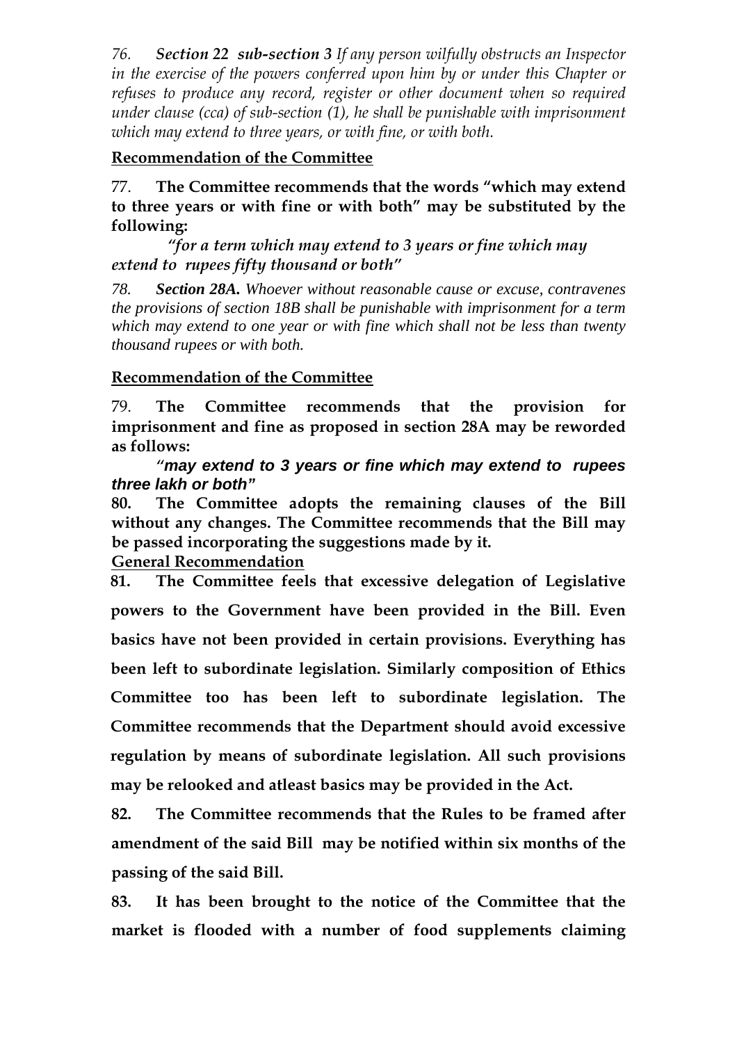*76. **Section 22 sub-section 3** If any person wilfully obstructs an Inspector in the exercise of the powers conferred upon him by or under this Chapter or refuses to produce any record, register or other document when so required under clause (cca) of sub-section (1), he shall be punishable with imprisonment which may extend to three years, or with fine, or with both.*

**Recommendation of the Committee**

77. **The Committee recommends that the words "which may extend to three years or with fine or with both" may be substituted by the following:**

***"for a term which may extend to 3 years or fine which may extend to rupees fifty thousand or both"***

*78. **Section 28A.** Whoever without reasonable cause or excuse, contravenes the provisions of section 18B shall be punishable with imprisonment for a term which may extend to one year or with fine which shall not be less than twenty thousand rupees or with both.*

**Recommendation of the Committee**

79. **The Committee recommends that the provision for imprisonment and fine as proposed in section 28A may be reworded as follows:**

***"may extend to 3 years or fine which may extend to rupees three lakh or both"***

**80. The Committee adopts the remaining clauses of the Bill without any changes. The Committee recommends that the Bill may be passed incorporating the suggestions made by it.**

**General Recommendation**

**81. The Committee feels that excessive delegation of Legislative powers to the Government have been provided in the Bill. Even basics have not been provided in certain provisions. Everything has been left to subordinate legislation. Similarly composition of Ethics Committee too has been left to subordinate legislation. The Committee recommends that the Department should avoid excessive regulation by means of subordinate legislation. All such provisions may be relooked and atleast basics may be provided in the Act.**

**82. The Committee recommends that the Rules to be framed after amendment of the said Bill may be notified within six months of the passing of the said Bill.**

**83. It has been brought to the notice of the Committee that the market is flooded with a number of food supplements claiming**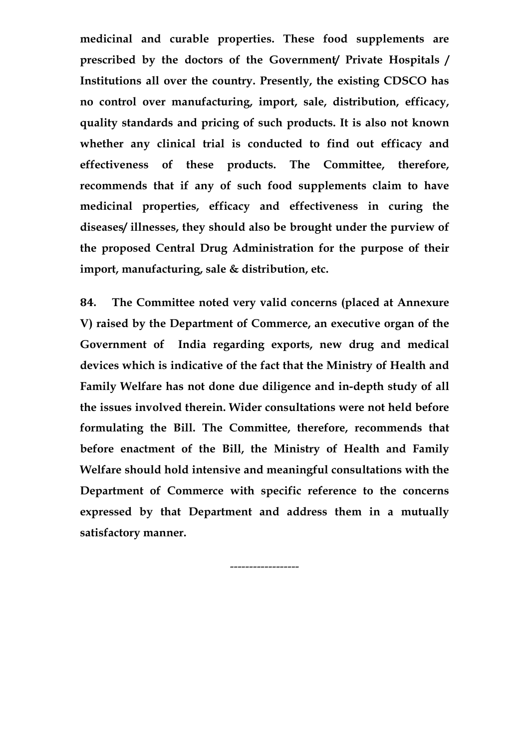**medicinal and curable properties. These food supplements are prescribed by the doctors of the Government/ Private Hospitals / Institutions all over the country. Presently, the existing CDSCO has no control over manufacturing, import, sale, distribution, efficacy, quality standards and pricing of such products. It is also not known whether any clinical trial is conducted to find out efficacy and effectiveness of these products. The Committee, therefore, recommends that if any of such food supplements claim to have medicinal properties, efficacy and effectiveness in curing the diseases/ illnesses, they should also be brought under the purview of the proposed Central Drug Administration for the purpose of their import, manufacturing, sale & distribution, etc.**

**84. The Committee noted very valid concerns (placed at Annexure V) raised by the Department of Commerce, an executive organ of the Government of India regarding exports, new drug and medical devices which is indicative of the fact that the Ministry of Health and Family Welfare has not done due diligence and in-depth study of all the issues involved therein. Wider consultations were not held before formulating the Bill. The Committee, therefore, recommends that before enactment of the Bill, the Ministry of Health and Family Welfare should hold intensive and meaningful consultations with the Department of Commerce with specific reference to the concerns expressed by that Department and address them in a mutually satisfactory manner.**

------------------